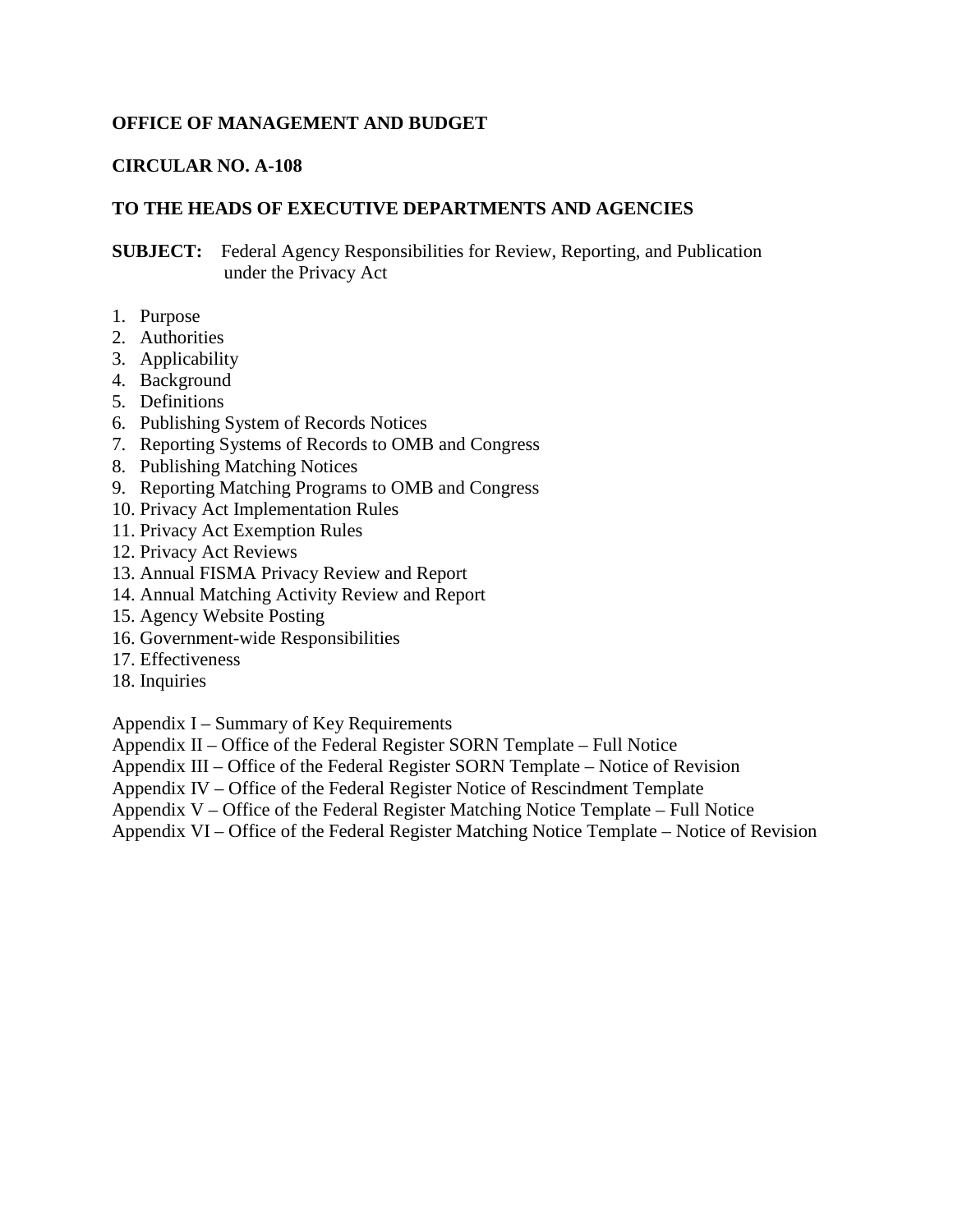**OFFICE OF MANAGEMENT AND BUDGET**

**CIRCULAR NO. A-108**

**TO THE HEADS OF EXECUTIVE DEPARTMENTS AND AGENCIES**

**SUBJECT:** Federal Agency Responsibilities for Review, Reporting, and Publication under the Privacy Act

1. Purpose
2. Authorities
3. Applicability
4. Background
5. Definitions
6. Publishing System of Records Notices
7. Reporting Systems of Records to OMB and Congress
8. Publishing Matching Notices
9. Reporting Matching Programs to OMB and Congress
10. Privacy Act Implementation Rules
11. Privacy Act Exemption Rules
12. Privacy Act Reviews
13. Annual FISMA Privacy Review and Report
14. Annual Matching Activity Review and Report
15. Agency Website Posting
16. Government-wide Responsibilities
17. Effectiveness
18. Inquiries

Appendix I – Summary of Key Requirements
Appendix II – Office of the Federal Register SORN Template – Full Notice
Appendix III – Office of the Federal Register SORN Template – Notice of Revision
Appendix IV – Office of the Federal Register Notice of Rescindment Template
Appendix V – Office of the Federal Register Matching Notice Template – Full Notice
Appendix VI – Office of the Federal Register Matching Notice Template – Notice of Revision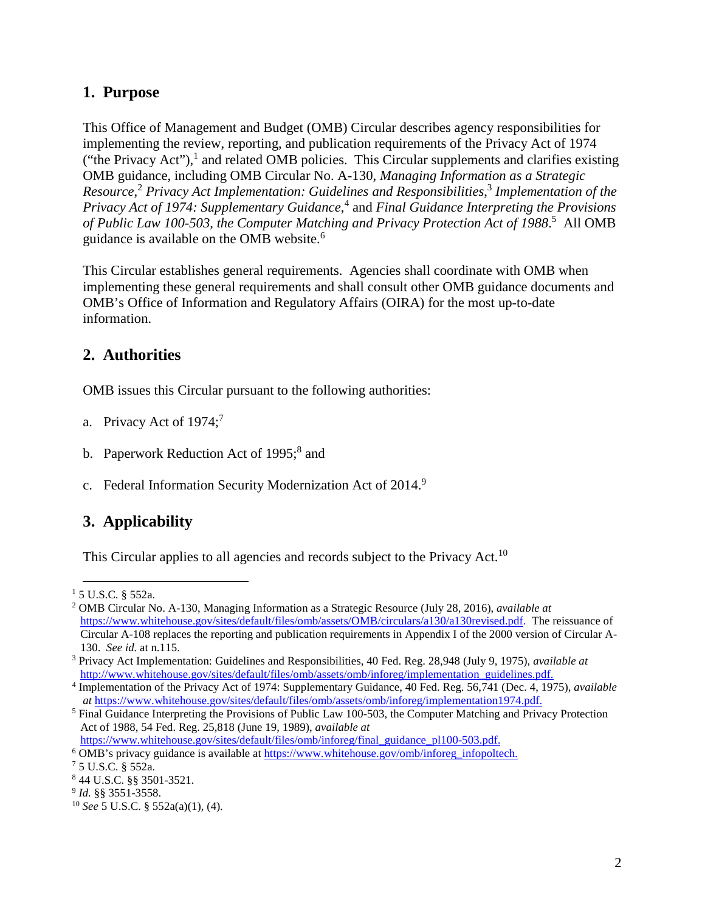## 1. Purpose

This Office of Management and Budget (OMB) Circular describes agency responsibilities for implementing the review, reporting, and publication requirements of the Privacy Act of 1974 ("the Privacy Act"),[1] and related OMB policies. This Circular supplements and clarifies existing OMB guidance, including OMB Circular No. A-130, *Managing Information as a Strategic Resource*,[2] *Privacy Act Implementation: Guidelines and Responsibilities*,[3] *Implementation of the Privacy Act of 1974: Supplementary Guidance*,[4] and *Final Guidance Interpreting the Provisions of Public Law 100-503, the Computer Matching and Privacy Protection Act of 1988*.[5] All OMB guidance is available on the OMB website.[6]

This Circular establishes general requirements. Agencies shall coordinate with OMB when implementing these general requirements and shall consult other OMB guidance documents and OMB's Office of Information and Regulatory Affairs (OIRA) for the most up-to-date information.

## 2. Authorities

OMB issues this Circular pursuant to the following authorities:

a. Privacy Act of 1974;[7]

b. Paperwork Reduction Act of 1995;[8] and

c. Federal Information Security Modernization Act of 2014.[9]

## 3. Applicability

This Circular applies to all agencies and records subject to the Privacy Act.[10]

---

[1] 5 U.S.C. § 552a.

[2] OMB Circular No. A-130, Managing Information as a Strategic Resource (July 28, 2016), *available at* https://www.whitehouse.gov/sites/default/files/omb/assets/OMB/circulars/a130/a130revised.pdf. The reissuance of Circular A-108 replaces the reporting and publication requirements in Appendix I of the 2000 version of Circular A-130. *See id.* at n.115.

[3] Privacy Act Implementation: Guidelines and Responsibilities, 40 Fed. Reg. 28,948 (July 9, 1975), *available at* http://www.whitehouse.gov/sites/default/files/omb/assets/omb/inforeg/implementation_guidelines.pdf.

[4] Implementation of the Privacy Act of 1974: Supplementary Guidance, 40 Fed. Reg. 56,741 (Dec. 4, 1975), *available at* https://www.whitehouse.gov/sites/default/files/omb/assets/omb/inforeg/implementation1974.pdf.

[5] Final Guidance Interpreting the Provisions of Public Law 100-503, the Computer Matching and Privacy Protection Act of 1988, 54 Fed. Reg. 25,818 (June 19, 1989), *available at* https://www.whitehouse.gov/sites/default/files/omb/inforeg/final_guidance_pl100-503.pdf.

[6] OMB's privacy guidance is available at https://www.whitehouse.gov/omb/inforeg_infopoltech.

[7] 5 U.S.C. § 552a.

[8] 44 U.S.C. §§ 3501-3521.

[9] *Id.* §§ 3551-3558.

[10] *See* 5 U.S.C. § 552a(a)(1), (4).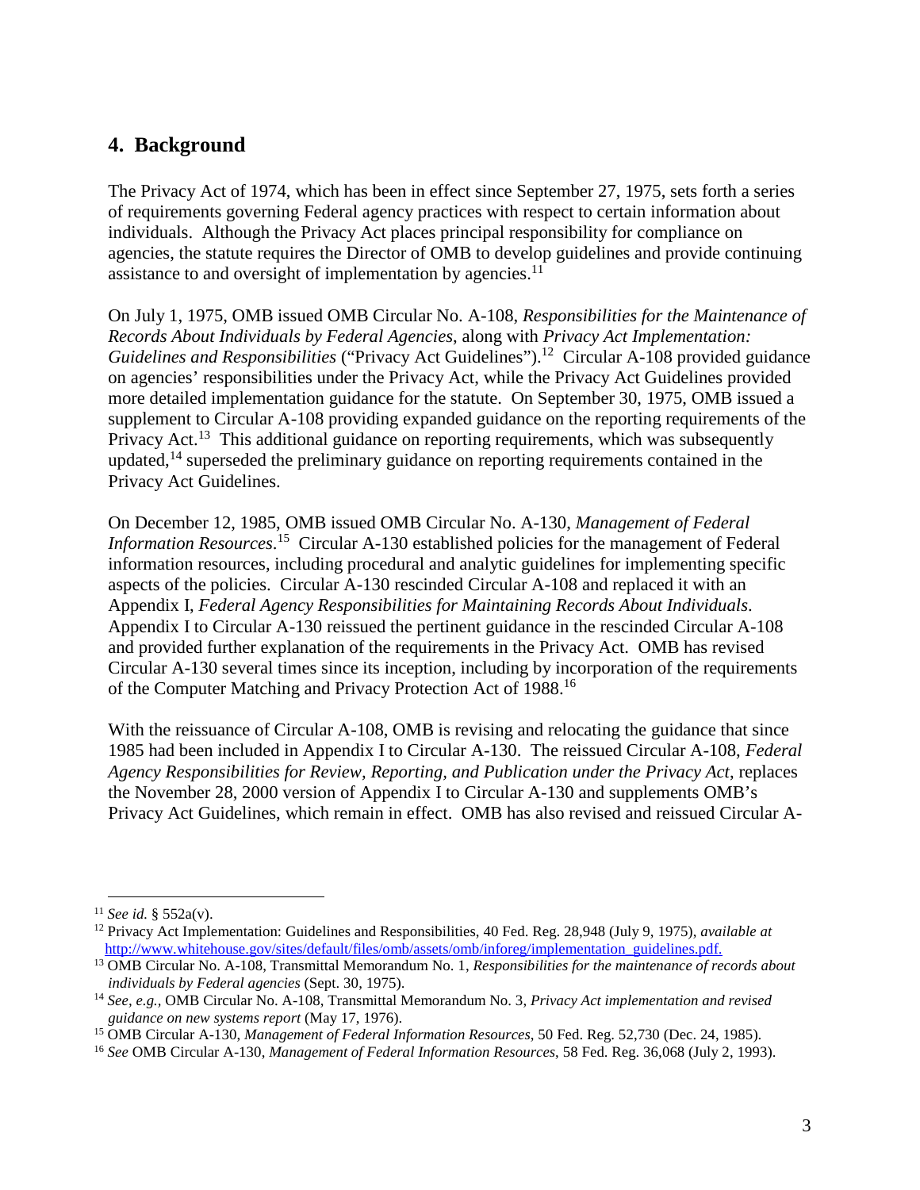## 4. Background

The Privacy Act of 1974, which has been in effect since September 27, 1975, sets forth a series of requirements governing Federal agency practices with respect to certain information about individuals. Although the Privacy Act places principal responsibility for compliance on agencies, the statute requires the Director of OMB to develop guidelines and provide continuing assistance to and oversight of implementation by agencies.[11]

On July 1, 1975, OMB issued OMB Circular No. A-108, *Responsibilities for the Maintenance of Records About Individuals by Federal Agencies*, along with *Privacy Act Implementation: Guidelines and Responsibilities* ("Privacy Act Guidelines").[12] Circular A-108 provided guidance on agencies' responsibilities under the Privacy Act, while the Privacy Act Guidelines provided more detailed implementation guidance for the statute. On September 30, 1975, OMB issued a supplement to Circular A-108 providing expanded guidance on the reporting requirements of the Privacy Act.[13] This additional guidance on reporting requirements, which was subsequently updated,[14] superseded the preliminary guidance on reporting requirements contained in the Privacy Act Guidelines.

On December 12, 1985, OMB issued OMB Circular No. A-130, *Management of Federal Information Resources*.[15] Circular A-130 established policies for the management of Federal information resources, including procedural and analytic guidelines for implementing specific aspects of the policies. Circular A-130 rescinded Circular A-108 and replaced it with an Appendix I, *Federal Agency Responsibilities for Maintaining Records About Individuals*. Appendix I to Circular A-130 reissued the pertinent guidance in the rescinded Circular A-108 and provided further explanation of the requirements in the Privacy Act. OMB has revised Circular A-130 several times since its inception, including by incorporation of the requirements of the Computer Matching and Privacy Protection Act of 1988.[16]

With the reissuance of Circular A-108, OMB is revising and relocating the guidance that since 1985 had been included in Appendix I to Circular A-130. The reissued Circular A-108, *Federal Agency Responsibilities for Review, Reporting, and Publication under the Privacy Act*, replaces the November 28, 2000 version of Appendix I to Circular A-130 and supplements OMB's Privacy Act Guidelines, which remain in effect. OMB has also revised and reissued Circular A-

---

[11] *See id.* § 552a(v).

[12] Privacy Act Implementation: Guidelines and Responsibilities, 40 Fed. Reg. 28,948 (July 9, 1975), *available at* http://www.whitehouse.gov/sites/default/files/omb/assets/omb/inforeg/implementation_guidelines.pdf.

[13] OMB Circular No. A-108, Transmittal Memorandum No. 1, *Responsibilities for the maintenance of records about individuals by Federal agencies* (Sept. 30, 1975).

[14] *See, e.g.,* OMB Circular No. A-108, Transmittal Memorandum No. 3, *Privacy Act implementation and revised guidance on new systems report* (May 17, 1976).

[15] OMB Circular A-130, *Management of Federal Information Resources*, 50 Fed. Reg. 52,730 (Dec. 24, 1985).

[16] *See* OMB Circular A-130, *Management of Federal Information Resources*, 58 Fed. Reg. 36,068 (July 2, 1993).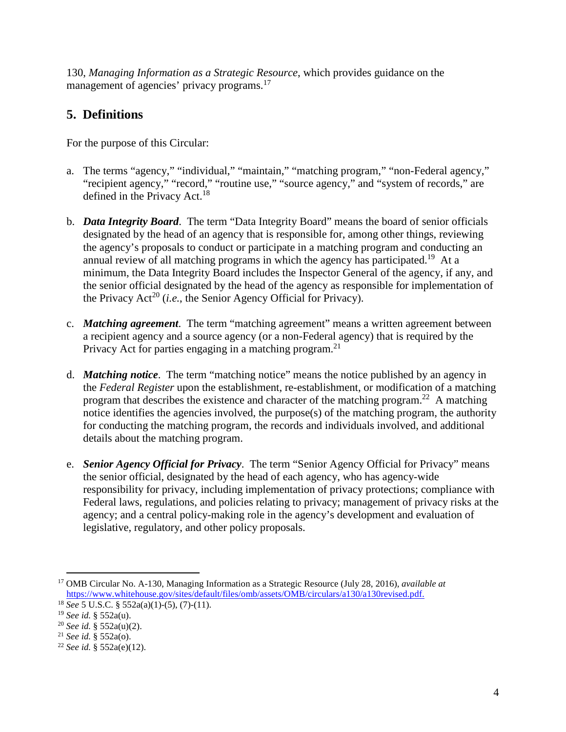130, *Managing Information as a Strategic Resource*, which provides guidance on the management of agencies' privacy programs.[17]

## 5. Definitions

For the purpose of this Circular:

a. The terms "agency," "individual," "maintain," "matching program," "non-Federal agency," "recipient agency," "record," "routine use," "source agency," and "system of records," are defined in the Privacy Act.[18]

b. ***Data Integrity Board***. The term "Data Integrity Board" means the board of senior officials designated by the head of an agency that is responsible for, among other things, reviewing the agency's proposals to conduct or participate in a matching program and conducting an annual review of all matching programs in which the agency has participated.[19] At a minimum, the Data Integrity Board includes the Inspector General of the agency, if any, and the senior official designated by the head of the agency as responsible for implementation of the Privacy Act[20] (*i.e.*, the Senior Agency Official for Privacy).

c. ***Matching agreement***. The term "matching agreement" means a written agreement between a recipient agency and a source agency (or a non-Federal agency) that is required by the Privacy Act for parties engaging in a matching program.[21]

d. ***Matching notice***. The term "matching notice" means the notice published by an agency in the *Federal Register* upon the establishment, re-establishment, or modification of a matching program that describes the existence and character of the matching program.[22] A matching notice identifies the agencies involved, the purpose(s) of the matching program, the authority for conducting the matching program, the records and individuals involved, and additional details about the matching program.

e. ***Senior Agency Official for Privacy***. The term "Senior Agency Official for Privacy" means the senior official, designated by the head of each agency, who has agency-wide responsibility for privacy, including implementation of privacy protections; compliance with Federal laws, regulations, and policies relating to privacy; management of privacy risks at the agency; and a central policy-making role in the agency's development and evaluation of legislative, regulatory, and other policy proposals.

---

[17] OMB Circular No. A-130, Managing Information as a Strategic Resource (July 28, 2016), *available at* https://www.whitehouse.gov/sites/default/files/omb/assets/OMB/circulars/a130/a130revised.pdf.

[18] *See* 5 U.S.C. § 552a(a)(1)-(5), (7)-(11).

[19] *See id.* § 552a(u).

[20] *See id.* § 552a(u)(2).

[21] *See id.* § 552a(o).

[22] *See id.* § 552a(e)(12).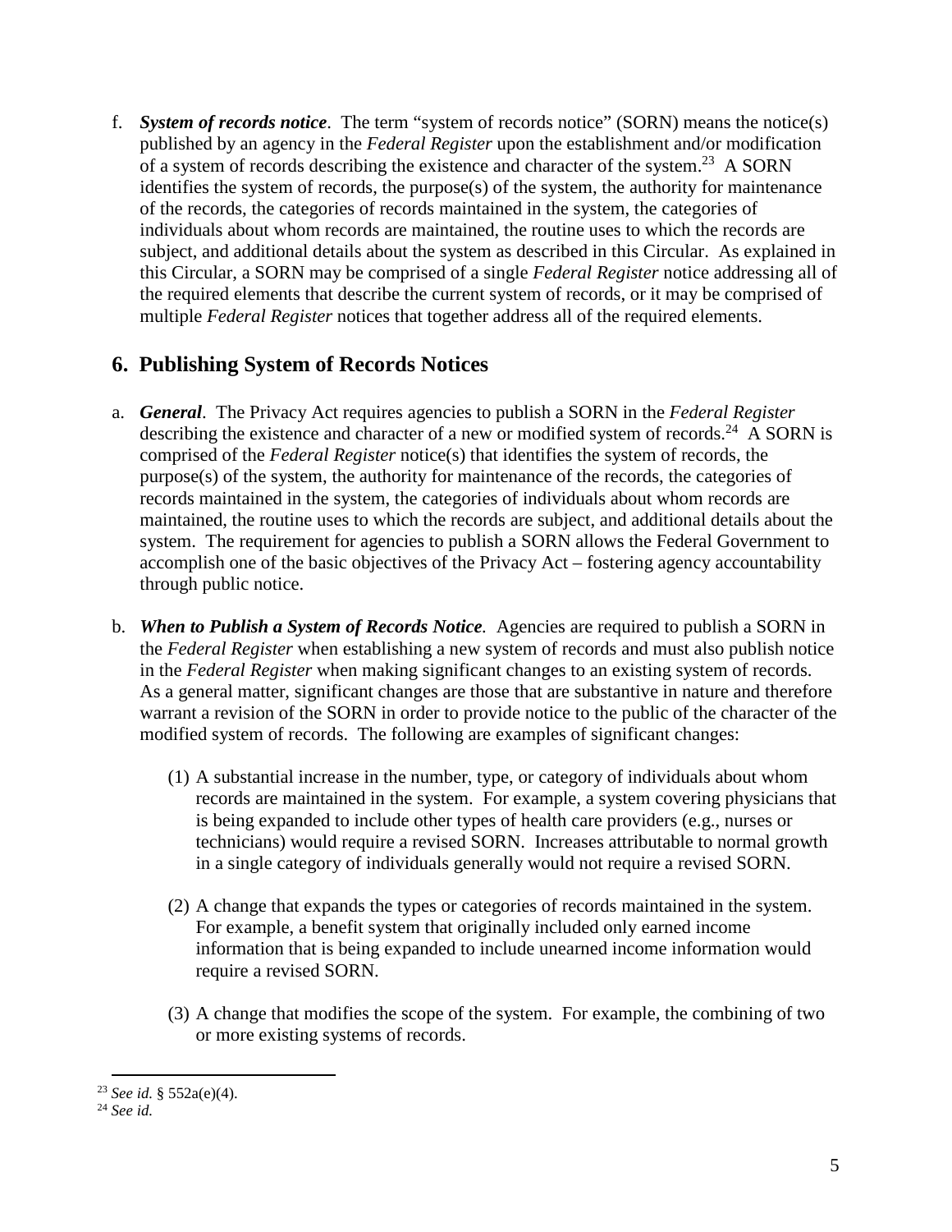f. ***System of records notice***. The term "system of records notice" (SORN) means the notice(s) published by an agency in the *Federal Register* upon the establishment and/or modification of a system of records describing the existence and character of the system.[23] A SORN identifies the system of records, the purpose(s) of the system, the authority for maintenance of the records, the categories of records maintained in the system, the categories of individuals about whom records are maintained, the routine uses to which the records are subject, and additional details about the system as described in this Circular. As explained in this Circular, a SORN may be comprised of a single *Federal Register* notice addressing all of the required elements that describe the current system of records, or it may be comprised of multiple *Federal Register* notices that together address all of the required elements.

## 6. Publishing System of Records Notices

a. ***General***. The Privacy Act requires agencies to publish a SORN in the *Federal Register* describing the existence and character of a new or modified system of records.[24] A SORN is comprised of the *Federal Register* notice(s) that identifies the system of records, the purpose(s) of the system, the authority for maintenance of the records, the categories of records maintained in the system, the categories of individuals about whom records are maintained, the routine uses to which the records are subject, and additional details about the system. The requirement for agencies to publish a SORN allows the Federal Government to accomplish one of the basic objectives of the Privacy Act – fostering agency accountability through public notice.

b. ***When to Publish a System of Records Notice***. Agencies are required to publish a SORN in the *Federal Register* when establishing a new system of records and must also publish notice in the *Federal Register* when making significant changes to an existing system of records. As a general matter, significant changes are those that are substantive in nature and therefore warrant a revision of the SORN in order to provide notice to the public of the character of the modified system of records. The following are examples of significant changes:

   (1) A substantial increase in the number, type, or category of individuals about whom records are maintained in the system. For example, a system covering physicians that is being expanded to include other types of health care providers (e.g., nurses or technicians) would require a revised SORN. Increases attributable to normal growth in a single category of individuals generally would not require a revised SORN.

   (2) A change that expands the types or categories of records maintained in the system. For example, a benefit system that originally included only earned income information that is being expanded to include unearned income information would require a revised SORN.

   (3) A change that modifies the scope of the system. For example, the combining of two or more existing systems of records.

---

[23] *See id.* § 552a(e)(4).

[24] *See id.*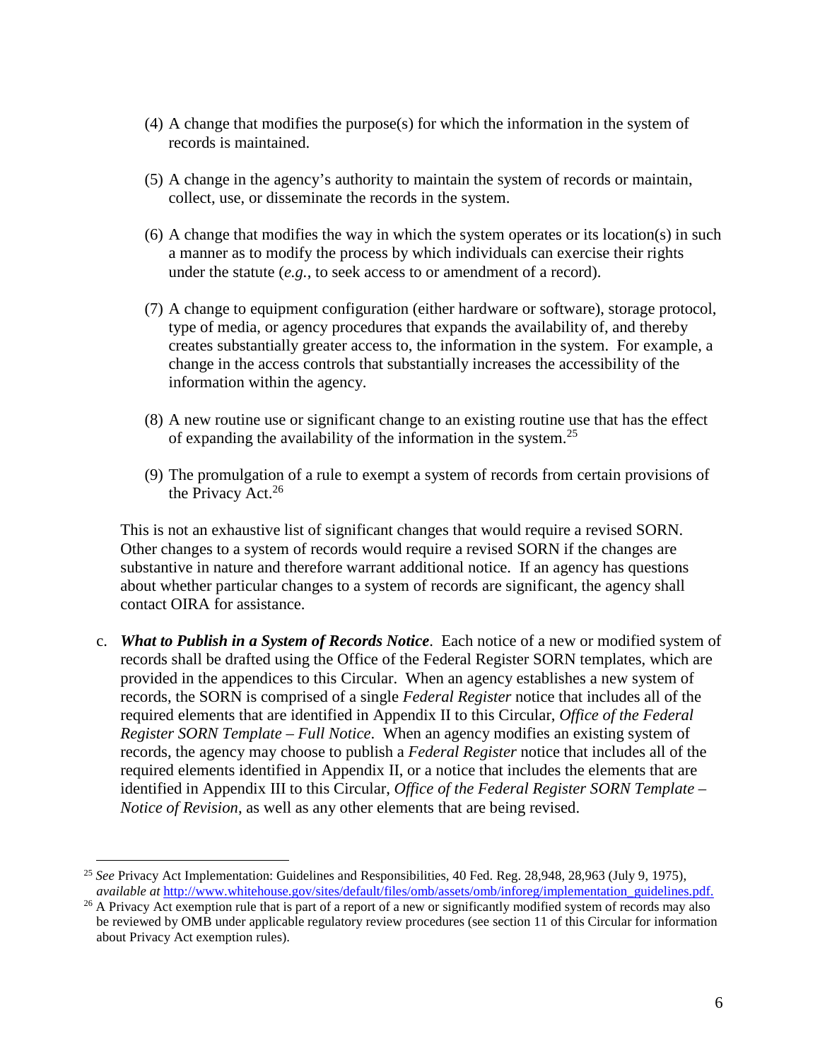(4) A change that modifies the purpose(s) for which the information in the system of records is maintained.

(5) A change in the agency's authority to maintain the system of records or maintain, collect, use, or disseminate the records in the system.

(6) A change that modifies the way in which the system operates or its location(s) in such a manner as to modify the process by which individuals can exercise their rights under the statute (*e.g.*, to seek access to or amendment of a record).

(7) A change to equipment configuration (either hardware or software), storage protocol, type of media, or agency procedures that expands the availability of, and thereby creates substantially greater access to, the information in the system. For example, a change in the access controls that substantially increases the accessibility of the information within the agency.

(8) A new routine use or significant change to an existing routine use that has the effect of expanding the availability of the information in the system.[25]

(9) The promulgation of a rule to exempt a system of records from certain provisions of the Privacy Act.[26]

This is not an exhaustive list of significant changes that would require a revised SORN. Other changes to a system of records would require a revised SORN if the changes are substantive in nature and therefore warrant additional notice. If an agency has questions about whether particular changes to a system of records are significant, the agency shall contact OIRA for assistance.

c. ***What to Publish in a System of Records Notice***. Each notice of a new or modified system of records shall be drafted using the Office of the Federal Register SORN templates, which are provided in the appendices to this Circular. When an agency establishes a new system of records, the SORN is comprised of a single *Federal Register* notice that includes all of the required elements that are identified in Appendix II to this Circular, *Office of the Federal Register SORN Template – Full Notice*. When an agency modifies an existing system of records, the agency may choose to publish a *Federal Register* notice that includes all of the required elements identified in Appendix II, or a notice that includes the elements that are identified in Appendix III to this Circular, *Office of the Federal Register SORN Template – Notice of Revision*, as well as any other elements that are being revised.

---

[25] *See* Privacy Act Implementation: Guidelines and Responsibilities, 40 Fed. Reg. 28,948, 28,963 (July 9, 1975), *available at* http://www.whitehouse.gov/sites/default/files/omb/assets/omb/inforeg/implementation_guidelines.pdf.

[26] A Privacy Act exemption rule that is part of a report of a new or significantly modified system of records may also be reviewed by OMB under applicable regulatory review procedures (see section 11 of this Circular for information about Privacy Act exemption rules).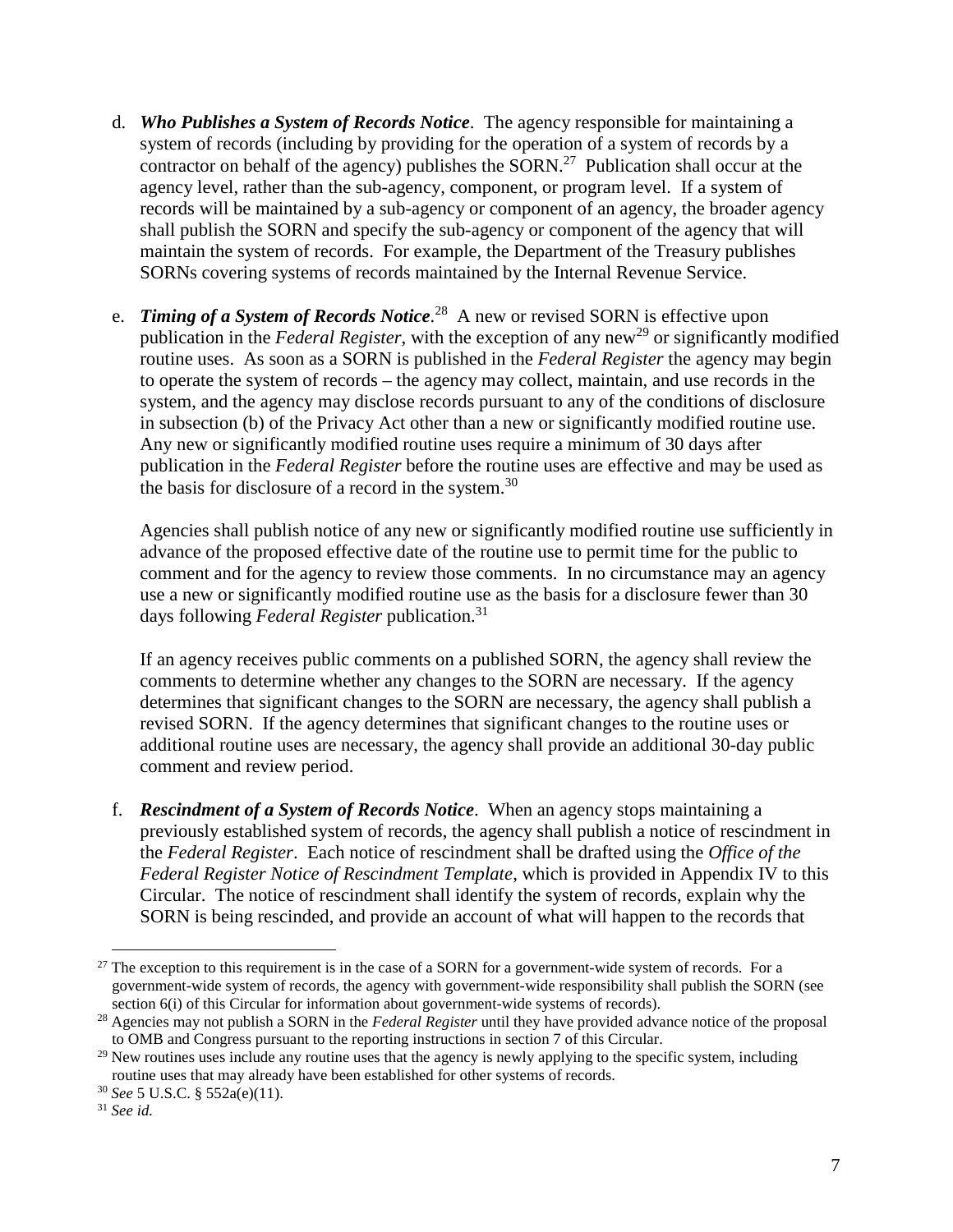d. ***Who Publishes a System of Records Notice***. The agency responsible for maintaining a system of records (including by providing for the operation of a system of records by a contractor on behalf of the agency) publishes the SORN.[27] Publication shall occur at the agency level, rather than the sub-agency, component, or program level. If a system of records will be maintained by a sub-agency or component of an agency, the broader agency shall publish the SORN and specify the sub-agency or component of the agency that will maintain the system of records. For example, the Department of the Treasury publishes SORNs covering systems of records maintained by the Internal Revenue Service.

e. ***Timing of a System of Records Notice***.[28] A new or revised SORN is effective upon publication in the *Federal Register*, with the exception of any new[29] or significantly modified routine uses. As soon as a SORN is published in the *Federal Register* the agency may begin to operate the system of records – the agency may collect, maintain, and use records in the system, and the agency may disclose records pursuant to any of the conditions of disclosure in subsection (b) of the Privacy Act other than a new or significantly modified routine use. Any new or significantly modified routine uses require a minimum of 30 days after publication in the *Federal Register* before the routine uses are effective and may be used as the basis for disclosure of a record in the system.[30]

   Agencies shall publish notice of any new or significantly modified routine use sufficiently in advance of the proposed effective date of the routine use to permit time for the public to comment and for the agency to review those comments. In no circumstance may an agency use a new or significantly modified routine use as the basis for a disclosure fewer than 30 days following *Federal Register* publication.[31]

   If an agency receives public comments on a published SORN, the agency shall review the comments to determine whether any changes to the SORN are necessary. If the agency determines that significant changes to the SORN are necessary, the agency shall publish a revised SORN. If the agency determines that significant changes to the routine uses or additional routine uses are necessary, the agency shall provide an additional 30-day public comment and review period.

f. ***Rescindment of a System of Records Notice***. When an agency stops maintaining a previously established system of records, the agency shall publish a notice of rescindment in the *Federal Register*. Each notice of rescindment shall be drafted using the *Office of the Federal Register Notice of Rescindment Template*, which is provided in Appendix IV to this Circular. The notice of rescindment shall identify the system of records, explain why the SORN is being rescinded, and provide an account of what will happen to the records that

---

[27] The exception to this requirement is in the case of a SORN for a government-wide system of records. For a government-wide system of records, the agency with government-wide responsibility shall publish the SORN (see section 6(i) of this Circular for information about government-wide systems of records).

[28] Agencies may not publish a SORN in the *Federal Register* until they have provided advance notice of the proposal to OMB and Congress pursuant to the reporting instructions in section 7 of this Circular.

[29] New routines uses include any routine uses that the agency is newly applying to the specific system, including routine uses that may already have been established for other systems of records.

[30] *See* 5 U.S.C. § 552a(e)(11).

[31] *See id.*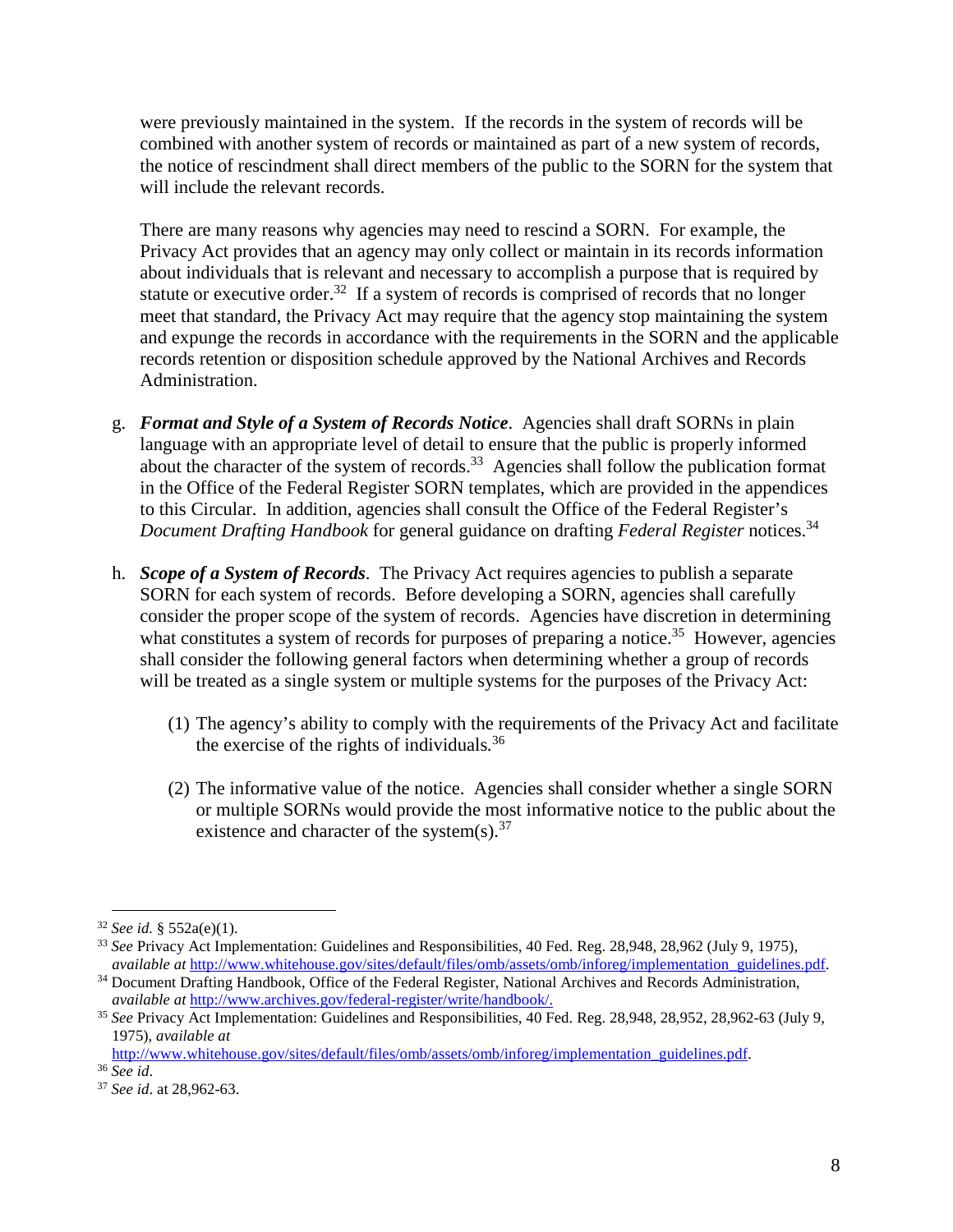were previously maintained in the system. If the records in the system of records will be combined with another system of records or maintained as part of a new system of records, the notice of rescindment shall direct members of the public to the SORN for the system that will include the relevant records.

There are many reasons why agencies may need to rescind a SORN. For example, the Privacy Act provides that an agency may only collect or maintain in its records information about individuals that is relevant and necessary to accomplish a purpose that is required by statute or executive order.[32] If a system of records is comprised of records that no longer meet that standard, the Privacy Act may require that the agency stop maintaining the system and expunge the records in accordance with the requirements in the SORN and the applicable records retention or disposition schedule approved by the National Archives and Records Administration.

g. ***Format and Style of a System of Records Notice***. Agencies shall draft SORNs in plain language with an appropriate level of detail to ensure that the public is properly informed about the character of the system of records.[33] Agencies shall follow the publication format in the Office of the Federal Register SORN templates, which are provided in the appendices to this Circular. In addition, agencies shall consult the Office of the Federal Register's *Document Drafting Handbook* for general guidance on drafting *Federal Register* notices.[34]

h. ***Scope of a System of Records***. The Privacy Act requires agencies to publish a separate SORN for each system of records. Before developing a SORN, agencies shall carefully consider the proper scope of the system of records. Agencies have discretion in determining what constitutes a system of records for purposes of preparing a notice.[35] However, agencies shall consider the following general factors when determining whether a group of records will be treated as a single system or multiple systems for the purposes of the Privacy Act:

   (1) The agency's ability to comply with the requirements of the Privacy Act and facilitate the exercise of the rights of individuals.[36]

   (2) The informative value of the notice. Agencies shall consider whether a single SORN or multiple SORNs would provide the most informative notice to the public about the existence and character of the system(s).[37]

---

[32] *See id.* § 552a(e)(1).

[33] *See* Privacy Act Implementation: Guidelines and Responsibilities, 40 Fed. Reg. 28,948, 28,962 (July 9, 1975), *available at* http://www.whitehouse.gov/sites/default/files/omb/assets/omb/inforeg/implementation_guidelines.pdf.

[34] Document Drafting Handbook, Office of the Federal Register, National Archives and Records Administration, *available at* http://www.archives.gov/federal-register/write/handbook/.

[35] *See* Privacy Act Implementation: Guidelines and Responsibilities, 40 Fed. Reg. 28,948, 28,952, 28,962-63 (July 9, 1975), *available at* http://www.whitehouse.gov/sites/default/files/omb/assets/omb/inforeg/implementation_guidelines.pdf.

[36] *See id*.

[37] *See id*. at 28,962-63.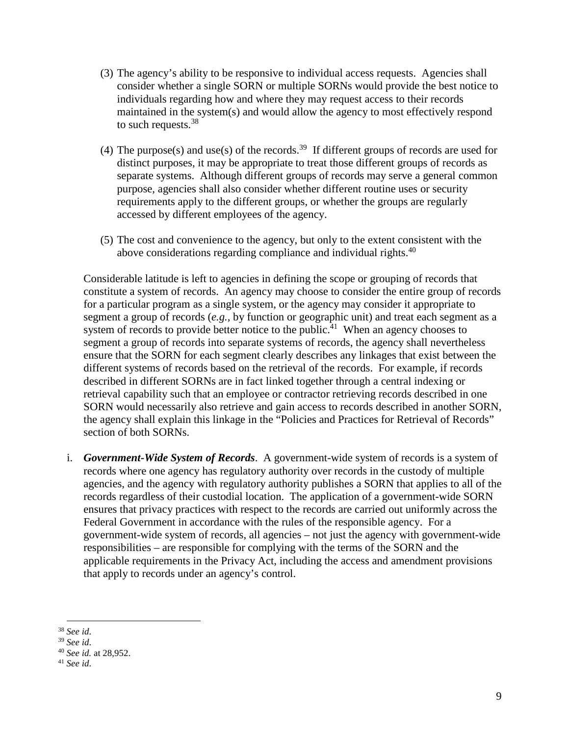(3) The agency's ability to be responsive to individual access requests. Agencies shall consider whether a single SORN or multiple SORNs would provide the best notice to individuals regarding how and where they may request access to their records maintained in the system(s) and would allow the agency to most effectively respond to such requests.[38]

(4) The purpose(s) and use(s) of the records.[39] If different groups of records are used for distinct purposes, it may be appropriate to treat those different groups of records as separate systems. Although different groups of records may serve a general common purpose, agencies shall also consider whether different routine uses or security requirements apply to the different groups, or whether the groups are regularly accessed by different employees of the agency.

(5) The cost and convenience to the agency, but only to the extent consistent with the above considerations regarding compliance and individual rights.[40]

Considerable latitude is left to agencies in defining the scope or grouping of records that constitute a system of records. An agency may choose to consider the entire group of records for a particular program as a single system, or the agency may consider it appropriate to segment a group of records (*e.g.*, by function or geographic unit) and treat each segment as a system of records to provide better notice to the public.[41] When an agency chooses to segment a group of records into separate systems of records, the agency shall nevertheless ensure that the SORN for each segment clearly describes any linkages that exist between the different systems of records based on the retrieval of the records. For example, if records described in different SORNs are in fact linked together through a central indexing or retrieval capability such that an employee or contractor retrieving records described in one SORN would necessarily also retrieve and gain access to records described in another SORN, the agency shall explain this linkage in the "Policies and Practices for Retrieval of Records" section of both SORNs.

i. ***Government-Wide System of Records***. A government-wide system of records is a system of records where one agency has regulatory authority over records in the custody of multiple agencies, and the agency with regulatory authority publishes a SORN that applies to all of the records regardless of their custodial location. The application of a government-wide SORN ensures that privacy practices with respect to the records are carried out uniformly across the Federal Government in accordance with the rules of the responsible agency. For a government-wide system of records, all agencies – not just the agency with government-wide responsibilities – are responsible for complying with the terms of the SORN and the applicable requirements in the Privacy Act, including the access and amendment provisions that apply to records under an agency's control.

---

[38] *See id*.

[39] *See id*.

[40] *See id.* at 28,952.

[41] *See id*.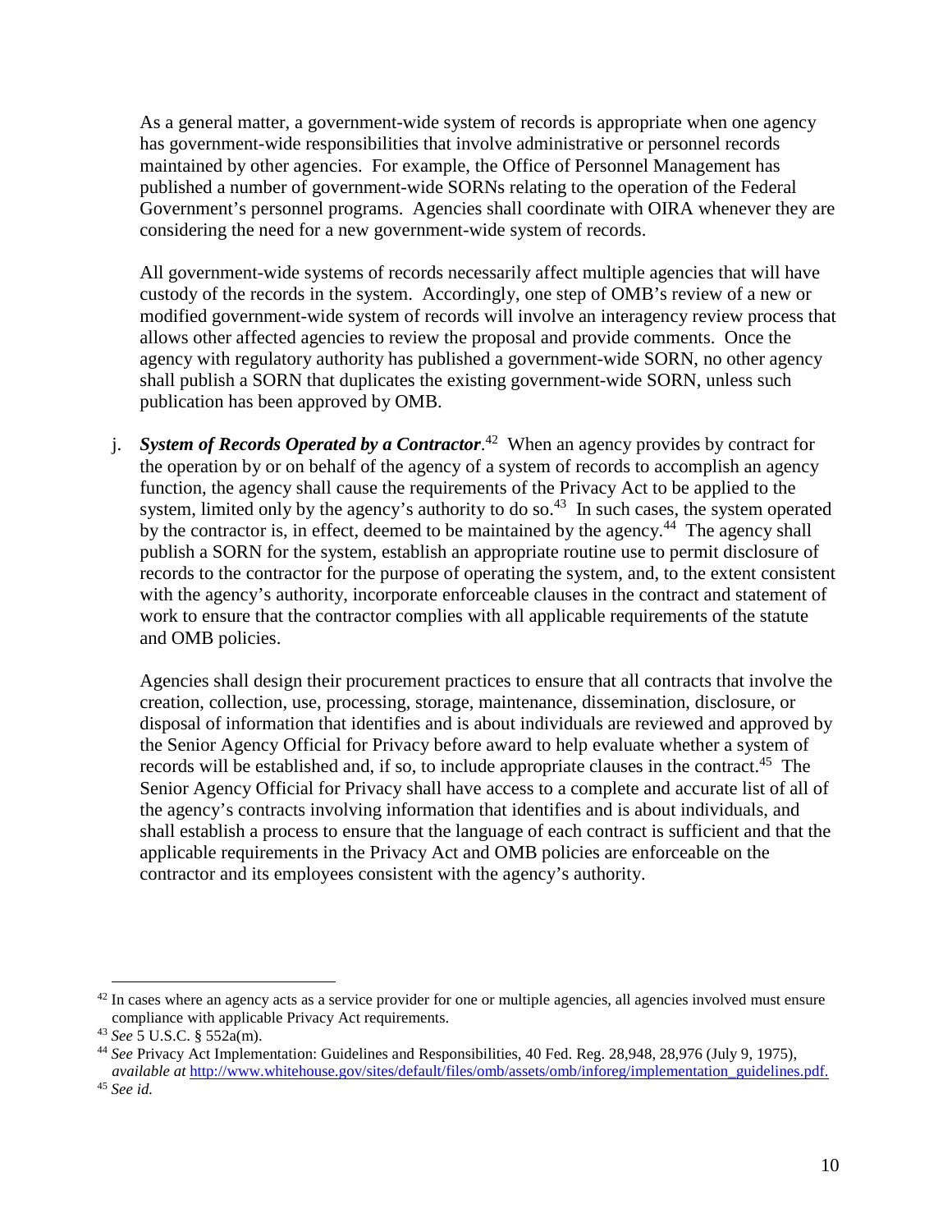As a general matter, a government-wide system of records is appropriate when one agency has government-wide responsibilities that involve administrative or personnel records maintained by other agencies. For example, the Office of Personnel Management has published a number of government-wide SORNs relating to the operation of the Federal Government's personnel programs. Agencies shall coordinate with OIRA whenever they are considering the need for a new government-wide system of records.

All government-wide systems of records necessarily affect multiple agencies that will have custody of the records in the system. Accordingly, one step of OMB's review of a new or modified government-wide system of records will involve an interagency review process that allows other affected agencies to review the proposal and provide comments. Once the agency with regulatory authority has published a government-wide SORN, no other agency shall publish a SORN that duplicates the existing government-wide SORN, unless such publication has been approved by OMB.

j. ***System of Records Operated by a Contractor***.[42] When an agency provides by contract for the operation by or on behalf of the agency of a system of records to accomplish an agency function, the agency shall cause the requirements of the Privacy Act to be applied to the system, limited only by the agency's authority to do so.[43] In such cases, the system operated by the contractor is, in effect, deemed to be maintained by the agency.[44] The agency shall publish a SORN for the system, establish an appropriate routine use to permit disclosure of records to the contractor for the purpose of operating the system, and, to the extent consistent with the agency's authority, incorporate enforceable clauses in the contract and statement of work to ensure that the contractor complies with all applicable requirements of the statute and OMB policies.

   Agencies shall design their procurement practices to ensure that all contracts that involve the creation, collection, use, processing, storage, maintenance, dissemination, disclosure, or disposal of information that identifies and is about individuals are reviewed and approved by the Senior Agency Official for Privacy before award to help evaluate whether a system of records will be established and, if so, to include appropriate clauses in the contract.[45] The Senior Agency Official for Privacy shall have access to a complete and accurate list of all of the agency's contracts involving information that identifies and is about individuals, and shall establish a process to ensure that the language of each contract is sufficient and that the applicable requirements in the Privacy Act and OMB policies are enforceable on the contractor and its employees consistent with the agency's authority.

---

[42] In cases where an agency acts as a service provider for one or multiple agencies, all agencies involved must ensure compliance with applicable Privacy Act requirements.

[43] *See* 5 U.S.C. § 552a(m).

[44] *See* Privacy Act Implementation: Guidelines and Responsibilities, 40 Fed. Reg. 28,948, 28,976 (July 9, 1975), *available at* http://www.whitehouse.gov/sites/default/files/omb/assets/omb/inforeg/implementation_guidelines.pdf.

[45] *See id.*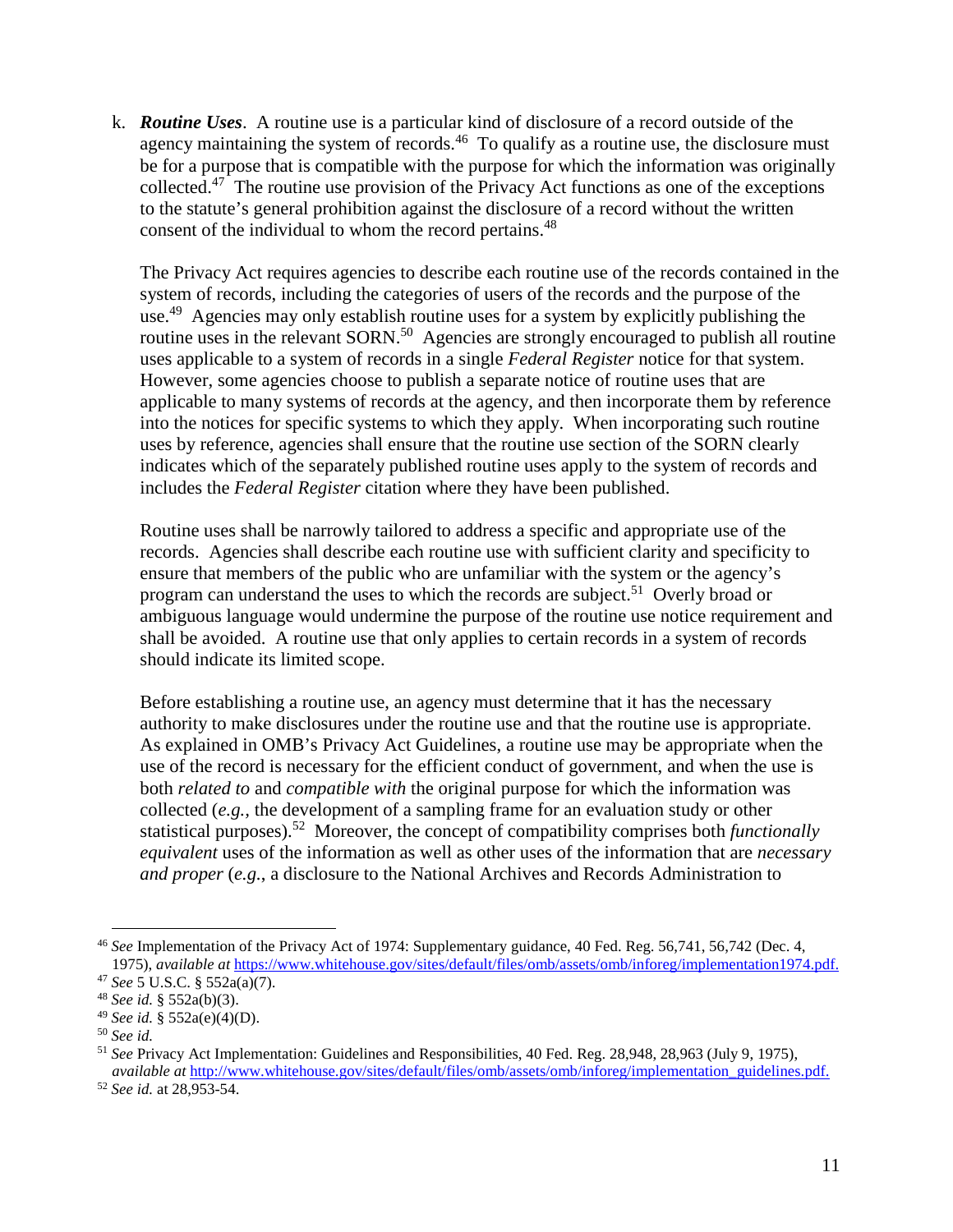k. ***Routine Uses***. A routine use is a particular kind of disclosure of a record outside of the agency maintaining the system of records.[46] To qualify as a routine use, the disclosure must be for a purpose that is compatible with the purpose for which the information was originally collected.[47] The routine use provision of the Privacy Act functions as one of the exceptions to the statute's general prohibition against the disclosure of a record without the written consent of the individual to whom the record pertains.[48]

The Privacy Act requires agencies to describe each routine use of the records contained in the system of records, including the categories of users of the records and the purpose of the use.[49] Agencies may only establish routine uses for a system by explicitly publishing the routine uses in the relevant SORN.[50] Agencies are strongly encouraged to publish all routine uses applicable to a system of records in a single *Federal Register* notice for that system. However, some agencies choose to publish a separate notice of routine uses that are applicable to many systems of records at the agency, and then incorporate them by reference into the notices for specific systems to which they apply. When incorporating such routine uses by reference, agencies shall ensure that the routine use section of the SORN clearly indicates which of the separately published routine uses apply to the system of records and includes the *Federal Register* citation where they have been published.

Routine uses shall be narrowly tailored to address a specific and appropriate use of the records. Agencies shall describe each routine use with sufficient clarity and specificity to ensure that members of the public who are unfamiliar with the system or the agency's program can understand the uses to which the records are subject.[51] Overly broad or ambiguous language would undermine the purpose of the routine use notice requirement and shall be avoided. A routine use that only applies to certain records in a system of records should indicate its limited scope.

Before establishing a routine use, an agency must determine that it has the necessary authority to make disclosures under the routine use and that the routine use is appropriate. As explained in OMB's Privacy Act Guidelines, a routine use may be appropriate when the use of the record is necessary for the efficient conduct of government, and when the use is both *related to* and *compatible with* the original purpose for which the information was collected (*e.g.*, the development of a sampling frame for an evaluation study or other statistical purposes).[52] Moreover, the concept of compatibility comprises both *functionally equivalent* uses of the information as well as other uses of the information that are *necessary and proper* (*e.g.*, a disclosure to the National Archives and Records Administration to

---

[46] *See* Implementation of the Privacy Act of 1974: Supplementary guidance, 40 Fed. Reg. 56,741, 56,742 (Dec. 4, 1975), *available at* https://www.whitehouse.gov/sites/default/files/omb/assets/omb/inforeg/implementation1974.pdf.

[47] *See* 5 U.S.C. § 552a(a)(7).

[48] *See id.* § 552a(b)(3).

[49] *See id.* § 552a(e)(4)(D).

[50] *See id.*

[51] *See* Privacy Act Implementation: Guidelines and Responsibilities, 40 Fed. Reg. 28,948, 28,963 (July 9, 1975), *available at* http://www.whitehouse.gov/sites/default/files/omb/assets/omb/inforeg/implementation_guidelines.pdf.

[52] *See id.* at 28,953-54.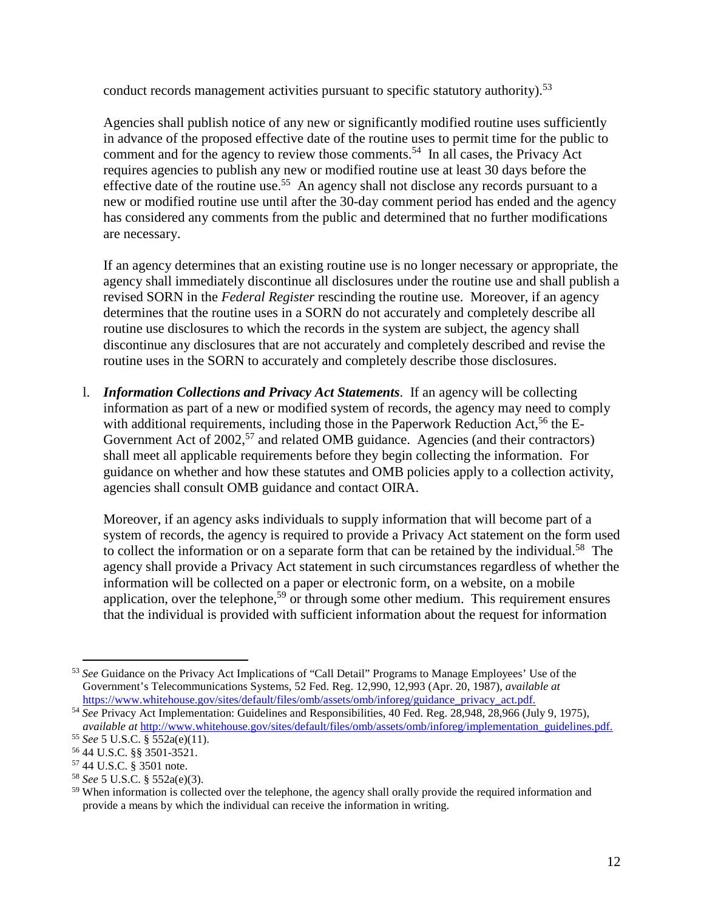conduct records management activities pursuant to specific statutory authority).[53]

Agencies shall publish notice of any new or significantly modified routine uses sufficiently in advance of the proposed effective date of the routine uses to permit time for the public to comment and for the agency to review those comments.[54] In all cases, the Privacy Act requires agencies to publish any new or modified routine use at least 30 days before the effective date of the routine use.[55] An agency shall not disclose any records pursuant to a new or modified routine use until after the 30-day comment period has ended and the agency has considered any comments from the public and determined that no further modifications are necessary.

If an agency determines that an existing routine use is no longer necessary or appropriate, the agency shall immediately discontinue all disclosures under the routine use and shall publish a revised SORN in the *Federal Register* rescinding the routine use. Moreover, if an agency determines that the routine uses in a SORN do not accurately and completely describe all routine use disclosures to which the records in the system are subject, the agency shall discontinue any disclosures that are not accurately and completely described and revise the routine uses in the SORN to accurately and completely describe those disclosures.

l. ***Information Collections and Privacy Act Statements***. If an agency will be collecting information as part of a new or modified system of records, the agency may need to comply with additional requirements, including those in the Paperwork Reduction Act,[56] the E-Government Act of 2002,[57] and related OMB guidance. Agencies (and their contractors) shall meet all applicable requirements before they begin collecting the information. For guidance on whether and how these statutes and OMB policies apply to a collection activity, agencies shall consult OMB guidance and contact OIRA.

Moreover, if an agency asks individuals to supply information that will become part of a system of records, the agency is required to provide a Privacy Act statement on the form used to collect the information or on a separate form that can be retained by the individual.[58] The agency shall provide a Privacy Act statement in such circumstances regardless of whether the information will be collected on a paper or electronic form, on a website, on a mobile application, over the telephone,[59] or through some other medium. This requirement ensures that the individual is provided with sufficient information about the request for information

---

[53] *See* Guidance on the Privacy Act Implications of "Call Detail" Programs to Manage Employees' Use of the Government's Telecommunications Systems, 52 Fed. Reg. 12,990, 12,993 (Apr. 20, 1987), *available at* https://www.whitehouse.gov/sites/default/files/omb/assets/omb/inforeg/guidance_privacy_act.pdf.

[54] *See* Privacy Act Implementation: Guidelines and Responsibilities, 40 Fed. Reg. 28,948, 28,966 (July 9, 1975), *available at* http://www.whitehouse.gov/sites/default/files/omb/assets/omb/inforeg/implementation_guidelines.pdf.

[55] *See* 5 U.S.C. § 552a(e)(11).

[56] 44 U.S.C. §§ 3501-3521.

[57] 44 U.S.C. § 3501 note.

[58] *See* 5 U.S.C. § 552a(e)(3).

[59] When information is collected over the telephone, the agency shall orally provide the required information and provide a means by which the individual can receive the information in writing.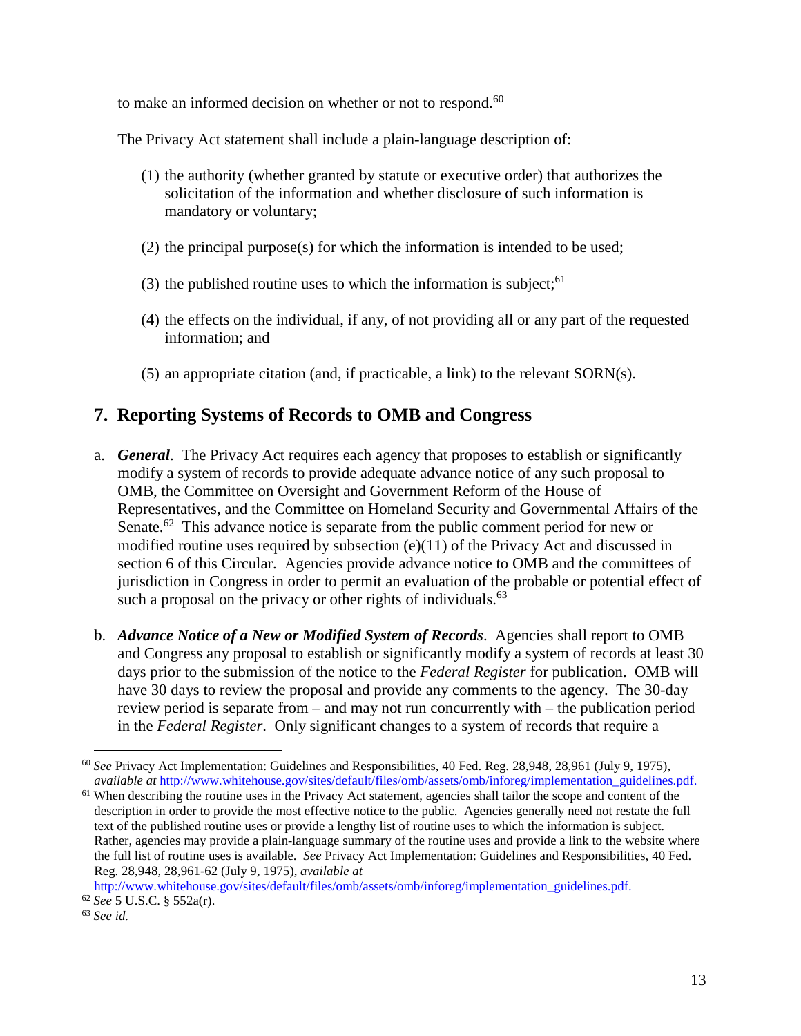to make an informed decision on whether or not to respond.[60]

The Privacy Act statement shall include a plain-language description of:

(1) the authority (whether granted by statute or executive order) that authorizes the solicitation of the information and whether disclosure of such information is mandatory or voluntary;

(2) the principal purpose(s) for which the information is intended to be used;

(3) the published routine uses to which the information is subject;[61]

(4) the effects on the individual, if any, of not providing all or any part of the requested information; and

(5) an appropriate citation (and, if practicable, a link) to the relevant SORN(s).

## 7. Reporting Systems of Records to OMB and Congress

a. ***General***. The Privacy Act requires each agency that proposes to establish or significantly modify a system of records to provide adequate advance notice of any such proposal to OMB, the Committee on Oversight and Government Reform of the House of Representatives, and the Committee on Homeland Security and Governmental Affairs of the Senate.[62] This advance notice is separate from the public comment period for new or modified routine uses required by subsection (e)(11) of the Privacy Act and discussed in section 6 of this Circular. Agencies provide advance notice to OMB and the committees of jurisdiction in Congress in order to permit an evaluation of the probable or potential effect of such a proposal on the privacy or other rights of individuals.[63]

b. ***Advance Notice of a New or Modified System of Records***. Agencies shall report to OMB and Congress any proposal to establish or significantly modify a system of records at least 30 days prior to the submission of the notice to the *Federal Register* for publication. OMB will have 30 days to review the proposal and provide any comments to the agency. The 30-day review period is separate from – and may not run concurrently with – the publication period in the *Federal Register*. Only significant changes to a system of records that require a

---

[60] *See* Privacy Act Implementation: Guidelines and Responsibilities, 40 Fed. Reg. 28,948, 28,961 (July 9, 1975), *available at* http://www.whitehouse.gov/sites/default/files/omb/assets/omb/inforeg/implementation_guidelines.pdf.

[61] When describing the routine uses in the Privacy Act statement, agencies shall tailor the scope and content of the description in order to provide the most effective notice to the public. Agencies generally need not restate the full text of the published routine uses or provide a lengthy list of routine uses to which the information is subject. Rather, agencies may provide a plain-language summary of the routine uses and provide a link to the website where the full list of routine uses is available. *See* Privacy Act Implementation: Guidelines and Responsibilities, 40 Fed. Reg. 28,948, 28,961-62 (July 9, 1975), *available at* http://www.whitehouse.gov/sites/default/files/omb/assets/omb/inforeg/implementation_guidelines.pdf.

[62] *See* 5 U.S.C. § 552a(r).

[63] *See id.*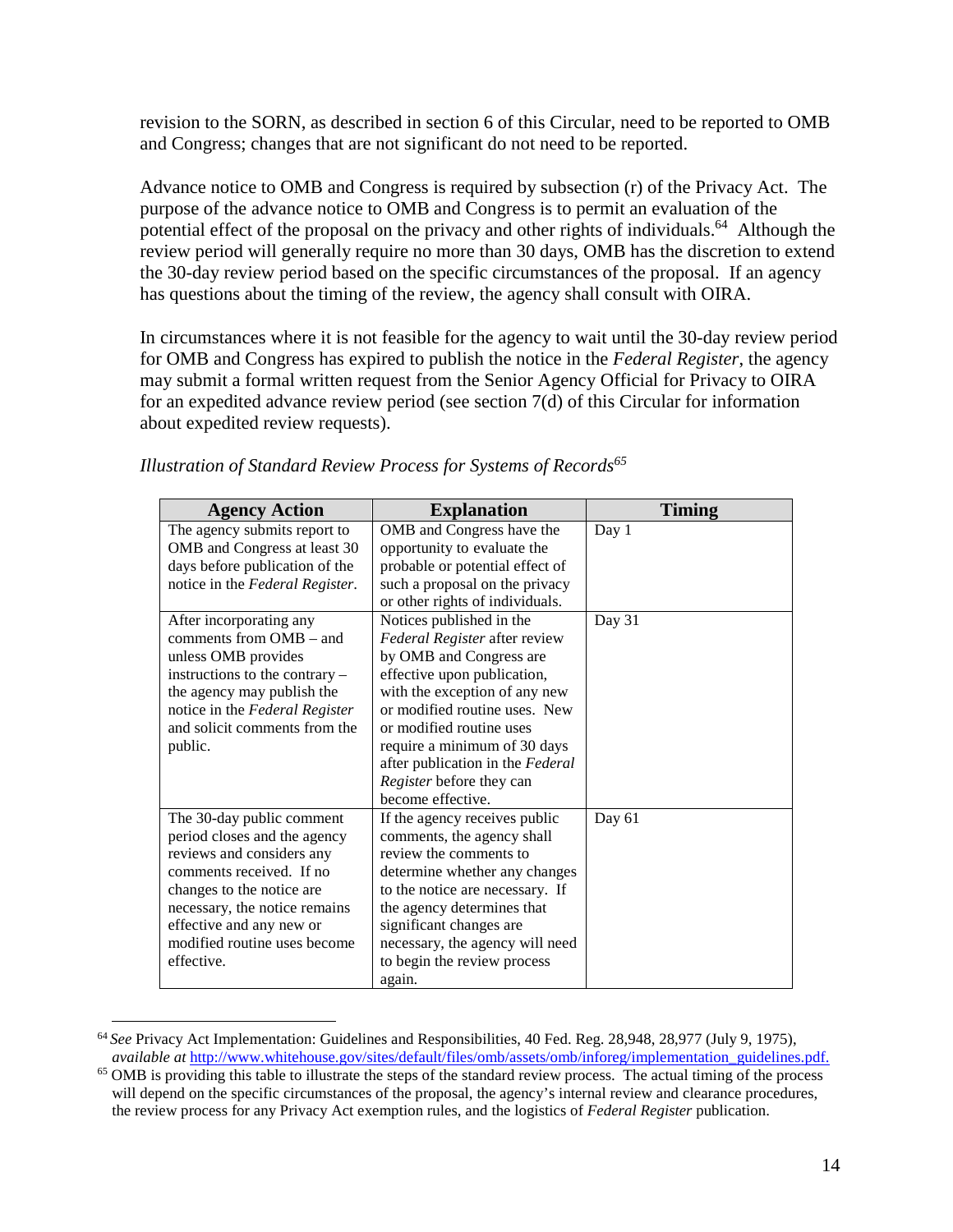revision to the SORN, as described in section 6 of this Circular, need to be reported to OMB and Congress; changes that are not significant do not need to be reported.

Advance notice to OMB and Congress is required by subsection (r) of the Privacy Act. The purpose of the advance notice to OMB and Congress is to permit an evaluation of the potential effect of the proposal on the privacy and other rights of individuals.[64] Although the review period will generally require no more than 30 days, OMB has the discretion to extend the 30-day review period based on the specific circumstances of the proposal. If an agency has questions about the timing of the review, the agency shall consult with OIRA.

In circumstances where it is not feasible for the agency to wait until the 30-day review period for OMB and Congress has expired to publish the notice in the *Federal Register*, the agency may submit a formal written request from the Senior Agency Official for Privacy to OIRA for an expedited advance review period (see section 7(d) of this Circular for information about expedited review requests).

*Illustration of Standard Review Process for Systems of Records*[65]

| Agency Action | Explanation | Timing |
|---|---|---|
| The agency submits report to OMB and Congress at least 30 days before publication of the notice in the *Federal Register*. | OMB and Congress have the opportunity to evaluate the probable or potential effect of such a proposal on the privacy or other rights of individuals. | Day 1 |
| After incorporating any comments from OMB – and unless OMB provides instructions to the contrary – the agency may publish the notice in the *Federal Register* and solicit comments from the public. | Notices published in the *Federal Register* after review by OMB and Congress are effective upon publication, with the exception of any new or modified routine uses. New or modified routine uses require a minimum of 30 days after publication in the *Federal Register* before they can become effective. | Day 31 |
| The 30-day public comment period closes and the agency reviews and considers any comments received. If no changes to the notice are necessary, the notice remains effective and any new or modified routine uses become effective. | If the agency receives public comments, the agency shall review the comments to determine whether any changes to the notice are necessary. If the agency determines that significant changes are necessary, the agency will need to begin the review process again. | Day 61 |

[64] *See* Privacy Act Implementation: Guidelines and Responsibilities, 40 Fed. Reg. 28,948, 28,977 (July 9, 1975), *available at* http://www.whitehouse.gov/sites/default/files/omb/assets/omb/inforeg/implementation_guidelines.pdf.

[65] OMB is providing this table to illustrate the steps of the standard review process. The actual timing of the process will depend on the specific circumstances of the proposal, the agency's internal review and clearance procedures, the review process for any Privacy Act exemption rules, and the logistics of *Federal Register* publication.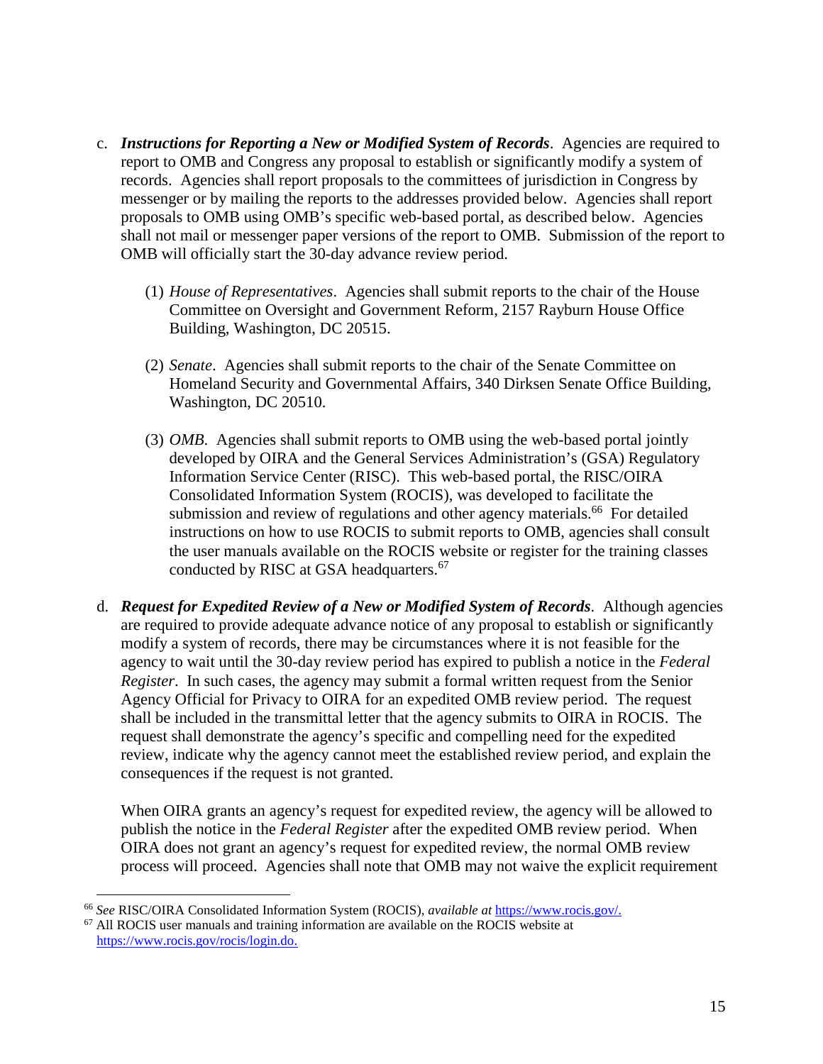c. ***Instructions for Reporting a New or Modified System of Records***. Agencies are required to report to OMB and Congress any proposal to establish or significantly modify a system of records. Agencies shall report proposals to the committees of jurisdiction in Congress by messenger or by mailing the reports to the addresses provided below. Agencies shall report proposals to OMB using OMB's specific web-based portal, as described below. Agencies shall not mail or messenger paper versions of the report to OMB. Submission of the report to OMB will officially start the 30-day advance review period.

   (1) *House of Representatives*. Agencies shall submit reports to the chair of the House Committee on Oversight and Government Reform, 2157 Rayburn House Office Building, Washington, DC 20515.

   (2) *Senate*. Agencies shall submit reports to the chair of the Senate Committee on Homeland Security and Governmental Affairs, 340 Dirksen Senate Office Building, Washington, DC 20510.

   (3) *OMB*. Agencies shall submit reports to OMB using the web-based portal jointly developed by OIRA and the General Services Administration's (GSA) Regulatory Information Service Center (RISC). This web-based portal, the RISC/OIRA Consolidated Information System (ROCIS), was developed to facilitate the submission and review of regulations and other agency materials.[66] For detailed instructions on how to use ROCIS to submit reports to OMB, agencies shall consult the user manuals available on the ROCIS website or register for the training classes conducted by RISC at GSA headquarters.[67]

d. ***Request for Expedited Review of a New or Modified System of Records***. Although agencies are required to provide adequate advance notice of any proposal to establish or significantly modify a system of records, there may be circumstances where it is not feasible for the agency to wait until the 30-day review period has expired to publish a notice in the *Federal Register*. In such cases, the agency may submit a formal written request from the Senior Agency Official for Privacy to OIRA for an expedited OMB review period. The request shall be included in the transmittal letter that the agency submits to OIRA in ROCIS. The request shall demonstrate the agency's specific and compelling need for the expedited review, indicate why the agency cannot meet the established review period, and explain the consequences if the request is not granted.

   When OIRA grants an agency's request for expedited review, the agency will be allowed to publish the notice in the *Federal Register* after the expedited OMB review period. When OIRA does not grant an agency's request for expedited review, the normal OMB review process will proceed. Agencies shall note that OMB may not waive the explicit requirement

---

[66] *See* RISC/OIRA Consolidated Information System (ROCIS), *available at* https://www.rocis.gov/.

[67] All ROCIS user manuals and training information are available on the ROCIS website at https://www.rocis.gov/rocis/login.do.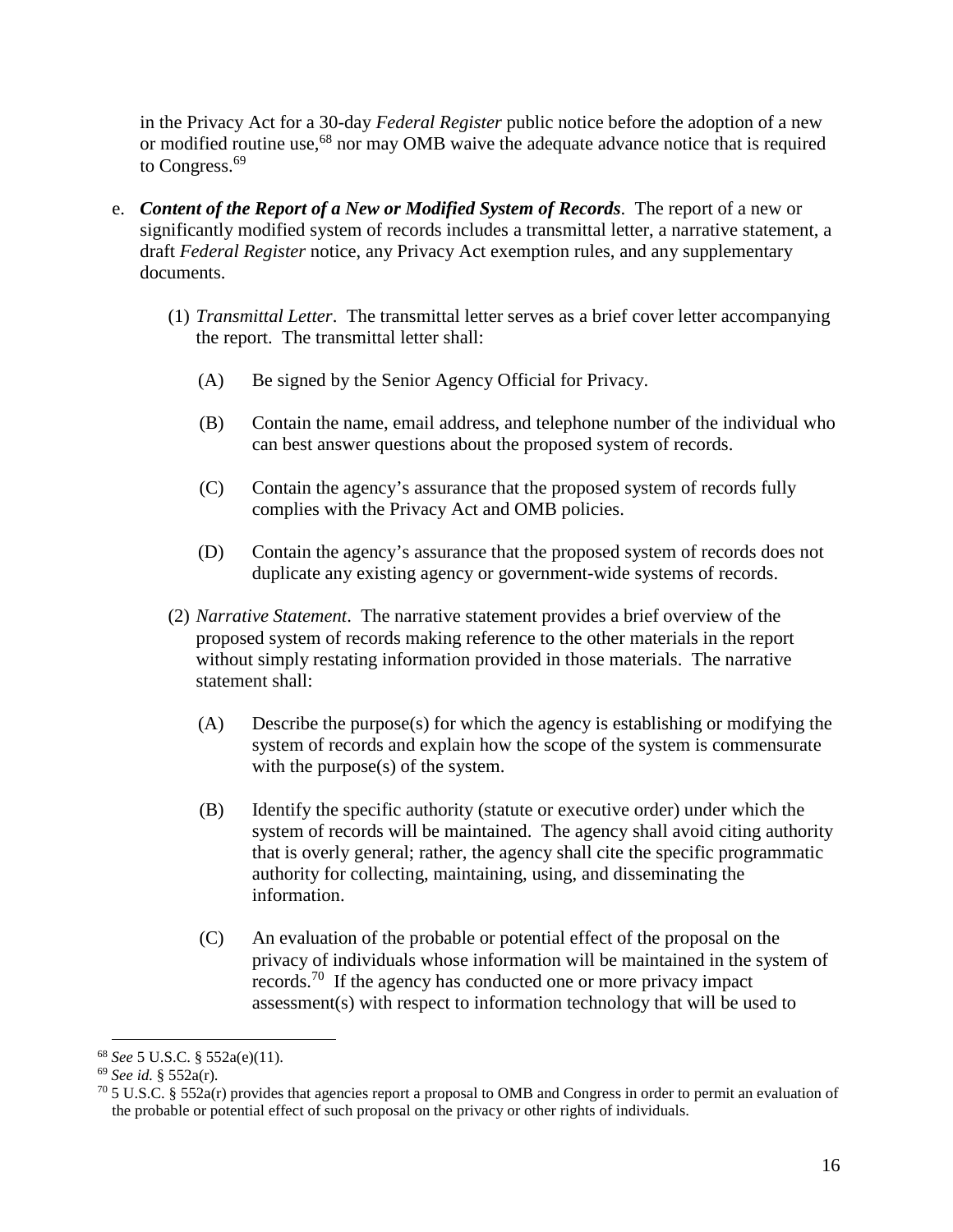in the Privacy Act for a 30-day *Federal Register* public notice before the adoption of a new or modified routine use,[68] nor may OMB waive the adequate advance notice that is required to Congress.[69]

e. ***Content of the Report of a New or Modified System of Records***. The report of a new or significantly modified system of records includes a transmittal letter, a narrative statement, a draft *Federal Register* notice, any Privacy Act exemption rules, and any supplementary documents.

   (1) *Transmittal Letter*. The transmittal letter serves as a brief cover letter accompanying the report. The transmittal letter shall:

      (A) Be signed by the Senior Agency Official for Privacy.

      (B) Contain the name, email address, and telephone number of the individual who can best answer questions about the proposed system of records.

      (C) Contain the agency's assurance that the proposed system of records fully complies with the Privacy Act and OMB policies.

      (D) Contain the agency's assurance that the proposed system of records does not duplicate any existing agency or government-wide systems of records.

   (2) *Narrative Statement*. The narrative statement provides a brief overview of the proposed system of records making reference to the other materials in the report without simply restating information provided in those materials. The narrative statement shall:

      (A) Describe the purpose(s) for which the agency is establishing or modifying the system of records and explain how the scope of the system is commensurate with the purpose(s) of the system.

      (B) Identify the specific authority (statute or executive order) under which the system of records will be maintained. The agency shall avoid citing authority that is overly general; rather, the agency shall cite the specific programmatic authority for collecting, maintaining, using, and disseminating the information.

      (C) An evaluation of the probable or potential effect of the proposal on the privacy of individuals whose information will be maintained in the system of records.[70] If the agency has conducted one or more privacy impact assessment(s) with respect to information technology that will be used to

---

[68] *See* 5 U.S.C. § 552a(e)(11).

[69] *See id.* § 552a(r).

[70] 5 U.S.C. § 552a(r) provides that agencies report a proposal to OMB and Congress in order to permit an evaluation of the probable or potential effect of such proposal on the privacy or other rights of individuals.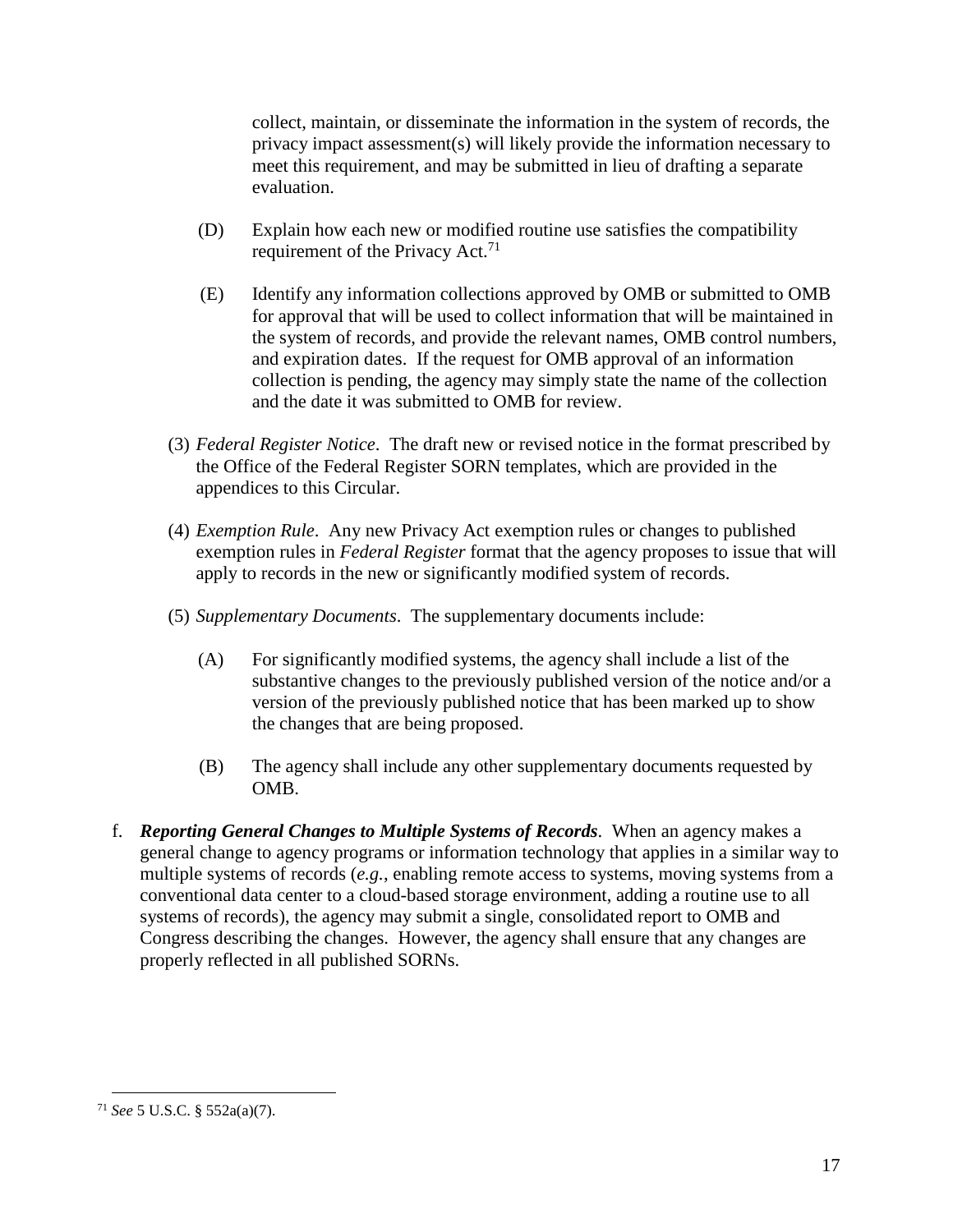collect, maintain, or disseminate the information in the system of records, the privacy impact assessment(s) will likely provide the information necessary to meet this requirement, and may be submitted in lieu of drafting a separate evaluation.

(D) Explain how each new or modified routine use satisfies the compatibility requirement of the Privacy Act.[71]

(E) Identify any information collections approved by OMB or submitted to OMB for approval that will be used to collect information that will be maintained in the system of records, and provide the relevant names, OMB control numbers, and expiration dates. If the request for OMB approval of an information collection is pending, the agency may simply state the name of the collection and the date it was submitted to OMB for review.

(3) *Federal Register Notice*. The draft new or revised notice in the format prescribed by the Office of the Federal Register SORN templates, which are provided in the appendices to this Circular.

(4) *Exemption Rule*. Any new Privacy Act exemption rules or changes to published exemption rules in *Federal Register* format that the agency proposes to issue that will apply to records in the new or significantly modified system of records.

(5) *Supplementary Documents*. The supplementary documents include:

(A) For significantly modified systems, the agency shall include a list of the substantive changes to the previously published version of the notice and/or a version of the previously published notice that has been marked up to show the changes that are being proposed.

(B) The agency shall include any other supplementary documents requested by OMB.

f. ***Reporting General Changes to Multiple Systems of Records***. When an agency makes a general change to agency programs or information technology that applies in a similar way to multiple systems of records (*e.g.*, enabling remote access to systems, moving systems from a conventional data center to a cloud-based storage environment, adding a routine use to all systems of records), the agency may submit a single, consolidated report to OMB and Congress describing the changes. However, the agency shall ensure that any changes are properly reflected in all published SORNs.

[71] *See* 5 U.S.C. § 552a(a)(7).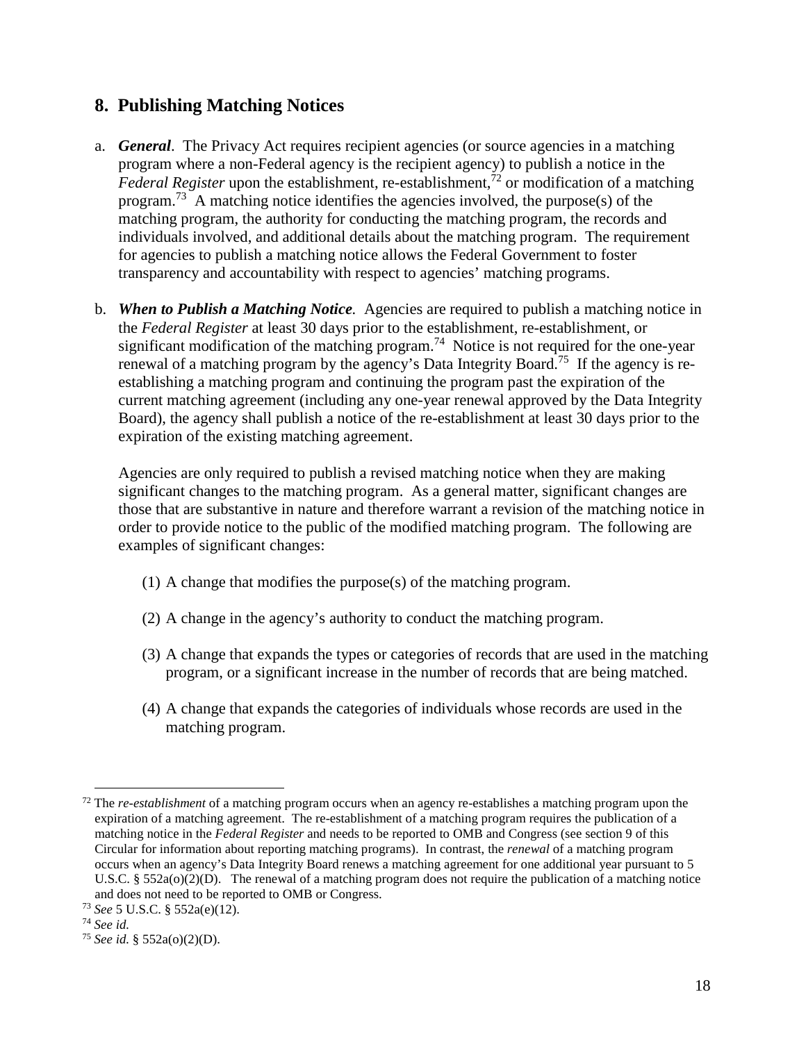## 8. Publishing Matching Notices

a. ***General***. The Privacy Act requires recipient agencies (or source agencies in a matching program where a non-Federal agency is the recipient agency) to publish a notice in the *Federal Register* upon the establishment, re-establishment,[72] or modification of a matching program.[73] A matching notice identifies the agencies involved, the purpose(s) of the matching program, the authority for conducting the matching program, the records and individuals involved, and additional details about the matching program. The requirement for agencies to publish a matching notice allows the Federal Government to foster transparency and accountability with respect to agencies' matching programs.

b. ***When to Publish a Matching Notice***. Agencies are required to publish a matching notice in the *Federal Register* at least 30 days prior to the establishment, re-establishment, or significant modification of the matching program.[74] Notice is not required for the one-year renewal of a matching program by the agency's Data Integrity Board.[75] If the agency is re-establishing a matching program and continuing the program past the expiration of the current matching agreement (including any one-year renewal approved by the Data Integrity Board), the agency shall publish a notice of the re-establishment at least 30 days prior to the expiration of the existing matching agreement.

   Agencies are only required to publish a revised matching notice when they are making significant changes to the matching program. As a general matter, significant changes are those that are substantive in nature and therefore warrant a revision of the matching notice in order to provide notice to the public of the modified matching program. The following are examples of significant changes:

   (1) A change that modifies the purpose(s) of the matching program.

   (2) A change in the agency's authority to conduct the matching program.

   (3) A change that expands the types or categories of records that are used in the matching program, or a significant increase in the number of records that are being matched.

   (4) A change that expands the categories of individuals whose records are used in the matching program.

---

[72] The *re-establishment* of a matching program occurs when an agency re-establishes a matching program upon the expiration of a matching agreement. The re-establishment of a matching program requires the publication of a matching notice in the *Federal Register* and needs to be reported to OMB and Congress (see section 9 of this Circular for information about reporting matching programs). In contrast, the *renewal* of a matching program occurs when an agency's Data Integrity Board renews a matching agreement for one additional year pursuant to 5 U.S.C. § 552a(o)(2)(D). The renewal of a matching program does not require the publication of a matching notice and does not need to be reported to OMB or Congress.

[73] *See* 5 U.S.C. § 552a(e)(12).

[74] *See id.*

[75] *See id.* § 552a(o)(2)(D).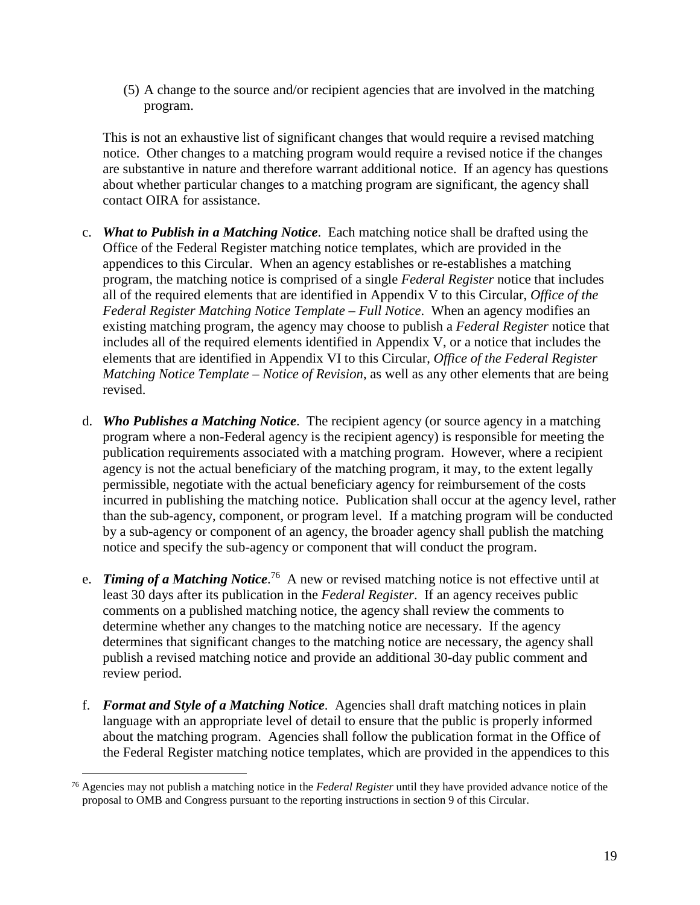(5) A change to the source and/or recipient agencies that are involved in the matching program.

This is not an exhaustive list of significant changes that would require a revised matching notice. Other changes to a matching program would require a revised notice if the changes are substantive in nature and therefore warrant additional notice. If an agency has questions about whether particular changes to a matching program are significant, the agency shall contact OIRA for assistance.

c. ***What to Publish in a Matching Notice***. Each matching notice shall be drafted using the Office of the Federal Register matching notice templates, which are provided in the appendices to this Circular. When an agency establishes or re-establishes a matching program, the matching notice is comprised of a single *Federal Register* notice that includes all of the required elements that are identified in Appendix V to this Circular, *Office of the Federal Register Matching Notice Template – Full Notice*. When an agency modifies an existing matching program, the agency may choose to publish a *Federal Register* notice that includes all of the required elements identified in Appendix V, or a notice that includes the elements that are identified in Appendix VI to this Circular, *Office of the Federal Register Matching Notice Template – Notice of Revision*, as well as any other elements that are being revised.

d. ***Who Publishes a Matching Notice***. The recipient agency (or source agency in a matching program where a non-Federal agency is the recipient agency) is responsible for meeting the publication requirements associated with a matching program. However, where a recipient agency is not the actual beneficiary of the matching program, it may, to the extent legally permissible, negotiate with the actual beneficiary agency for reimbursement of the costs incurred in publishing the matching notice. Publication shall occur at the agency level, rather than the sub-agency, component, or program level. If a matching program will be conducted by a sub-agency or component of an agency, the broader agency shall publish the matching notice and specify the sub-agency or component that will conduct the program.

e. ***Timing of a Matching Notice***.[76] A new or revised matching notice is not effective until at least 30 days after its publication in the *Federal Register*. If an agency receives public comments on a published matching notice, the agency shall review the comments to determine whether any changes to the matching notice are necessary. If the agency determines that significant changes to the matching notice are necessary, the agency shall publish a revised matching notice and provide an additional 30-day public comment and review period.

f. ***Format and Style of a Matching Notice***. Agencies shall draft matching notices in plain language with an appropriate level of detail to ensure that the public is properly informed about the matching program. Agencies shall follow the publication format in the Office of the Federal Register matching notice templates, which are provided in the appendices to this

[76] Agencies may not publish a matching notice in the *Federal Register* until they have provided advance notice of the proposal to OMB and Congress pursuant to the reporting instructions in section 9 of this Circular.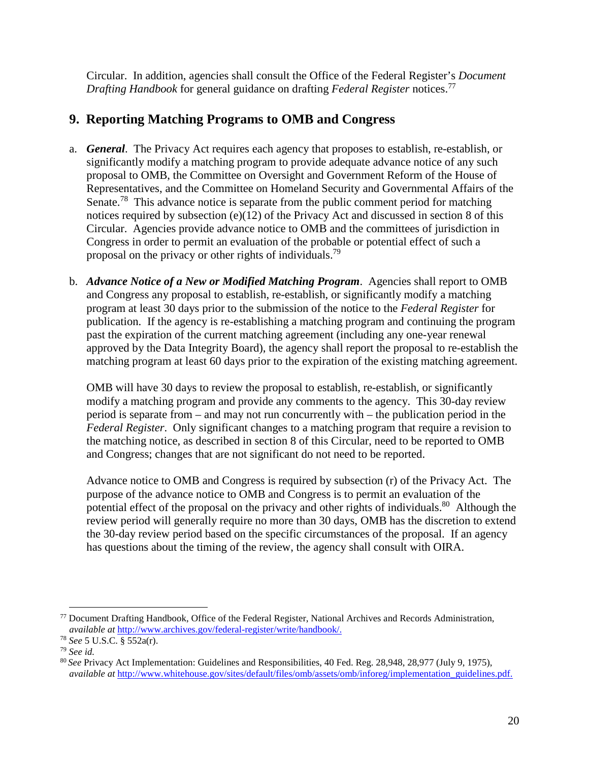Circular. In addition, agencies shall consult the Office of the Federal Register's *Document Drafting Handbook* for general guidance on drafting *Federal Register* notices.[77]

## 9. Reporting Matching Programs to OMB and Congress

a. ***General***. The Privacy Act requires each agency that proposes to establish, re-establish, or significantly modify a matching program to provide adequate advance notice of any such proposal to OMB, the Committee on Oversight and Government Reform of the House of Representatives, and the Committee on Homeland Security and Governmental Affairs of the Senate.[78] This advance notice is separate from the public comment period for matching notices required by subsection (e)(12) of the Privacy Act and discussed in section 8 of this Circular. Agencies provide advance notice to OMB and the committees of jurisdiction in Congress in order to permit an evaluation of the probable or potential effect of such a proposal on the privacy or other rights of individuals.[79]

b. ***Advance Notice of a New or Modified Matching Program***. Agencies shall report to OMB and Congress any proposal to establish, re-establish, or significantly modify a matching program at least 30 days prior to the submission of the notice to the *Federal Register* for publication. If the agency is re-establishing a matching program and continuing the program past the expiration of the current matching agreement (including any one-year renewal approved by the Data Integrity Board), the agency shall report the proposal to re-establish the matching program at least 60 days prior to the expiration of the existing matching agreement.

   OMB will have 30 days to review the proposal to establish, re-establish, or significantly modify a matching program and provide any comments to the agency. This 30-day review period is separate from – and may not run concurrently with – the publication period in the *Federal Register*. Only significant changes to a matching program that require a revision to the matching notice, as described in section 8 of this Circular, need to be reported to OMB and Congress; changes that are not significant do not need to be reported.

   Advance notice to OMB and Congress is required by subsection (r) of the Privacy Act. The purpose of the advance notice to OMB and Congress is to permit an evaluation of the potential effect of the proposal on the privacy and other rights of individuals.[80] Although the review period will generally require no more than 30 days, OMB has the discretion to extend the 30-day review period based on the specific circumstances of the proposal. If an agency has questions about the timing of the review, the agency shall consult with OIRA.

---

[77] Document Drafting Handbook, Office of the Federal Register, National Archives and Records Administration, *available at* http://www.archives.gov/federal-register/write/handbook/.

[78] *See* 5 U.S.C. § 552a(r).

[79] *See id.*

[80] *See* Privacy Act Implementation: Guidelines and Responsibilities, 40 Fed. Reg. 28,948, 28,977 (July 9, 1975), *available at* http://www.whitehouse.gov/sites/default/files/omb/assets/omb/inforeg/implementation_guidelines.pdf.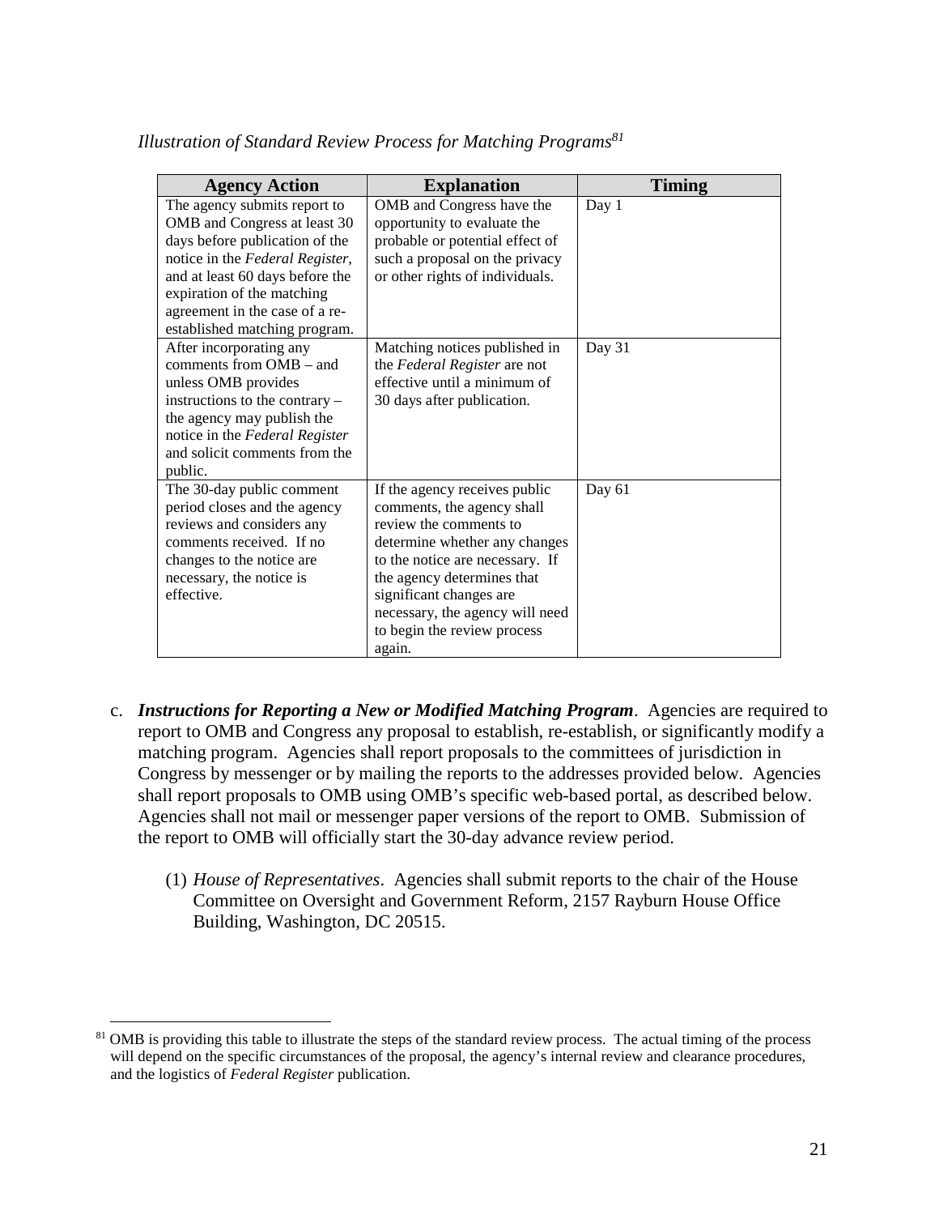*Illustration of Standard Review Process for Matching Programs*[81]

| Agency Action | Explanation | Timing |
|---|---|---|
| The agency submits report to OMB and Congress at least 30 days before publication of the notice in the *Federal Register*, and at least 60 days before the expiration of the matching agreement in the case of a re-established matching program. | OMB and Congress have the opportunity to evaluate the probable or potential effect of such a proposal on the privacy or other rights of individuals. | Day 1 |
| After incorporating any comments from OMB – and unless OMB provides instructions to the contrary – the agency may publish the notice in the *Federal Register* and solicit comments from the public. | Matching notices published in the *Federal Register* are not effective until a minimum of 30 days after publication. | Day 31 |
| The 30-day public comment period closes and the agency reviews and considers any comments received. If no changes to the notice are necessary, the notice is effective. | If the agency receives public comments, the agency shall review the comments to determine whether any changes to the notice are necessary. If the agency determines that significant changes are necessary, the agency will need to begin the review process again. | Day 61 |

c. ***Instructions for Reporting a New or Modified Matching Program***. Agencies are required to report to OMB and Congress any proposal to establish, re-establish, or significantly modify a matching program. Agencies shall report proposals to the committees of jurisdiction in Congress by messenger or by mailing the reports to the addresses provided below. Agencies shall report proposals to OMB using OMB's specific web-based portal, as described below. Agencies shall not mail or messenger paper versions of the report to OMB. Submission of the report to OMB will officially start the 30-day advance review period.

   (1) *House of Representatives*. Agencies shall submit reports to the chair of the House Committee on Oversight and Government Reform, 2157 Rayburn House Office Building, Washington, DC 20515.

[81] OMB is providing this table to illustrate the steps of the standard review process. The actual timing of the process will depend on the specific circumstances of the proposal, the agency's internal review and clearance procedures, and the logistics of *Federal Register* publication.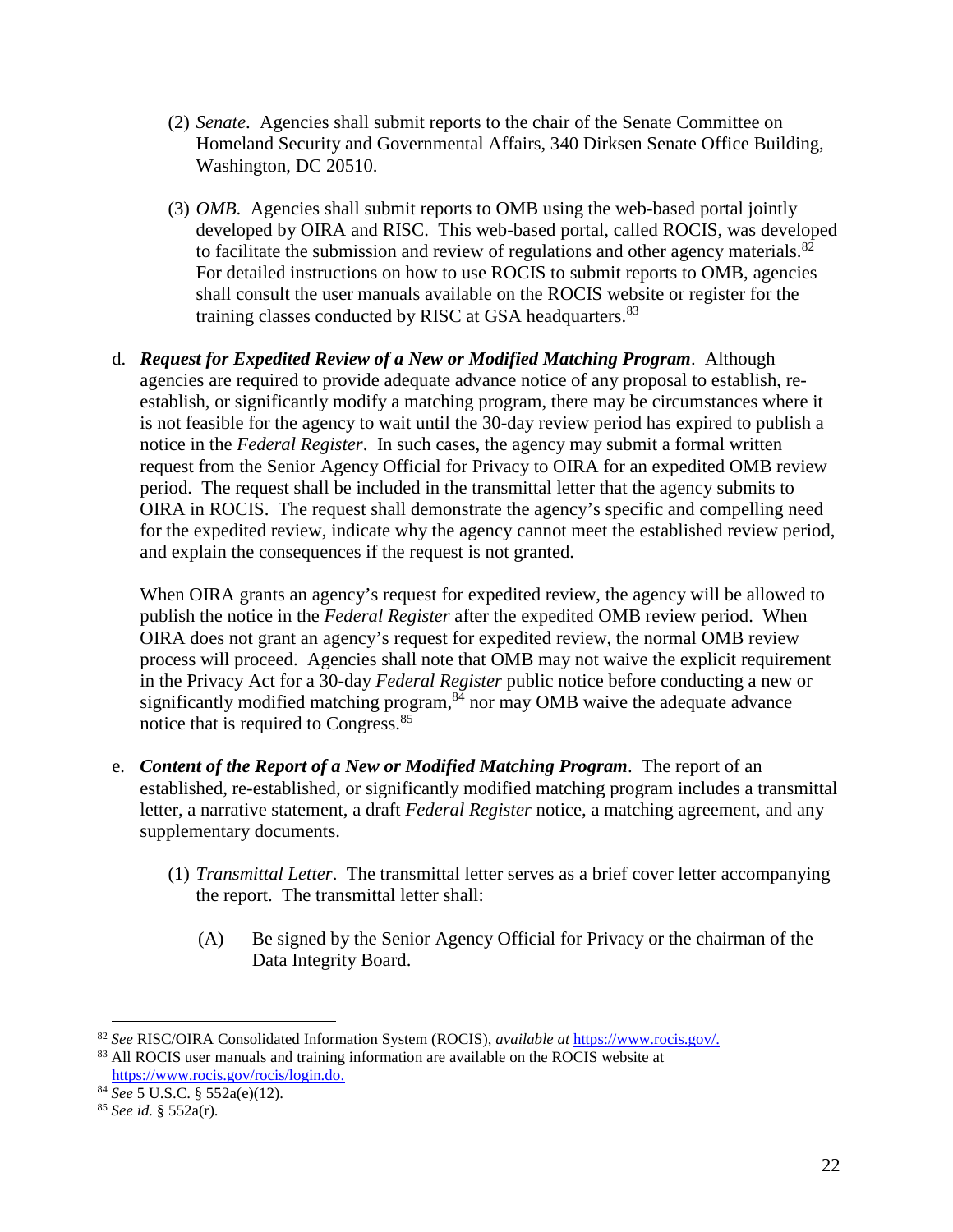(2) *Senate*. Agencies shall submit reports to the chair of the Senate Committee on Homeland Security and Governmental Affairs, 340 Dirksen Senate Office Building, Washington, DC 20510.

(3) *OMB.* Agencies shall submit reports to OMB using the web-based portal jointly developed by OIRA and RISC. This web-based portal, called ROCIS, was developed to facilitate the submission and review of regulations and other agency materials.[82] For detailed instructions on how to use ROCIS to submit reports to OMB, agencies shall consult the user manuals available on the ROCIS website or register for the training classes conducted by RISC at GSA headquarters.[83]

d. ***Request for Expedited Review of a New or Modified Matching Program***. Although agencies are required to provide adequate advance notice of any proposal to establish, re-establish, or significantly modify a matching program, there may be circumstances where it is not feasible for the agency to wait until the 30-day review period has expired to publish a notice in the *Federal Register*. In such cases, the agency may submit a formal written request from the Senior Agency Official for Privacy to OIRA for an expedited OMB review period. The request shall be included in the transmittal letter that the agency submits to OIRA in ROCIS. The request shall demonstrate the agency's specific and compelling need for the expedited review, indicate why the agency cannot meet the established review period, and explain the consequences if the request is not granted.

When OIRA grants an agency's request for expedited review, the agency will be allowed to publish the notice in the *Federal Register* after the expedited OMB review period. When OIRA does not grant an agency's request for expedited review, the normal OMB review process will proceed. Agencies shall note that OMB may not waive the explicit requirement in the Privacy Act for a 30-day *Federal Register* public notice before conducting a new or significantly modified matching program,[84] nor may OMB waive the adequate advance notice that is required to Congress.[85]

e. ***Content of the Report of a New or Modified Matching Program***. The report of an established, re-established, or significantly modified matching program includes a transmittal letter, a narrative statement, a draft *Federal Register* notice, a matching agreement, and any supplementary documents.

(1) *Transmittal Letter*. The transmittal letter serves as a brief cover letter accompanying the report. The transmittal letter shall:

(A) Be signed by the Senior Agency Official for Privacy or the chairman of the Data Integrity Board.

---

[82] *See* RISC/OIRA Consolidated Information System (ROCIS), *available at* https://www.rocis.gov/.

[83] All ROCIS user manuals and training information are available on the ROCIS website at https://www.rocis.gov/rocis/login.do.

[84] *See* 5 U.S.C. § 552a(e)(12).

[85] *See id.* § 552a(r).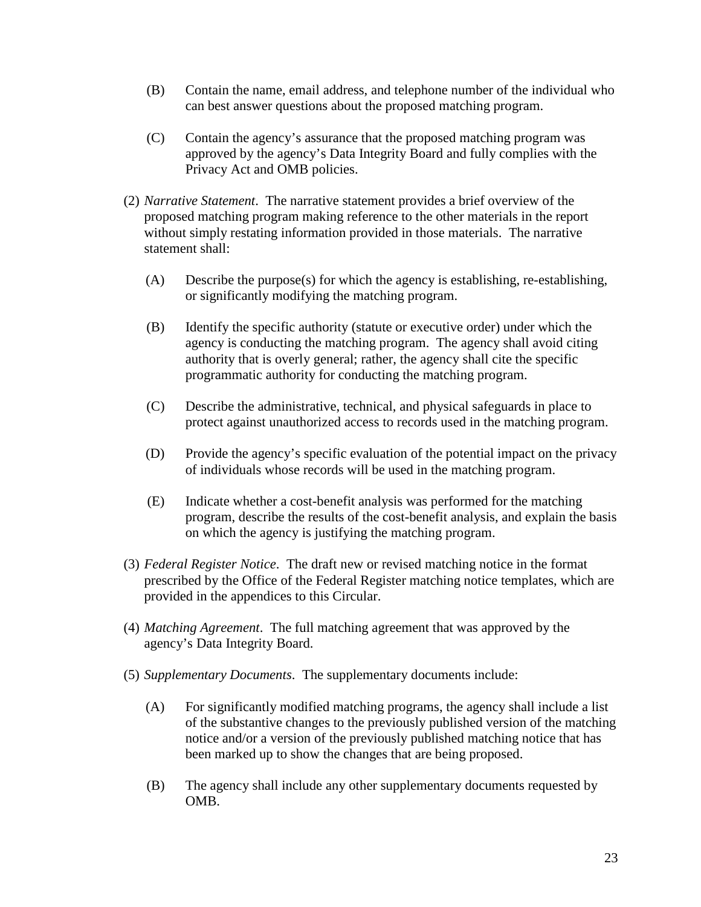(B) Contain the name, email address, and telephone number of the individual who can best answer questions about the proposed matching program.

(C) Contain the agency's assurance that the proposed matching program was approved by the agency's Data Integrity Board and fully complies with the Privacy Act and OMB policies.

(2) *Narrative Statement*. The narrative statement provides a brief overview of the proposed matching program making reference to the other materials in the report without simply restating information provided in those materials. The narrative statement shall:

(A) Describe the purpose(s) for which the agency is establishing, re-establishing, or significantly modifying the matching program.

(B) Identify the specific authority (statute or executive order) under which the agency is conducting the matching program. The agency shall avoid citing authority that is overly general; rather, the agency shall cite the specific programmatic authority for conducting the matching program.

(C) Describe the administrative, technical, and physical safeguards in place to protect against unauthorized access to records used in the matching program.

(D) Provide the agency's specific evaluation of the potential impact on the privacy of individuals whose records will be used in the matching program.

(E) Indicate whether a cost-benefit analysis was performed for the matching program, describe the results of the cost-benefit analysis, and explain the basis on which the agency is justifying the matching program.

(3) *Federal Register Notice*. The draft new or revised matching notice in the format prescribed by the Office of the Federal Register matching notice templates, which are provided in the appendices to this Circular.

(4) *Matching Agreement*. The full matching agreement that was approved by the agency's Data Integrity Board.

(5) *Supplementary Documents*. The supplementary documents include:

(A) For significantly modified matching programs, the agency shall include a list of the substantive changes to the previously published version of the matching notice and/or a version of the previously published matching notice that has been marked up to show the changes that are being proposed.

(B) The agency shall include any other supplementary documents requested by OMB.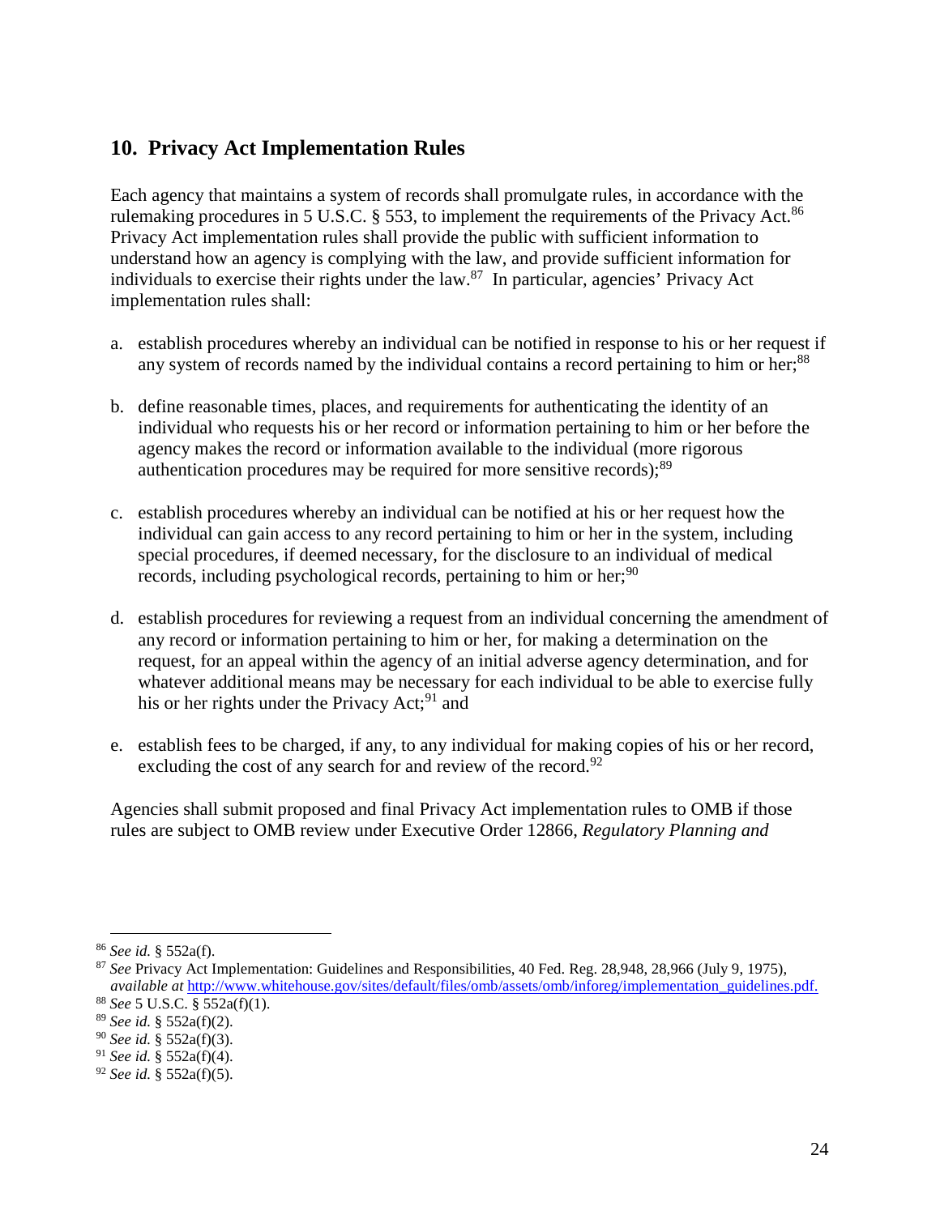## 10. Privacy Act Implementation Rules

Each agency that maintains a system of records shall promulgate rules, in accordance with the rulemaking procedures in 5 U.S.C. § 553, to implement the requirements of the Privacy Act.[86] Privacy Act implementation rules shall provide the public with sufficient information to understand how an agency is complying with the law, and provide sufficient information for individuals to exercise their rights under the law.[87] In particular, agencies' Privacy Act implementation rules shall:

a. establish procedures whereby an individual can be notified in response to his or her request if any system of records named by the individual contains a record pertaining to him or her;[88]

b. define reasonable times, places, and requirements for authenticating the identity of an individual who requests his or her record or information pertaining to him or her before the agency makes the record or information available to the individual (more rigorous authentication procedures may be required for more sensitive records);[89]

c. establish procedures whereby an individual can be notified at his or her request how the individual can gain access to any record pertaining to him or her in the system, including special procedures, if deemed necessary, for the disclosure to an individual of medical records, including psychological records, pertaining to him or her;[90]

d. establish procedures for reviewing a request from an individual concerning the amendment of any record or information pertaining to him or her, for making a determination on the request, for an appeal within the agency of an initial adverse agency determination, and for whatever additional means may be necessary for each individual to be able to exercise fully his or her rights under the Privacy Act;[91] and

e. establish fees to be charged, if any, to any individual for making copies of his or her record, excluding the cost of any search for and review of the record.[92]

Agencies shall submit proposed and final Privacy Act implementation rules to OMB if those rules are subject to OMB review under Executive Order 12866, *Regulatory Planning and*

---

[86] *See id.* § 552a(f).

[87] *See* Privacy Act Implementation: Guidelines and Responsibilities, 40 Fed. Reg. 28,948, 28,966 (July 9, 1975), *available at* http://www.whitehouse.gov/sites/default/files/omb/assets/omb/inforeg/implementation_guidelines.pdf.

[88] *See* 5 U.S.C. § 552a(f)(1).

[89] *See id.* § 552a(f)(2).

[90] *See id.* § 552a(f)(3).

[91] *See id.* § 552a(f)(4).

[92] *See id.* § 552a(f)(5).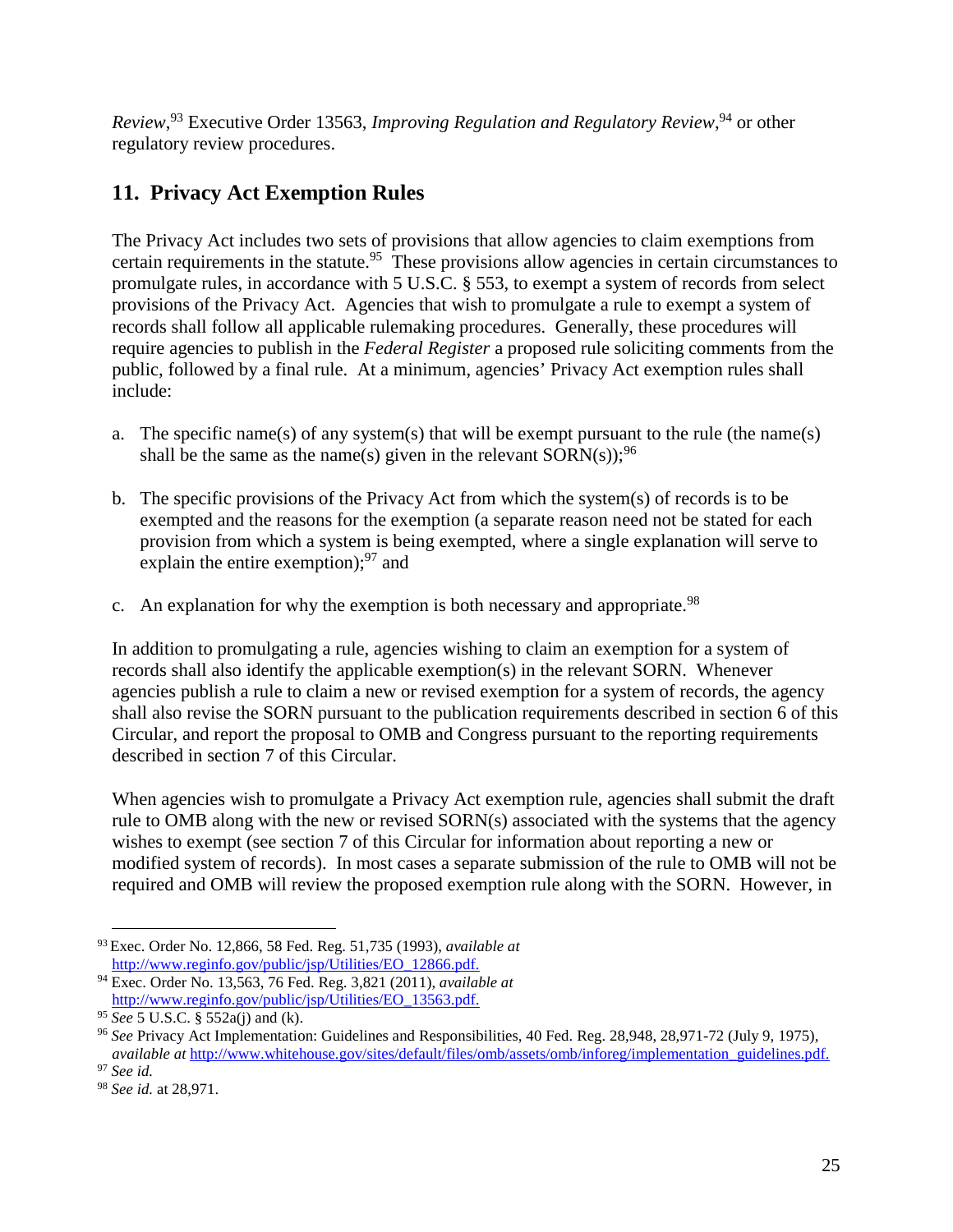*Review*,[93] Executive Order 13563, *Improving Regulation and Regulatory Review*,[94] or other regulatory review procedures.

## 11. Privacy Act Exemption Rules

The Privacy Act includes two sets of provisions that allow agencies to claim exemptions from certain requirements in the statute.[95] These provisions allow agencies in certain circumstances to promulgate rules, in accordance with 5 U.S.C. § 553, to exempt a system of records from select provisions of the Privacy Act. Agencies that wish to promulgate a rule to exempt a system of records shall follow all applicable rulemaking procedures. Generally, these procedures will require agencies to publish in the *Federal Register* a proposed rule soliciting comments from the public, followed by a final rule. At a minimum, agencies' Privacy Act exemption rules shall include:

a. The specific name(s) of any system(s) that will be exempt pursuant to the rule (the name(s) shall be the same as the name(s) given in the relevant SORN(s));[96]

b. The specific provisions of the Privacy Act from which the system(s) of records is to be exempted and the reasons for the exemption (a separate reason need not be stated for each provision from which a system is being exempted, where a single explanation will serve to explain the entire exemption);[97] and

c. An explanation for why the exemption is both necessary and appropriate.[98]

In addition to promulgating a rule, agencies wishing to claim an exemption for a system of records shall also identify the applicable exemption(s) in the relevant SORN. Whenever agencies publish a rule to claim a new or revised exemption for a system of records, the agency shall also revise the SORN pursuant to the publication requirements described in section 6 of this Circular, and report the proposal to OMB and Congress pursuant to the reporting requirements described in section 7 of this Circular.

When agencies wish to promulgate a Privacy Act exemption rule, agencies shall submit the draft rule to OMB along with the new or revised SORN(s) associated with the systems that the agency wishes to exempt (see section 7 of this Circular for information about reporting a new or modified system of records). In most cases a separate submission of the rule to OMB will not be required and OMB will review the proposed exemption rule along with the SORN. However, in

---

[93] Exec. Order No. 12,866, 58 Fed. Reg. 51,735 (1993), *available at* http://www.reginfo.gov/public/jsp/Utilities/EO_12866.pdf.

[94] Exec. Order No. 13,563, 76 Fed. Reg. 3,821 (2011), *available at* http://www.reginfo.gov/public/jsp/Utilities/EO_13563.pdf.

[95] *See* 5 U.S.C. § 552a(j) and (k).

[96] *See* Privacy Act Implementation: Guidelines and Responsibilities, 40 Fed. Reg. 28,948, 28,971-72 (July 9, 1975), *available at* http://www.whitehouse.gov/sites/default/files/omb/assets/omb/inforeg/implementation_guidelines.pdf.

[97] *See id.*

[98] *See id.* at 28,971.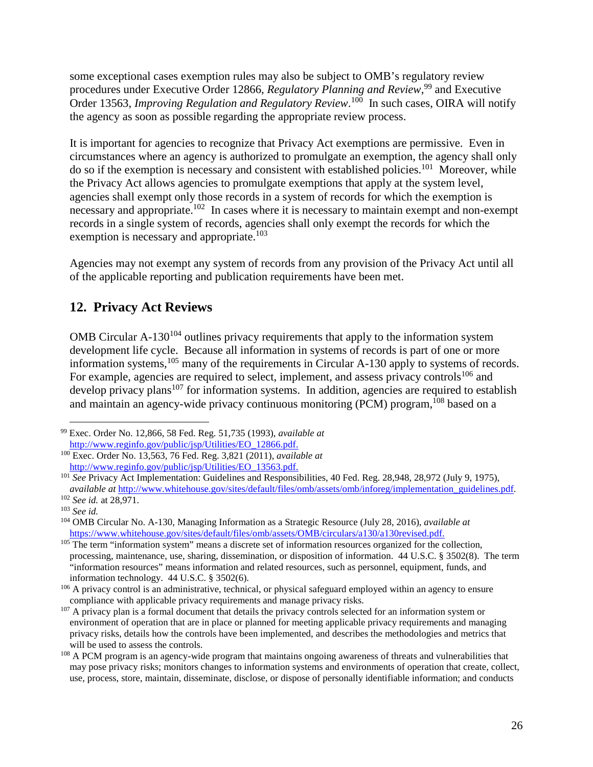some exceptional cases exemption rules may also be subject to OMB's regulatory review procedures under Executive Order 12866, *Regulatory Planning and Review*,[99] and Executive Order 13563, *Improving Regulation and Regulatory Review*.[100] In such cases, OIRA will notify the agency as soon as possible regarding the appropriate review process.

It is important for agencies to recognize that Privacy Act exemptions are permissive. Even in circumstances where an agency is authorized to promulgate an exemption, the agency shall only do so if the exemption is necessary and consistent with established policies.[101] Moreover, while the Privacy Act allows agencies to promulgate exemptions that apply at the system level, agencies shall exempt only those records in a system of records for which the exemption is necessary and appropriate.[102] In cases where it is necessary to maintain exempt and non-exempt records in a single system of records, agencies shall only exempt the records for which the exemption is necessary and appropriate.[103]

Agencies may not exempt any system of records from any provision of the Privacy Act until all of the applicable reporting and publication requirements have been met.

## 12. Privacy Act Reviews

OMB Circular A-130[104] outlines privacy requirements that apply to the information system development life cycle. Because all information in systems of records is part of one or more information systems,[105] many of the requirements in Circular A-130 apply to systems of records. For example, agencies are required to select, implement, and assess privacy controls[106] and develop privacy plans[107] for information systems. In addition, agencies are required to establish and maintain an agency-wide privacy continuous monitoring (PCM) program,[108] based on a

---

[99] Exec. Order No. 12,866, 58 Fed. Reg. 51,735 (1993), *available at* http://www.reginfo.gov/public/jsp/Utilities/EO_12866.pdf.

[100] Exec. Order No. 13,563, 76 Fed. Reg. 3,821 (2011), *available at* http://www.reginfo.gov/public/jsp/Utilities/EO_13563.pdf.

[101] *See* Privacy Act Implementation: Guidelines and Responsibilities, 40 Fed. Reg. 28,948, 28,972 (July 9, 1975), *available at* http://www.whitehouse.gov/sites/default/files/omb/assets/omb/inforeg/implementation_guidelines.pdf.

[102] *See id.* at 28,971.

[103] *See id.*

[104] OMB Circular No. A-130, Managing Information as a Strategic Resource (July 28, 2016), *available at* https://www.whitehouse.gov/sites/default/files/omb/assets/OMB/circulars/a130/a130revised.pdf.

[105] The term "information system" means a discrete set of information resources organized for the collection, processing, maintenance, use, sharing, dissemination, or disposition of information. 44 U.S.C. § 3502(8). The term "information resources" means information and related resources, such as personnel, equipment, funds, and information technology. 44 U.S.C. § 3502(6).

[106] A privacy control is an administrative, technical, or physical safeguard employed within an agency to ensure compliance with applicable privacy requirements and manage privacy risks.

[107] A privacy plan is a formal document that details the privacy controls selected for an information system or environment of operation that are in place or planned for meeting applicable privacy requirements and managing privacy risks, details how the controls have been implemented, and describes the methodologies and metrics that will be used to assess the controls.

[108] A PCM program is an agency-wide program that maintains ongoing awareness of threats and vulnerabilities that may pose privacy risks; monitors changes to information systems and environments of operation that create, collect, use, process, store, maintain, disseminate, disclose, or dispose of personally identifiable information; and conducts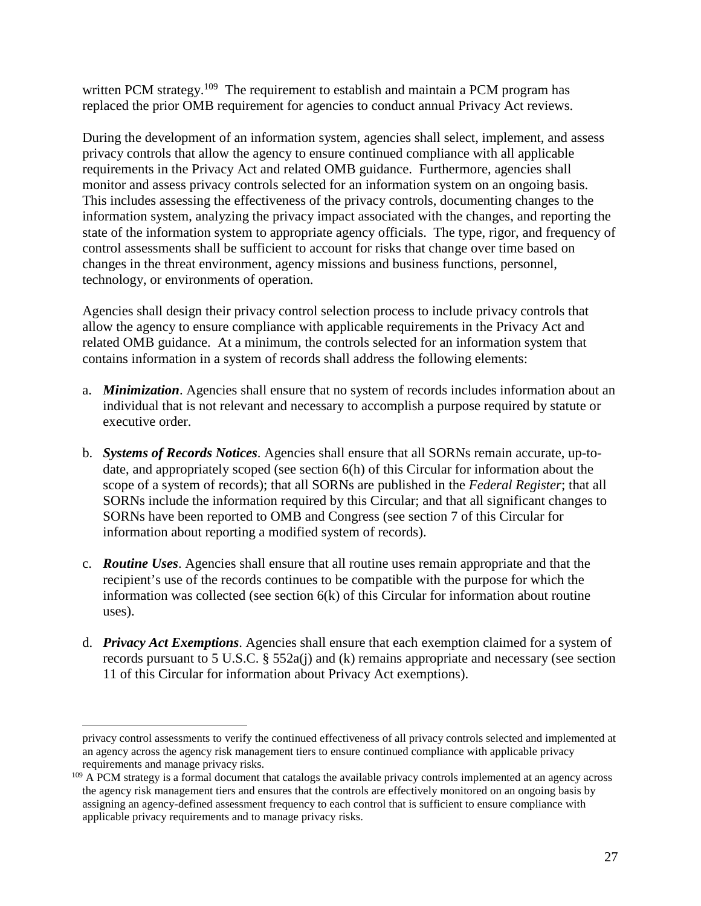written PCM strategy.[109] The requirement to establish and maintain a PCM program has replaced the prior OMB requirement for agencies to conduct annual Privacy Act reviews.

During the development of an information system, agencies shall select, implement, and assess privacy controls that allow the agency to ensure continued compliance with all applicable requirements in the Privacy Act and related OMB guidance. Furthermore, agencies shall monitor and assess privacy controls selected for an information system on an ongoing basis. This includes assessing the effectiveness of the privacy controls, documenting changes to the information system, analyzing the privacy impact associated with the changes, and reporting the state of the information system to appropriate agency officials. The type, rigor, and frequency of control assessments shall be sufficient to account for risks that change over time based on changes in the threat environment, agency missions and business functions, personnel, technology, or environments of operation.

Agencies shall design their privacy control selection process to include privacy controls that allow the agency to ensure compliance with applicable requirements in the Privacy Act and related OMB guidance. At a minimum, the controls selected for an information system that contains information in a system of records shall address the following elements:

a. ***Minimization***. Agencies shall ensure that no system of records includes information about an individual that is not relevant and necessary to accomplish a purpose required by statute or executive order.

b. ***Systems of Records Notices***. Agencies shall ensure that all SORNs remain accurate, up-to-date, and appropriately scoped (see section 6(h) of this Circular for information about the scope of a system of records); that all SORNs are published in the *Federal Register*; that all SORNs include the information required by this Circular; and that all significant changes to SORNs have been reported to OMB and Congress (see section 7 of this Circular for information about reporting a modified system of records).

c. ***Routine Uses***. Agencies shall ensure that all routine uses remain appropriate and that the recipient's use of the records continues to be compatible with the purpose for which the information was collected (see section 6(k) of this Circular for information about routine uses).

d. ***Privacy Act Exemptions***. Agencies shall ensure that each exemption claimed for a system of records pursuant to 5 U.S.C. § 552a(j) and (k) remains appropriate and necessary (see section 11 of this Circular for information about Privacy Act exemptions).

---

privacy control assessments to verify the continued effectiveness of all privacy controls selected and implemented at an agency across the agency risk management tiers to ensure continued compliance with applicable privacy requirements and manage privacy risks.

[109] A PCM strategy is a formal document that catalogs the available privacy controls implemented at an agency across the agency risk management tiers and ensures that the controls are effectively monitored on an ongoing basis by assigning an agency-defined assessment frequency to each control that is sufficient to ensure compliance with applicable privacy requirements and to manage privacy risks.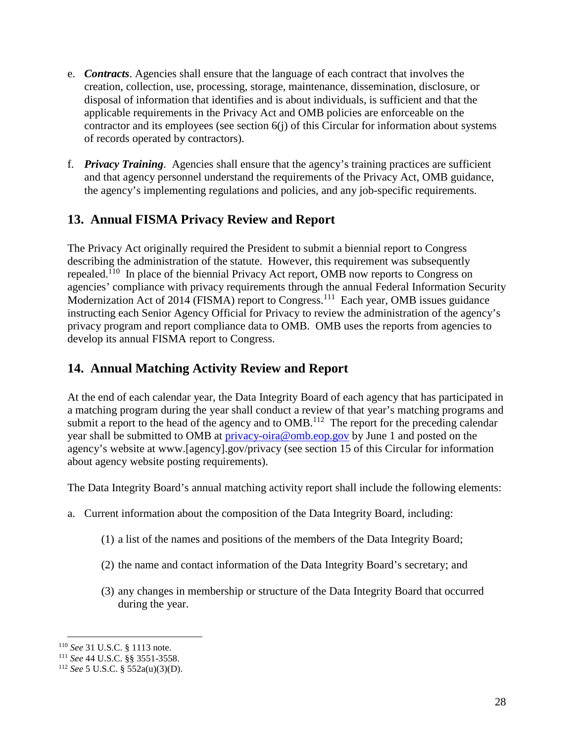e. ***Contracts***. Agencies shall ensure that the language of each contract that involves the creation, collection, use, processing, storage, maintenance, dissemination, disclosure, or disposal of information that identifies and is about individuals, is sufficient and that the applicable requirements in the Privacy Act and OMB policies are enforceable on the contractor and its employees (see section 6(j) of this Circular for information about systems of records operated by contractors).

f. ***Privacy Training***. Agencies shall ensure that the agency's training practices are sufficient and that agency personnel understand the requirements of the Privacy Act, OMB guidance, the agency's implementing regulations and policies, and any job-specific requirements.

## 13. Annual FISMA Privacy Review and Report

The Privacy Act originally required the President to submit a biennial report to Congress describing the administration of the statute. However, this requirement was subsequently repealed.[110] In place of the biennial Privacy Act report, OMB now reports to Congress on agencies' compliance with privacy requirements through the annual Federal Information Security Modernization Act of 2014 (FISMA) report to Congress.[111] Each year, OMB issues guidance instructing each Senior Agency Official for Privacy to review the administration of the agency's privacy program and report compliance data to OMB. OMB uses the reports from agencies to develop its annual FISMA report to Congress.

## 14. Annual Matching Activity Review and Report

At the end of each calendar year, the Data Integrity Board of each agency that has participated in a matching program during the year shall conduct a review of that year's matching programs and submit a report to the head of the agency and to OMB.[112] The report for the preceding calendar year shall be submitted to OMB at privacy-oira@omb.eop.gov by June 1 and posted on the agency's website at www.[agency].gov/privacy (see section 15 of this Circular for information about agency website posting requirements).

The Data Integrity Board's annual matching activity report shall include the following elements:

a. Current information about the composition of the Data Integrity Board, including:

    (1) a list of the names and positions of the members of the Data Integrity Board;

    (2) the name and contact information of the Data Integrity Board's secretary; and

    (3) any changes in membership or structure of the Data Integrity Board that occurred during the year.

---

[110] *See* 31 U.S.C. § 1113 note.

[111] *See* 44 U.S.C. §§ 3551-3558.

[112] *See* 5 U.S.C. § 552a(u)(3)(D).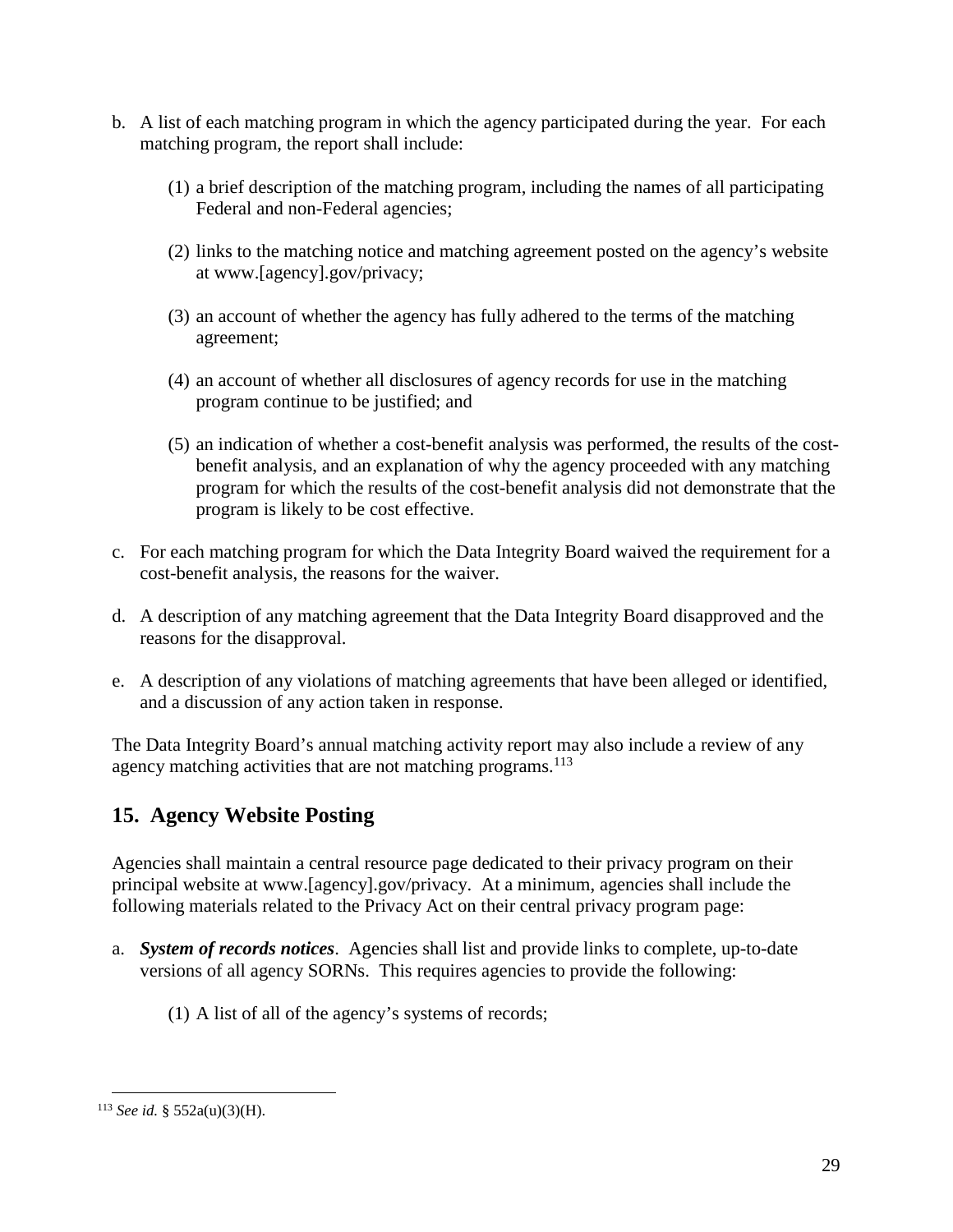b. A list of each matching program in which the agency participated during the year. For each matching program, the report shall include:

   (1) a brief description of the matching program, including the names of all participating Federal and non-Federal agencies;

   (2) links to the matching notice and matching agreement posted on the agency's website at www.[agency].gov/privacy;

   (3) an account of whether the agency has fully adhered to the terms of the matching agreement;

   (4) an account of whether all disclosures of agency records for use in the matching program continue to be justified; and

   (5) an indication of whether a cost-benefit analysis was performed, the results of the cost-benefit analysis, and an explanation of why the agency proceeded with any matching program for which the results of the cost-benefit analysis did not demonstrate that the program is likely to be cost effective.

c. For each matching program for which the Data Integrity Board waived the requirement for a cost-benefit analysis, the reasons for the waiver.

d. A description of any matching agreement that the Data Integrity Board disapproved and the reasons for the disapproval.

e. A description of any violations of matching agreements that have been alleged or identified, and a discussion of any action taken in response.

The Data Integrity Board's annual matching activity report may also include a review of any agency matching activities that are not matching programs.[113]

## 15. Agency Website Posting

Agencies shall maintain a central resource page dedicated to their privacy program on their principal website at www.[agency].gov/privacy. At a minimum, agencies shall include the following materials related to the Privacy Act on their central privacy program page:

a. ***System of records notices***. Agencies shall list and provide links to complete, up-to-date versions of all agency SORNs. This requires agencies to provide the following:

   (1) A list of all of the agency's systems of records;

---

[113] *See id.* § 552a(u)(3)(H).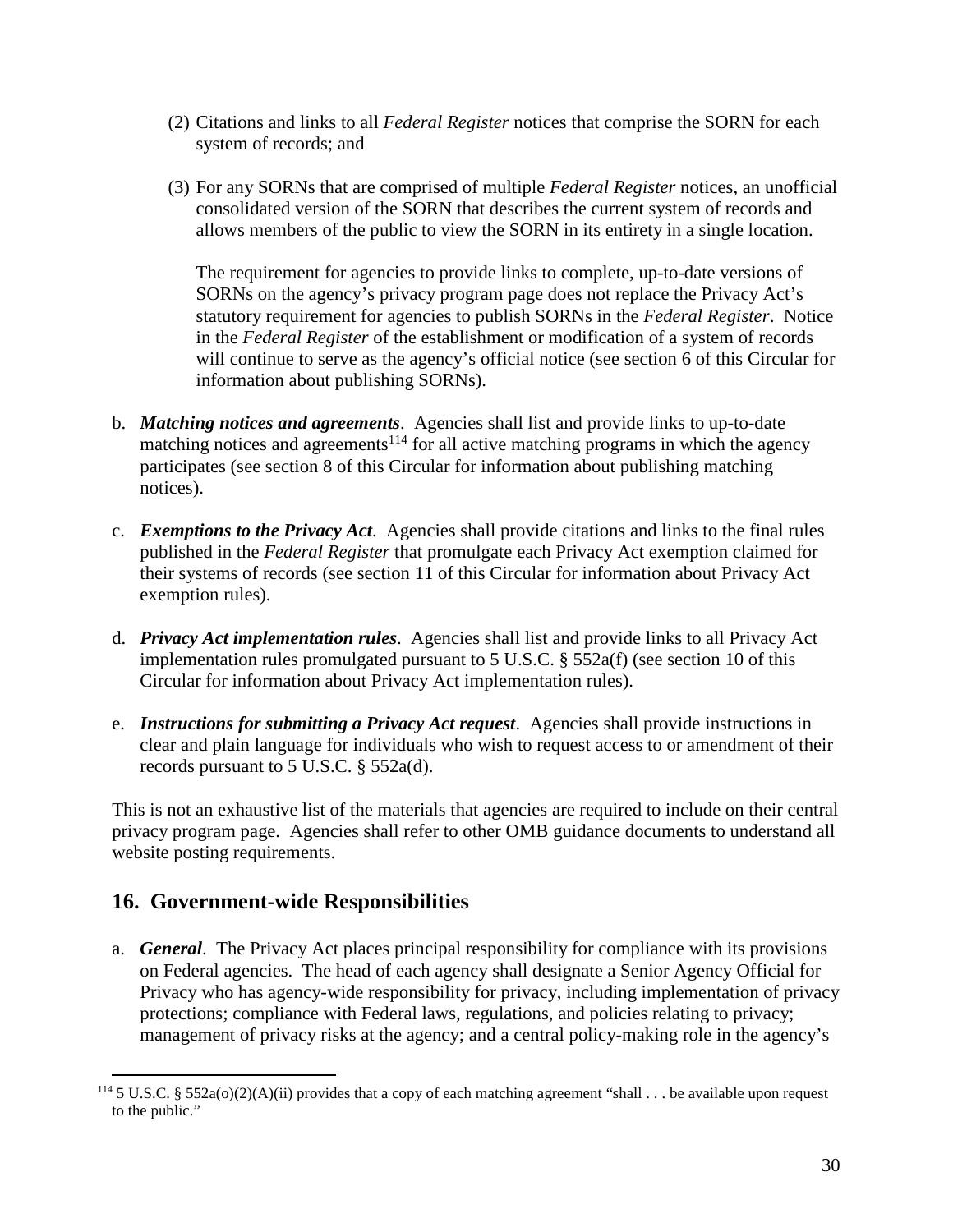(2) Citations and links to all *Federal Register* notices that comprise the SORN for each system of records; and

(3) For any SORNs that are comprised of multiple *Federal Register* notices, an unofficial consolidated version of the SORN that describes the current system of records and allows members of the public to view the SORN in its entirety in a single location.

The requirement for agencies to provide links to complete, up-to-date versions of SORNs on the agency's privacy program page does not replace the Privacy Act's statutory requirement for agencies to publish SORNs in the *Federal Register*. Notice in the *Federal Register* of the establishment or modification of a system of records will continue to serve as the agency's official notice (see section 6 of this Circular for information about publishing SORNs).

b. ***Matching notices and agreements***. Agencies shall list and provide links to up-to-date matching notices and agreements[114] for all active matching programs in which the agency participates (see section 8 of this Circular for information about publishing matching notices).

c. ***Exemptions to the Privacy Act***. Agencies shall provide citations and links to the final rules published in the *Federal Register* that promulgate each Privacy Act exemption claimed for their systems of records (see section 11 of this Circular for information about Privacy Act exemption rules).

d. ***Privacy Act implementation rules***. Agencies shall list and provide links to all Privacy Act implementation rules promulgated pursuant to 5 U.S.C. § 552a(f) (see section 10 of this Circular for information about Privacy Act implementation rules).

e. ***Instructions for submitting a Privacy Act request***. Agencies shall provide instructions in clear and plain language for individuals who wish to request access to or amendment of their records pursuant to 5 U.S.C. § 552a(d).

This is not an exhaustive list of the materials that agencies are required to include on their central privacy program page. Agencies shall refer to other OMB guidance documents to understand all website posting requirements.

## 16. Government-wide Responsibilities

a. ***General***. The Privacy Act places principal responsibility for compliance with its provisions on Federal agencies. The head of each agency shall designate a Senior Agency Official for Privacy who has agency-wide responsibility for privacy, including implementation of privacy protections; compliance with Federal laws, regulations, and policies relating to privacy; management of privacy risks at the agency; and a central policy-making role in the agency's

---

[114] 5 U.S.C. § 552a(o)(2)(A)(ii) provides that a copy of each matching agreement "shall . . . be available upon request to the public."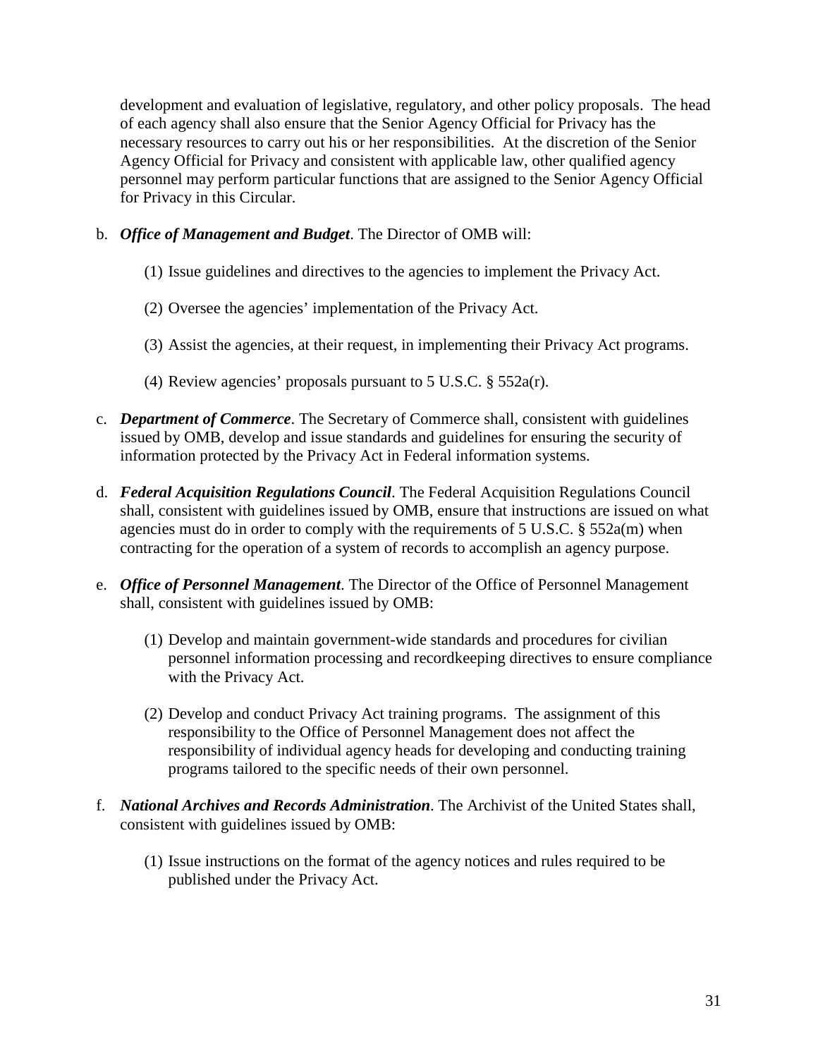development and evaluation of legislative, regulatory, and other policy proposals. The head of each agency shall also ensure that the Senior Agency Official for Privacy has the necessary resources to carry out his or her responsibilities. At the discretion of the Senior Agency Official for Privacy and consistent with applicable law, other qualified agency personnel may perform particular functions that are assigned to the Senior Agency Official for Privacy in this Circular.

b. ***Office of Management and Budget***. The Director of OMB will:

   (1) Issue guidelines and directives to the agencies to implement the Privacy Act.

   (2) Oversee the agencies' implementation of the Privacy Act.

   (3) Assist the agencies, at their request, in implementing their Privacy Act programs.

   (4) Review agencies' proposals pursuant to 5 U.S.C. § 552a(r).

c. ***Department of Commerce***. The Secretary of Commerce shall, consistent with guidelines issued by OMB, develop and issue standards and guidelines for ensuring the security of information protected by the Privacy Act in Federal information systems.

d. ***Federal Acquisition Regulations Council***. The Federal Acquisition Regulations Council shall, consistent with guidelines issued by OMB, ensure that instructions are issued on what agencies must do in order to comply with the requirements of 5 U.S.C. § 552a(m) when contracting for the operation of a system of records to accomplish an agency purpose.

e. ***Office of Personnel Management***. The Director of the Office of Personnel Management shall, consistent with guidelines issued by OMB:

   (1) Develop and maintain government-wide standards and procedures for civilian personnel information processing and recordkeeping directives to ensure compliance with the Privacy Act.

   (2) Develop and conduct Privacy Act training programs. The assignment of this responsibility to the Office of Personnel Management does not affect the responsibility of individual agency heads for developing and conducting training programs tailored to the specific needs of their own personnel.

f. ***National Archives and Records Administration***. The Archivist of the United States shall, consistent with guidelines issued by OMB:

   (1) Issue instructions on the format of the agency notices and rules required to be published under the Privacy Act.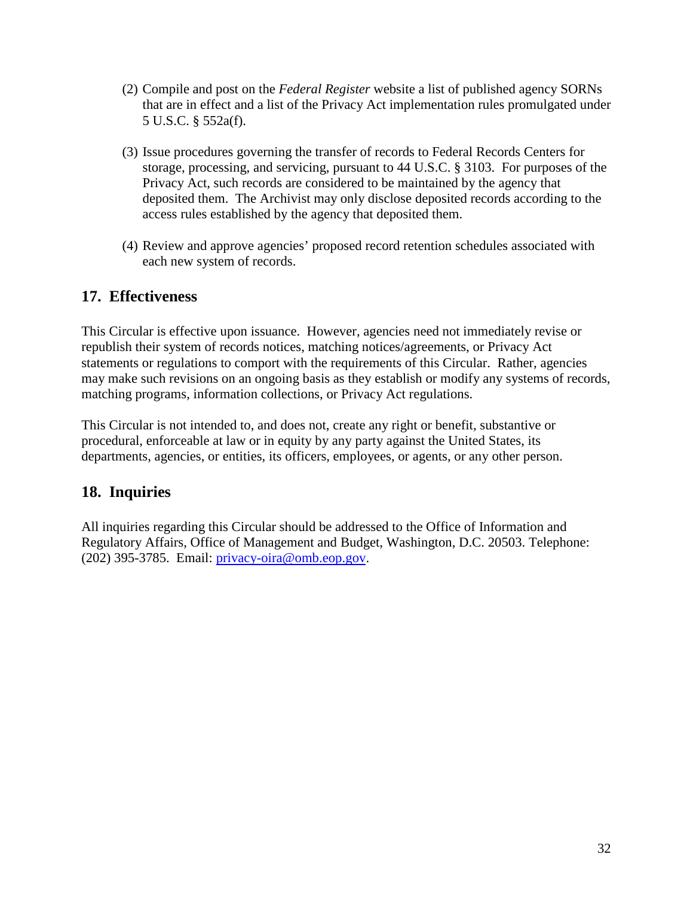(2) Compile and post on the *Federal Register* website a list of published agency SORNs that are in effect and a list of the Privacy Act implementation rules promulgated under 5 U.S.C. § 552a(f).

(3) Issue procedures governing the transfer of records to Federal Records Centers for storage, processing, and servicing, pursuant to 44 U.S.C. § 3103. For purposes of the Privacy Act, such records are considered to be maintained by the agency that deposited them. The Archivist may only disclose deposited records according to the access rules established by the agency that deposited them.

(4) Review and approve agencies' proposed record retention schedules associated with each new system of records.

## 17. Effectiveness

This Circular is effective upon issuance. However, agencies need not immediately revise or republish their system of records notices, matching notices/agreements, or Privacy Act statements or regulations to comport with the requirements of this Circular. Rather, agencies may make such revisions on an ongoing basis as they establish or modify any systems of records, matching programs, information collections, or Privacy Act regulations.

This Circular is not intended to, and does not, create any right or benefit, substantive or procedural, enforceable at law or in equity by any party against the United States, its departments, agencies, or entities, its officers, employees, or agents, or any other person.

## 18. Inquiries

All inquiries regarding this Circular should be addressed to the Office of Information and Regulatory Affairs, Office of Management and Budget, Washington, D.C. 20503. Telephone: (202) 395-3785. Email: privacy-oira@omb.eop.gov.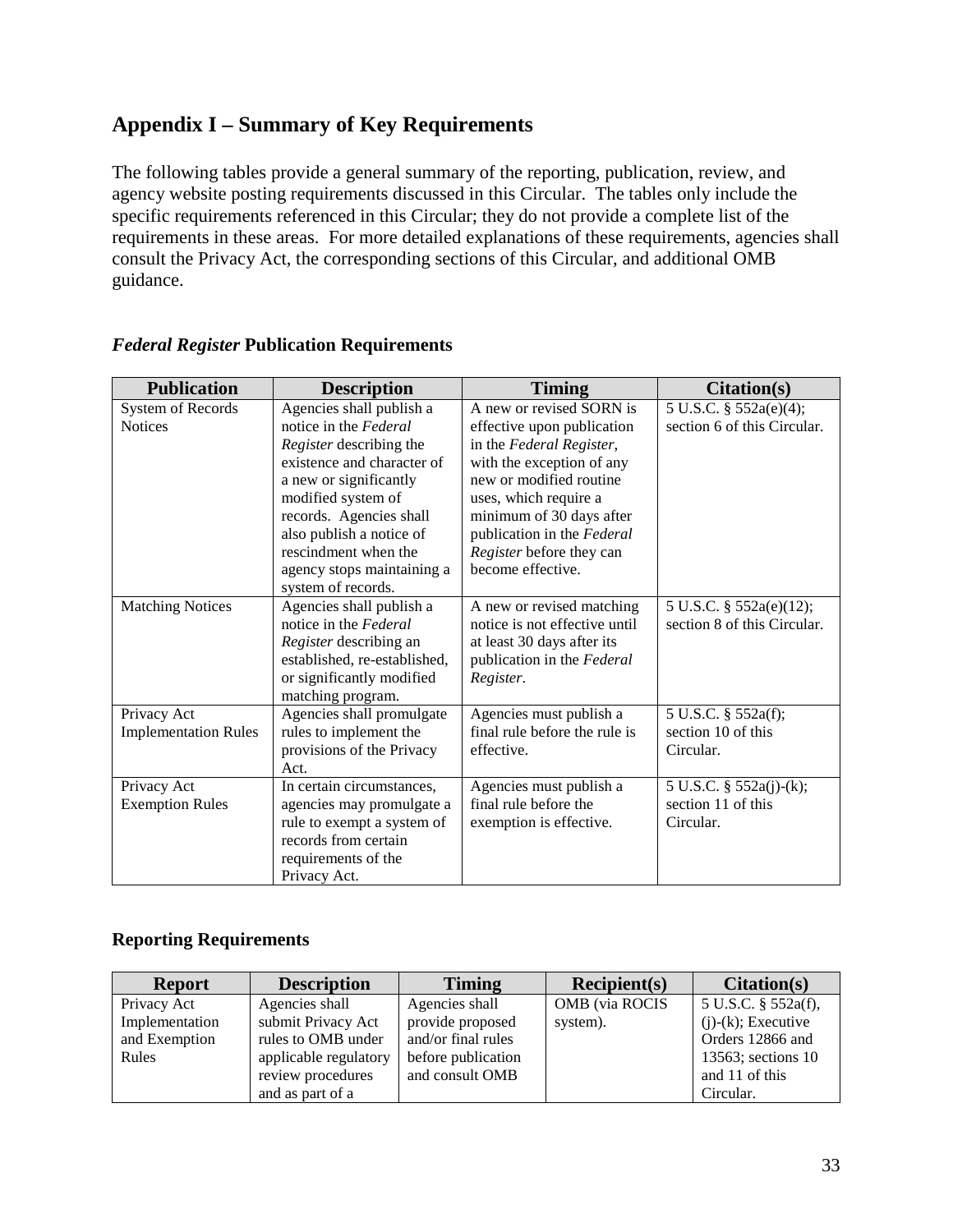## Appendix I – Summary of Key Requirements

The following tables provide a general summary of the reporting, publication, review, and agency website posting requirements discussed in this Circular. The tables only include the specific requirements referenced in this Circular; they do not provide a complete list of the requirements in these areas. For more detailed explanations of these requirements, agencies shall consult the Privacy Act, the corresponding sections of this Circular, and additional OMB guidance.

### *Federal Register* Publication Requirements

| Publication | Description | Timing | Citation(s) |
|---|---|---|---|
| System of Records Notices | Agencies shall publish a notice in the *Federal Register* describing the existence and character of a new or significantly modified system of records. Agencies shall also publish a notice of rescindment when the agency stops maintaining a system of records. | A new or revised SORN is effective upon publication in the *Federal Register*, with the exception of any new or modified routine uses, which require a minimum of 30 days after publication in the *Federal Register* before they can become effective. | 5 U.S.C. § 552a(e)(4); section 6 of this Circular. |
| Matching Notices | Agencies shall publish a notice in the *Federal Register* describing an established, re-established, or significantly modified matching program. | A new or revised matching notice is not effective until at least 30 days after its publication in the *Federal Register*. | 5 U.S.C. § 552a(e)(12); section 8 of this Circular. |
| Privacy Act Implementation Rules | Agencies shall promulgate rules to implement the provisions of the Privacy Act. | Agencies must publish a final rule before the rule is effective. | 5 U.S.C. § 552a(f); section 10 of this Circular. |
| Privacy Act Exemption Rules | In certain circumstances, agencies may promulgate a rule to exempt a system of records from certain requirements of the Privacy Act. | Agencies must publish a final rule before the exemption is effective. | 5 U.S.C. § 552a(j)-(k); section 11 of this Circular. |

### Reporting Requirements

| Report | Description | Timing | Recipient(s) | Citation(s) |
|---|---|---|---|---|
| Privacy Act Implementation and Exemption Rules | Agencies shall submit Privacy Act rules to OMB under applicable regulatory review procedures and as part of a | Agencies shall provide proposed and/or final rules before publication and consult OMB | OMB (via ROCIS system). | 5 U.S.C. § 552a(f), (j)-(k); Executive Orders 12866 and 13563; sections 10 and 11 of this Circular. |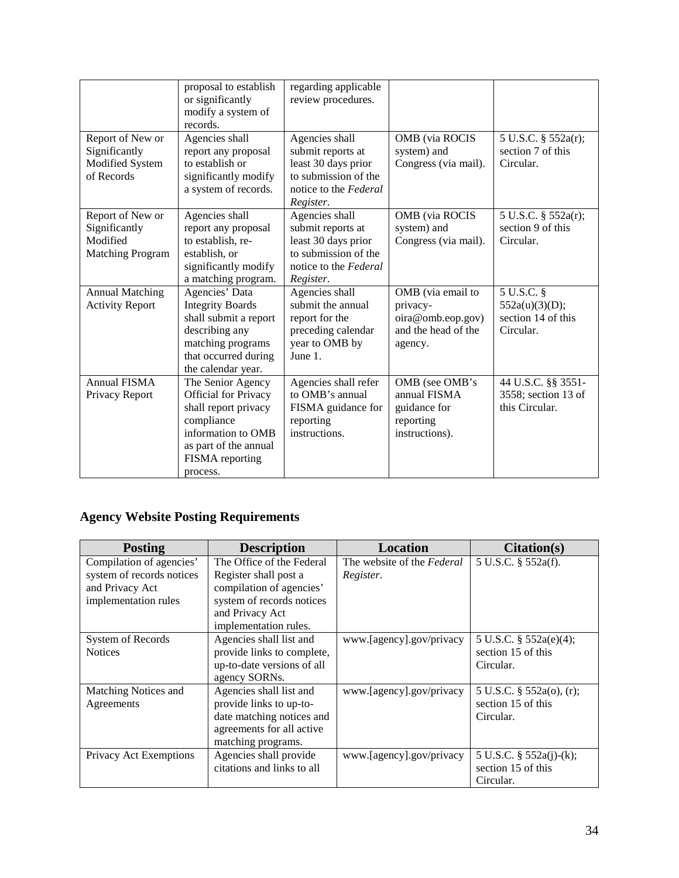| | | | | |
|---|---|---|---|---|
| | proposal to establish or significantly modify a system of records. | regarding applicable review procedures. | | |
| Report of New or Significantly Modified System of Records | Agencies shall report any proposal to establish or significantly modify a system of records. | Agencies shall submit reports at least 30 days prior to submission of the notice to the *Federal Register*. | OMB (via ROCIS system) and Congress (via mail). | 5 U.S.C. § 552a(r); section 7 of this Circular. |
| Report of New or Significantly Modified Matching Program | Agencies shall report any proposal to establish, re-establish, or significantly modify a matching program. | Agencies shall submit reports at least 30 days prior to submission of the notice to the *Federal Register*. | OMB (via ROCIS system) and Congress (via mail). | 5 U.S.C. § 552a(r); section 9 of this Circular. |
| Annual Matching Activity Report | Agencies' Data Integrity Boards shall submit a report describing any matching programs that occurred during the calendar year. | Agencies shall submit the annual report for the preceding calendar year to OMB by June 1. | OMB (via email to privacy-oira@omb.eop.gov) and the head of the agency. | 5 U.S.C. § 552a(u)(3)(D); section 14 of this Circular. |
| Annual FISMA Privacy Report | The Senior Agency Official for Privacy shall report privacy compliance information to OMB as part of the annual FISMA reporting process. | Agencies shall refer to OMB's annual FISMA guidance for reporting instructions. | OMB (see OMB's annual FISMA guidance for reporting instructions). | 44 U.S.C. §§ 3551-3558; section 13 of this Circular. |

## Agency Website Posting Requirements

| Posting | Description | Location | Citation(s) |
|---|---|---|---|
| Compilation of agencies' system of records notices and Privacy Act implementation rules | The Office of the Federal Register shall post a compilation of agencies' system of records notices and Privacy Act implementation rules. | The website of the *Federal Register*. | 5 U.S.C. § 552a(f). |
| System of Records Notices | Agencies shall list and provide links to complete, up-to-date versions of all agency SORNs. | www.[agency].gov/privacy | 5 U.S.C. § 552a(e)(4); section 15 of this Circular. |
| Matching Notices and Agreements | Agencies shall list and provide links to up-to-date matching notices and agreements for all active matching programs. | www.[agency].gov/privacy | 5 U.S.C. § 552a(o), (r); section 15 of this Circular. |
| Privacy Act Exemptions | Agencies shall provide citations and links to all | www.[agency].gov/privacy | 5 U.S.C. § 552a(j)-(k); section 15 of this Circular. |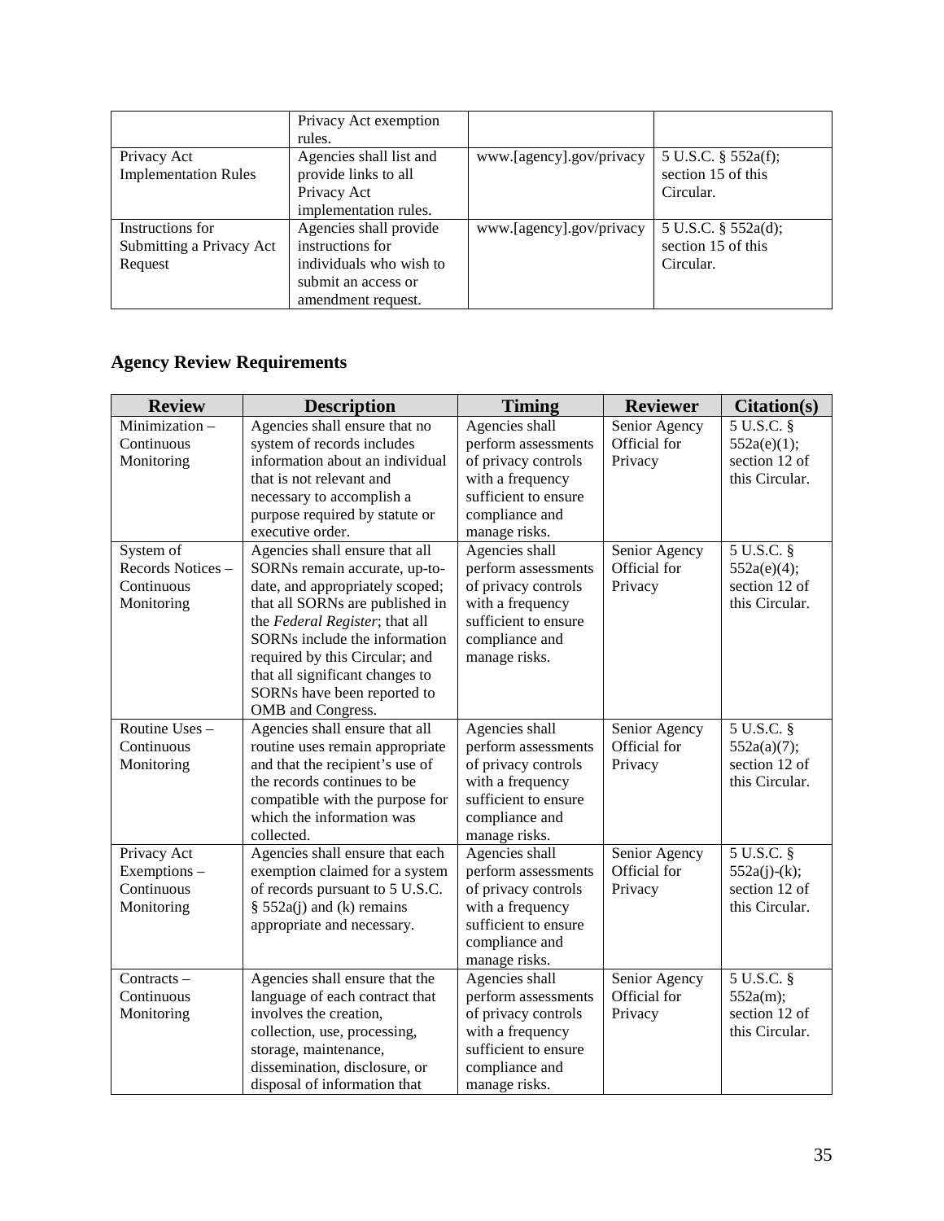| | Privacy Act exemption rules. | | |
|---|---|---|---|
| Privacy Act Implementation Rules | Agencies shall list and provide links to all Privacy Act implementation rules. | www.[agency].gov/privacy | 5 U.S.C. § 552a(f); section 15 of this Circular. |
| Instructions for Submitting a Privacy Act Request | Agencies shall provide instructions for individuals who wish to submit an access or amendment request. | www.[agency].gov/privacy | 5 U.S.C. § 552a(d); section 15 of this Circular. |

## Agency Review Requirements

| Review | Description | Timing | Reviewer | Citation(s) |
|---|---|---|---|---|
| Minimization – Continuous Monitoring | Agencies shall ensure that no system of records includes information about an individual that is not relevant and necessary to accomplish a purpose required by statute or executive order. | Agencies shall perform assessments of privacy controls with a frequency sufficient to ensure compliance and manage risks. | Senior Agency Official for Privacy | 5 U.S.C. § 552a(e)(1); section 12 of this Circular. |
| System of Records Notices – Continuous Monitoring | Agencies shall ensure that all SORNs remain accurate, up-to-date, and appropriately scoped; that all SORNs are published in the *Federal Register*; that all SORNs include the information required by this Circular; and that all significant changes to SORNs have been reported to OMB and Congress. | Agencies shall perform assessments of privacy controls with a frequency sufficient to ensure compliance and manage risks. | Senior Agency Official for Privacy | 5 U.S.C. § 552a(e)(4); section 12 of this Circular. |
| Routine Uses – Continuous Monitoring | Agencies shall ensure that all routine uses remain appropriate and that the recipient's use of the records continues to be compatible with the purpose for which the information was collected. | Agencies shall perform assessments of privacy controls with a frequency sufficient to ensure compliance and manage risks. | Senior Agency Official for Privacy | 5 U.S.C. § 552a(a)(7); section 12 of this Circular. |
| Privacy Act Exemptions – Continuous Monitoring | Agencies shall ensure that each exemption claimed for a system of records pursuant to 5 U.S.C. § 552a(j) and (k) remains appropriate and necessary. | Agencies shall perform assessments of privacy controls with a frequency sufficient to ensure compliance and manage risks. | Senior Agency Official for Privacy | 5 U.S.C. § 552a(j)-(k); section 12 of this Circular. |
| Contracts – Continuous Monitoring | Agencies shall ensure that the language of each contract that involves the creation, collection, use, processing, storage, maintenance, dissemination, disclosure, or disposal of information that | Agencies shall perform assessments of privacy controls with a frequency sufficient to ensure compliance and manage risks. | Senior Agency Official for Privacy | 5 U.S.C. § 552a(m); section 12 of this Circular. |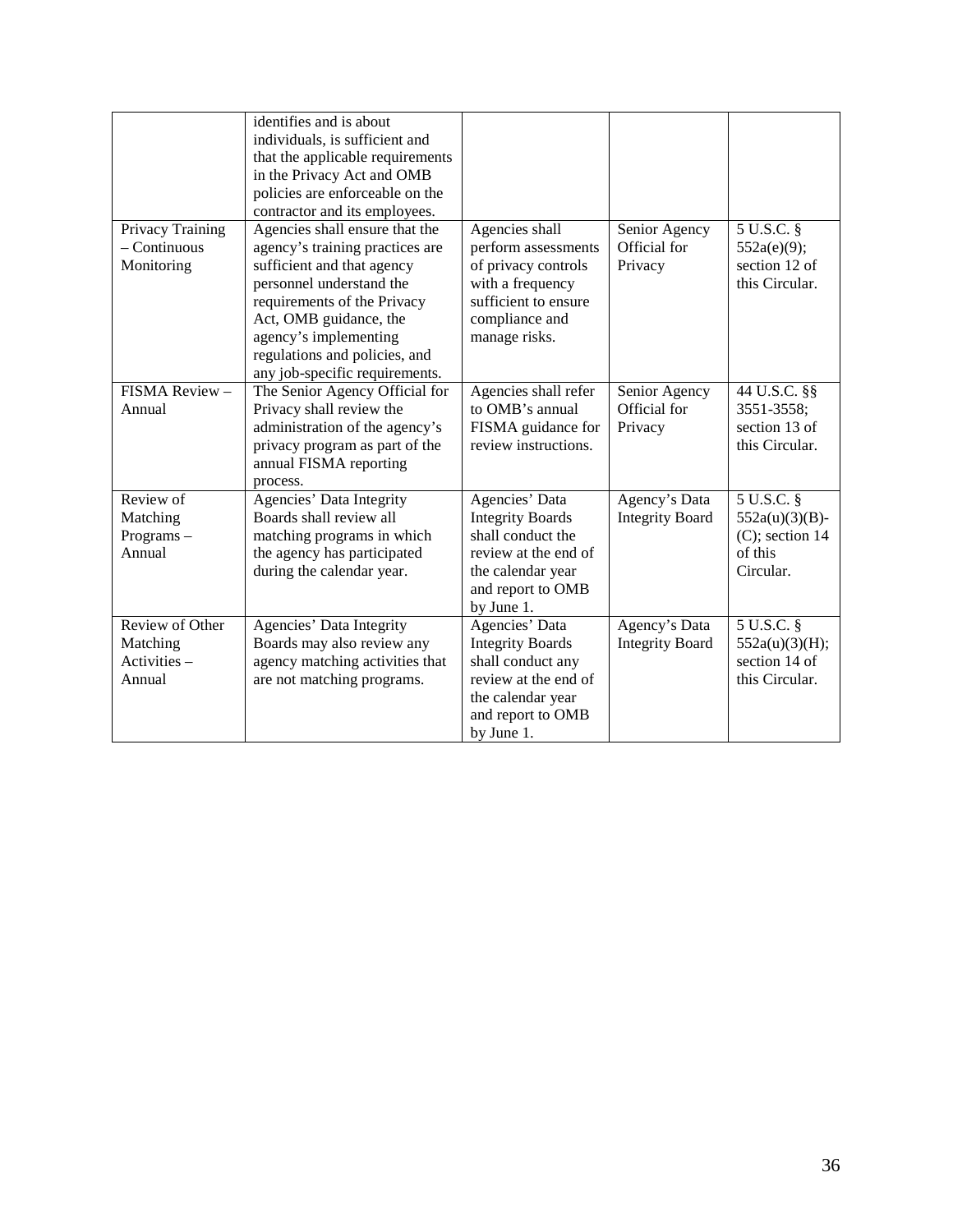| | | | | |
|---|---|---|---|---|
| | identifies and is about individuals, is sufficient and that the applicable requirements in the Privacy Act and OMB policies are enforceable on the contractor and its employees. | | | |
| Privacy Training – Continuous Monitoring | Agencies shall ensure that the agency's training practices are sufficient and that agency personnel understand the requirements of the Privacy Act, OMB guidance, the agency's implementing regulations and policies, and any job-specific requirements. | Agencies shall perform assessments of privacy controls with a frequency sufficient to ensure compliance and manage risks. | Senior Agency Official for Privacy | 5 U.S.C. § 552a(e)(9); section 12 of this Circular. |
| FISMA Review – Annual | The Senior Agency Official for Privacy shall review the administration of the agency's privacy program as part of the annual FISMA reporting process. | Agencies shall refer to OMB's annual FISMA guidance for review instructions. | Senior Agency Official for Privacy | 44 U.S.C. §§ 3551-3558; section 13 of this Circular. |
| Review of Matching Programs – Annual | Agencies' Data Integrity Boards shall review all matching programs in which the agency has participated during the calendar year. | Agencies' Data Integrity Boards shall conduct the review at the end of the calendar year and report to OMB by June 1. | Agency's Data Integrity Board | 5 U.S.C. § 552a(u)(3)(B)-(C); section 14 of this Circular. |
| Review of Other Matching Activities – Annual | Agencies' Data Integrity Boards may also review any agency matching activities that are not matching programs. | Agencies' Data Integrity Boards shall conduct any review at the end of the calendar year and report to OMB by June 1. | Agency's Data Integrity Board | 5 U.S.C. § 552a(u)(3)(H); section 14 of this Circular. |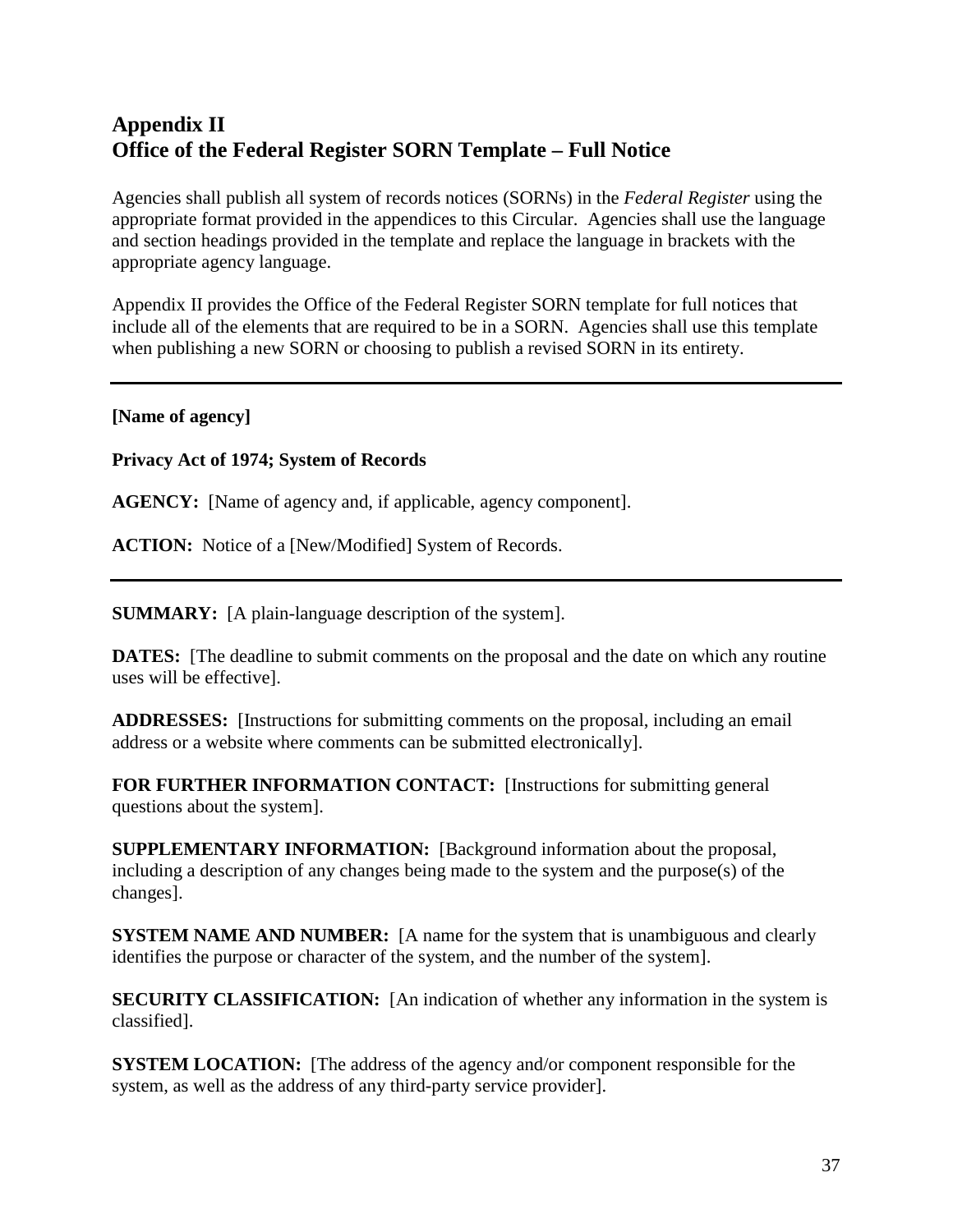## Appendix II
## Office of the Federal Register SORN Template – Full Notice

Agencies shall publish all system of records notices (SORNs) in the *Federal Register* using the appropriate format provided in the appendices to this Circular. Agencies shall use the language and section headings provided in the template and replace the language in brackets with the appropriate agency language.

Appendix II provides the Office of the Federal Register SORN template for full notices that include all of the elements that are required to be in a SORN. Agencies shall use this template when publishing a new SORN or choosing to publish a revised SORN in its entirety.

---

**[Name of agency]**

**Privacy Act of 1974; System of Records**

**AGENCY:** [Name of agency and, if applicable, agency component].

**ACTION:** Notice of a [New/Modified] System of Records.

---

**SUMMARY:** [A plain-language description of the system].

**DATES:** [The deadline to submit comments on the proposal and the date on which any routine uses will be effective].

**ADDRESSES:** [Instructions for submitting comments on the proposal, including an email address or a website where comments can be submitted electronically].

**FOR FURTHER INFORMATION CONTACT:** [Instructions for submitting general questions about the system].

**SUPPLEMENTARY INFORMATION:** [Background information about the proposal, including a description of any changes being made to the system and the purpose(s) of the changes].

**SYSTEM NAME AND NUMBER:** [A name for the system that is unambiguous and clearly identifies the purpose or character of the system, and the number of the system].

**SECURITY CLASSIFICATION:** [An indication of whether any information in the system is classified].

**SYSTEM LOCATION:** [The address of the agency and/or component responsible for the system, as well as the address of any third-party service provider].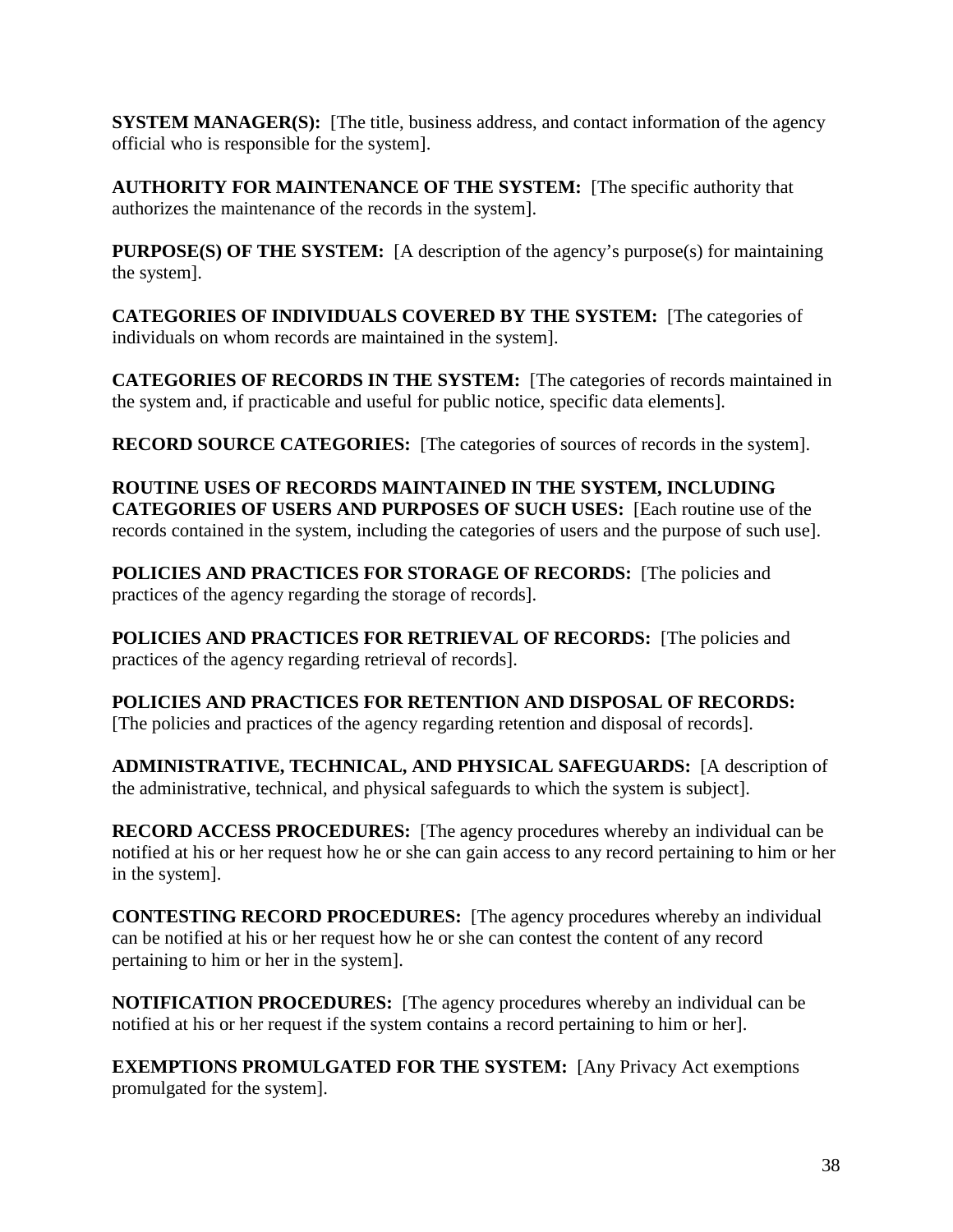**SYSTEM MANAGER(S):** [The title, business address, and contact information of the agency official who is responsible for the system].

**AUTHORITY FOR MAINTENANCE OF THE SYSTEM:** [The specific authority that authorizes the maintenance of the records in the system].

**PURPOSE(S) OF THE SYSTEM:** [A description of the agency's purpose(s) for maintaining the system].

**CATEGORIES OF INDIVIDUALS COVERED BY THE SYSTEM:** [The categories of individuals on whom records are maintained in the system].

**CATEGORIES OF RECORDS IN THE SYSTEM:** [The categories of records maintained in the system and, if practicable and useful for public notice, specific data elements].

**RECORD SOURCE CATEGORIES:** [The categories of sources of records in the system].

**ROUTINE USES OF RECORDS MAINTAINED IN THE SYSTEM, INCLUDING CATEGORIES OF USERS AND PURPOSES OF SUCH USES:** [Each routine use of the records contained in the system, including the categories of users and the purpose of such use].

**POLICIES AND PRACTICES FOR STORAGE OF RECORDS:** [The policies and practices of the agency regarding the storage of records].

**POLICIES AND PRACTICES FOR RETRIEVAL OF RECORDS:** [The policies and practices of the agency regarding retrieval of records].

**POLICIES AND PRACTICES FOR RETENTION AND DISPOSAL OF RECORDS:** [The policies and practices of the agency regarding retention and disposal of records].

**ADMINISTRATIVE, TECHNICAL, AND PHYSICAL SAFEGUARDS:** [A description of the administrative, technical, and physical safeguards to which the system is subject].

**RECORD ACCESS PROCEDURES:** [The agency procedures whereby an individual can be notified at his or her request how he or she can gain access to any record pertaining to him or her in the system].

**CONTESTING RECORD PROCEDURES:** [The agency procedures whereby an individual can be notified at his or her request how he or she can contest the content of any record pertaining to him or her in the system].

**NOTIFICATION PROCEDURES:** [The agency procedures whereby an individual can be notified at his or her request if the system contains a record pertaining to him or her].

**EXEMPTIONS PROMULGATED FOR THE SYSTEM:** [Any Privacy Act exemptions promulgated for the system].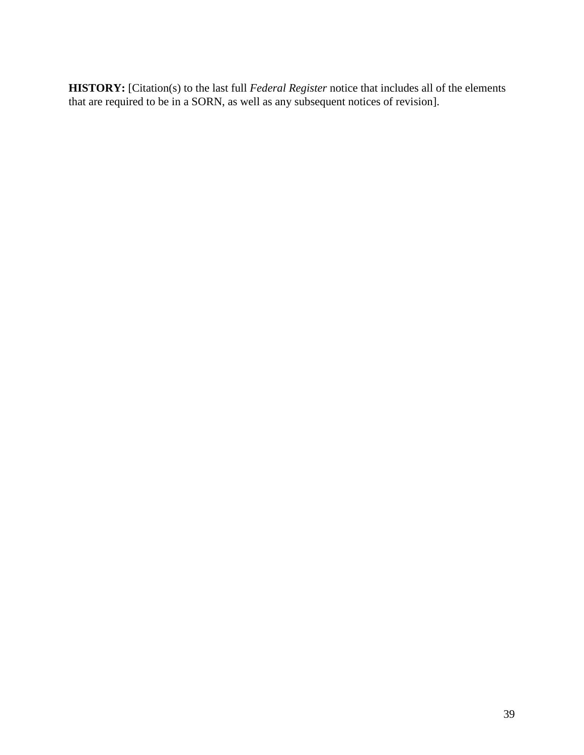**HISTORY:** [Citation(s) to the last full *Federal Register* notice that includes all of the elements that are required to be in a SORN, as well as any subsequent notices of revision].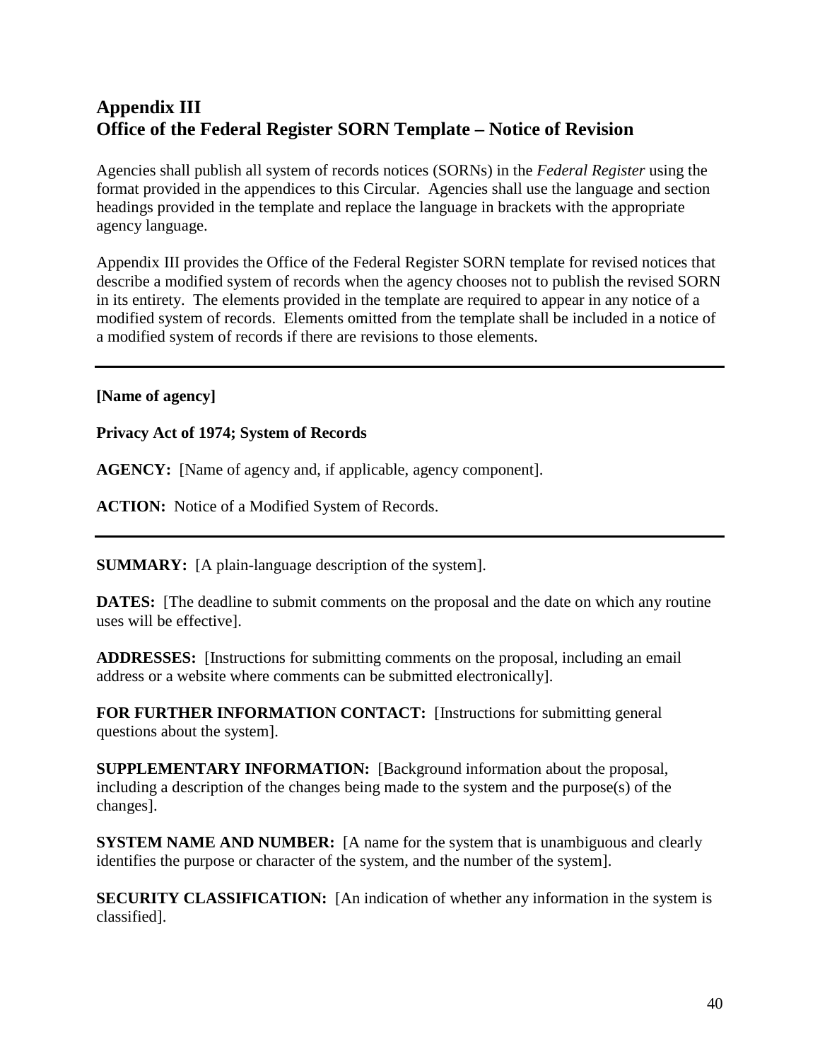# Appendix III
# Office of the Federal Register SORN Template – Notice of Revision

Agencies shall publish all system of records notices (SORNs) in the *Federal Register* using the format provided in the appendices to this Circular. Agencies shall use the language and section headings provided in the template and replace the language in brackets with the appropriate agency language.

Appendix III provides the Office of the Federal Register SORN template for revised notices that describe a modified system of records when the agency chooses not to publish the revised SORN in its entirety. The elements provided in the template are required to appear in any notice of a modified system of records. Elements omitted from the template shall be included in a notice of a modified system of records if there are revisions to those elements.

---

**[Name of agency]**

**Privacy Act of 1974; System of Records**

**AGENCY:** [Name of agency and, if applicable, agency component].

**ACTION:** Notice of a Modified System of Records.

---

**SUMMARY:** [A plain-language description of the system].

**DATES:** [The deadline to submit comments on the proposal and the date on which any routine uses will be effective].

**ADDRESSES:** [Instructions for submitting comments on the proposal, including an email address or a website where comments can be submitted electronically].

**FOR FURTHER INFORMATION CONTACT:** [Instructions for submitting general questions about the system].

**SUPPLEMENTARY INFORMATION:** [Background information about the proposal, including a description of the changes being made to the system and the purpose(s) of the changes].

**SYSTEM NAME AND NUMBER:** [A name for the system that is unambiguous and clearly identifies the purpose or character of the system, and the number of the system].

**SECURITY CLASSIFICATION:** [An indication of whether any information in the system is classified].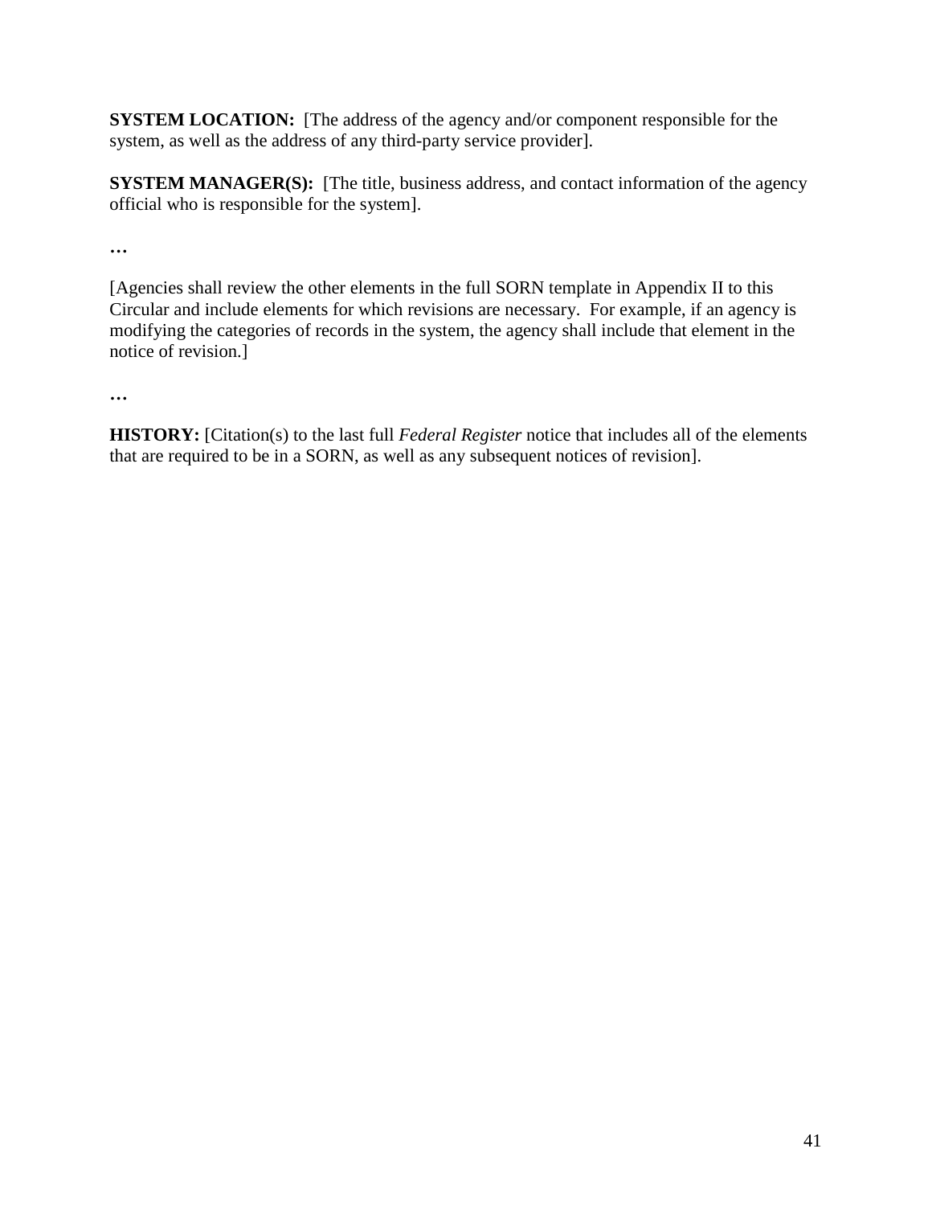**SYSTEM LOCATION:** [The address of the agency and/or component responsible for the system, as well as the address of any third-party service provider].

**SYSTEM MANAGER(S):** [The title, business address, and contact information of the agency official who is responsible for the system].

**…**

[Agencies shall review the other elements in the full SORN template in Appendix II to this Circular and include elements for which revisions are necessary. For example, if an agency is modifying the categories of records in the system, the agency shall include that element in the notice of revision.]

**…**

**HISTORY:** [Citation(s) to the last full *Federal Register* notice that includes all of the elements that are required to be in a SORN, as well as any subsequent notices of revision].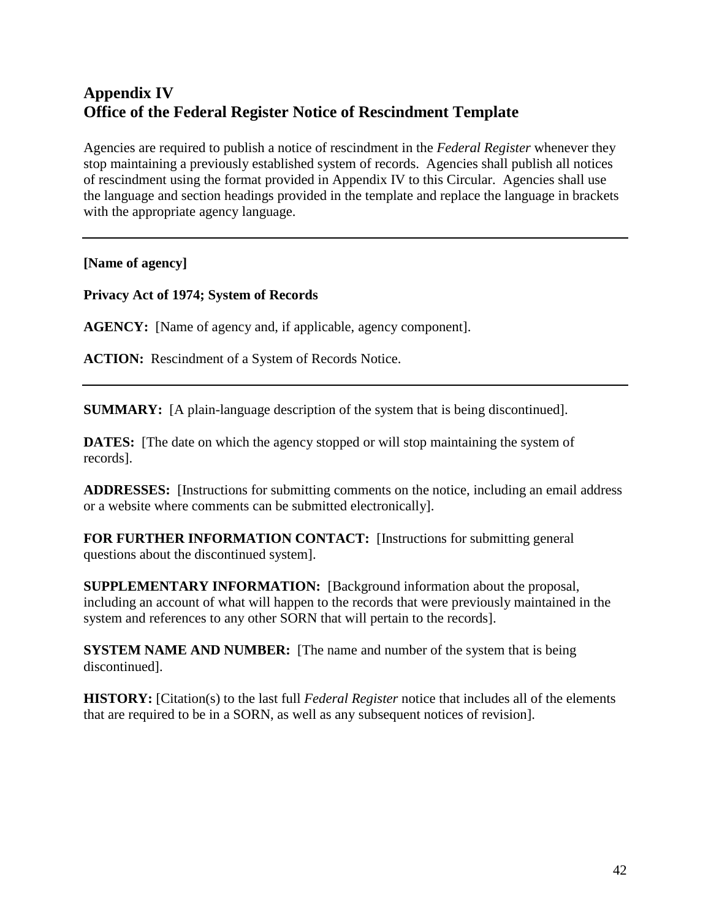# Appendix IV
# Office of the Federal Register Notice of Rescindment Template

Agencies are required to publish a notice of rescindment in the *Federal Register* whenever they stop maintaining a previously established system of records. Agencies shall publish all notices of rescindment using the format provided in Appendix IV to this Circular. Agencies shall use the language and section headings provided in the template and replace the language in brackets with the appropriate agency language.

---

**[Name of agency]**

**Privacy Act of 1974; System of Records**

**AGENCY:** [Name of agency and, if applicable, agency component].

**ACTION:** Rescindment of a System of Records Notice.

---

**SUMMARY:** [A plain-language description of the system that is being discontinued].

**DATES:** [The date on which the agency stopped or will stop maintaining the system of records].

**ADDRESSES:** [Instructions for submitting comments on the notice, including an email address or a website where comments can be submitted electronically].

**FOR FURTHER INFORMATION CONTACT:** [Instructions for submitting general questions about the discontinued system].

**SUPPLEMENTARY INFORMATION:** [Background information about the proposal, including an account of what will happen to the records that were previously maintained in the system and references to any other SORN that will pertain to the records].

**SYSTEM NAME AND NUMBER:** [The name and number of the system that is being discontinued].

**HISTORY:** [Citation(s) to the last full *Federal Register* notice that includes all of the elements that are required to be in a SORN, as well as any subsequent notices of revision].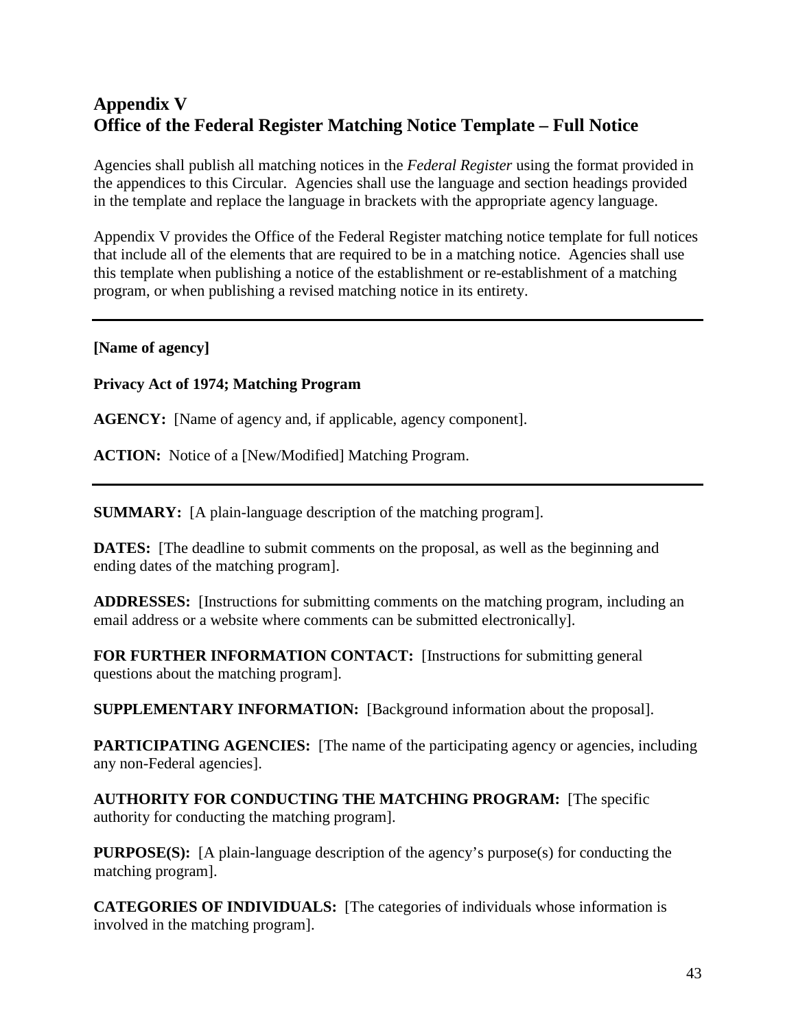## Appendix V
## Office of the Federal Register Matching Notice Template – Full Notice

Agencies shall publish all matching notices in the *Federal Register* using the format provided in the appendices to this Circular. Agencies shall use the language and section headings provided in the template and replace the language in brackets with the appropriate agency language.

Appendix V provides the Office of the Federal Register matching notice template for full notices that include all of the elements that are required to be in a matching notice. Agencies shall use this template when publishing a notice of the establishment or re-establishment of a matching program, or when publishing a revised matching notice in its entirety.

---

**[Name of agency]**

**Privacy Act of 1974; Matching Program**

**AGENCY:** [Name of agency and, if applicable, agency component].

**ACTION:** Notice of a [New/Modified] Matching Program.

---

**SUMMARY:** [A plain-language description of the matching program].

**DATES:** [The deadline to submit comments on the proposal, as well as the beginning and ending dates of the matching program].

**ADDRESSES:** [Instructions for submitting comments on the matching program, including an email address or a website where comments can be submitted electronically].

**FOR FURTHER INFORMATION CONTACT:** [Instructions for submitting general questions about the matching program].

**SUPPLEMENTARY INFORMATION:** [Background information about the proposal].

**PARTICIPATING AGENCIES:** [The name of the participating agency or agencies, including any non-Federal agencies].

**AUTHORITY FOR CONDUCTING THE MATCHING PROGRAM:** [The specific authority for conducting the matching program].

**PURPOSE(S):** [A plain-language description of the agency's purpose(s) for conducting the matching program].

**CATEGORIES OF INDIVIDUALS:** [The categories of individuals whose information is involved in the matching program].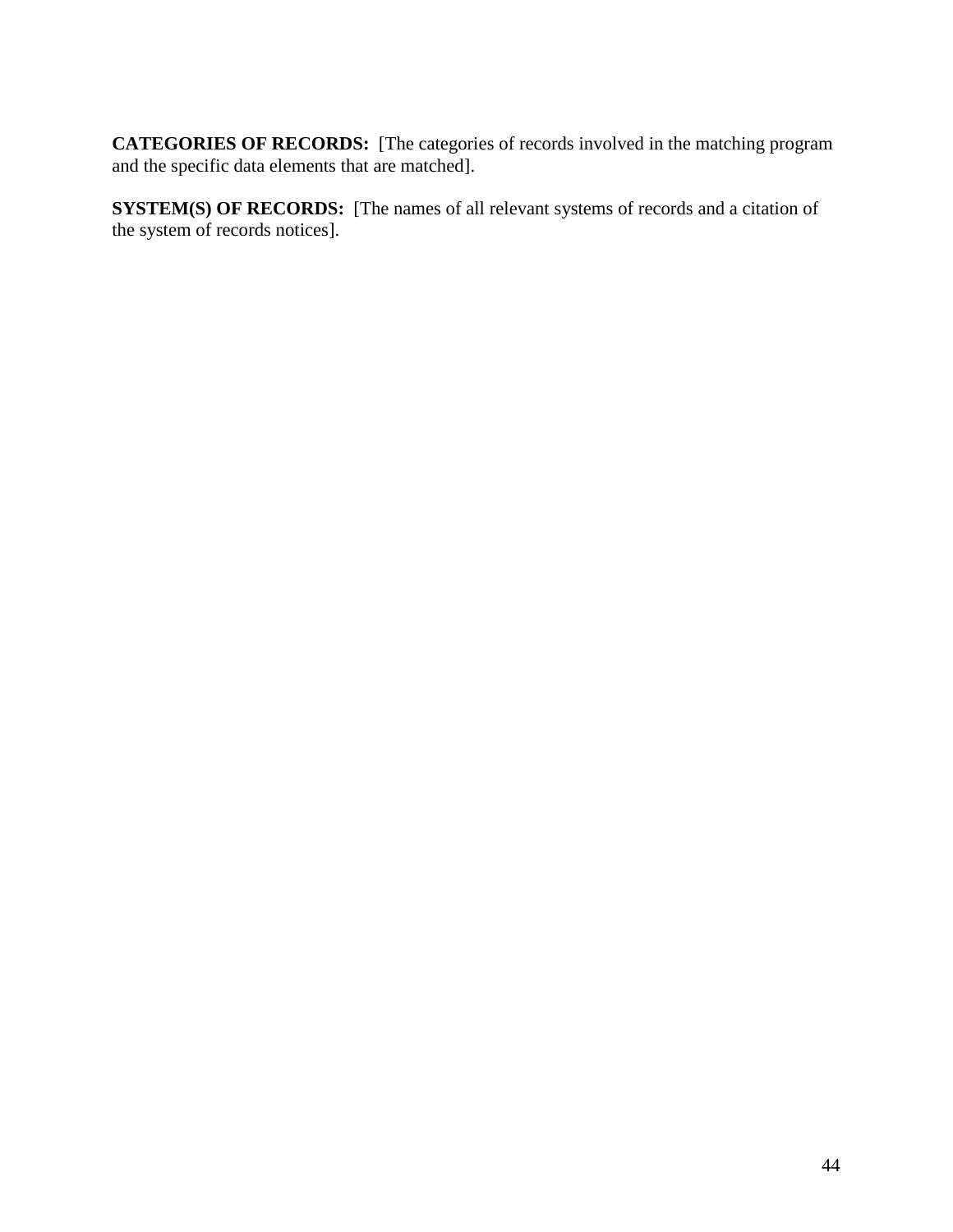**CATEGORIES OF RECORDS:** [The categories of records involved in the matching program and the specific data elements that are matched].

**SYSTEM(S) OF RECORDS:** [The names of all relevant systems of records and a citation of the system of records notices].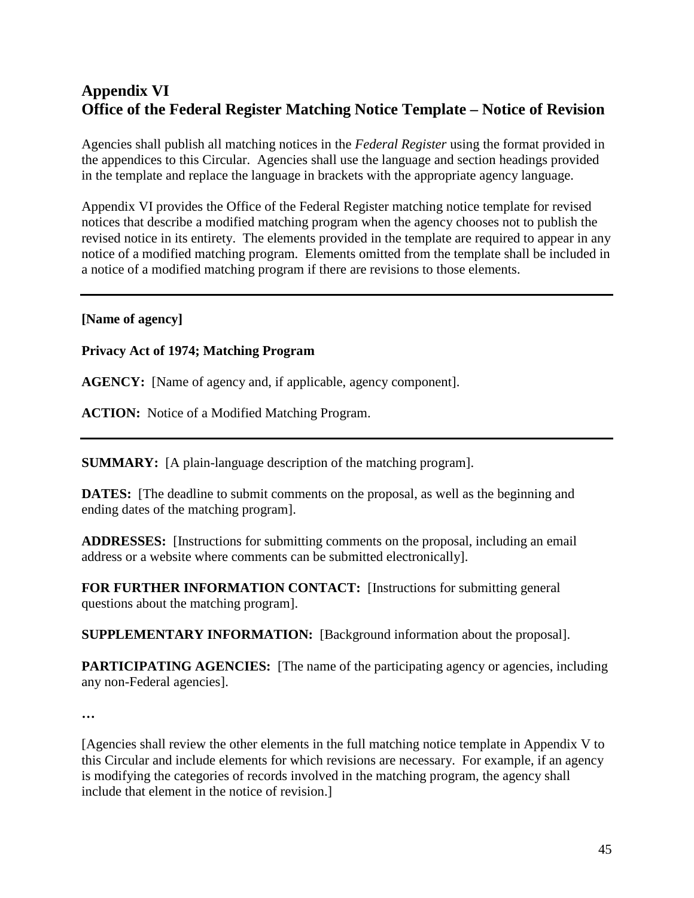## Appendix VI
## Office of the Federal Register Matching Notice Template – Notice of Revision

Agencies shall publish all matching notices in the *Federal Register* using the format provided in the appendices to this Circular. Agencies shall use the language and section headings provided in the template and replace the language in brackets with the appropriate agency language.

Appendix VI provides the Office of the Federal Register matching notice template for revised notices that describe a modified matching program when the agency chooses not to publish the revised notice in its entirety. The elements provided in the template are required to appear in any notice of a modified matching program. Elements omitted from the template shall be included in a notice of a modified matching program if there are revisions to those elements.

---

**[Name of agency]**

**Privacy Act of 1974; Matching Program**

**AGENCY:** [Name of agency and, if applicable, agency component].

**ACTION:** Notice of a Modified Matching Program.

---

**SUMMARY:** [A plain-language description of the matching program].

**DATES:** [The deadline to submit comments on the proposal, as well as the beginning and ending dates of the matching program].

**ADDRESSES:** [Instructions for submitting comments on the proposal, including an email address or a website where comments can be submitted electronically].

**FOR FURTHER INFORMATION CONTACT:** [Instructions for submitting general questions about the matching program].

**SUPPLEMENTARY INFORMATION:** [Background information about the proposal].

**PARTICIPATING AGENCIES:** [The name of the participating agency or agencies, including any non-Federal agencies].

…

[Agencies shall review the other elements in the full matching notice template in Appendix V to this Circular and include elements for which revisions are necessary. For example, if an agency is modifying the categories of records involved in the matching program, the agency shall include that element in the notice of revision.]